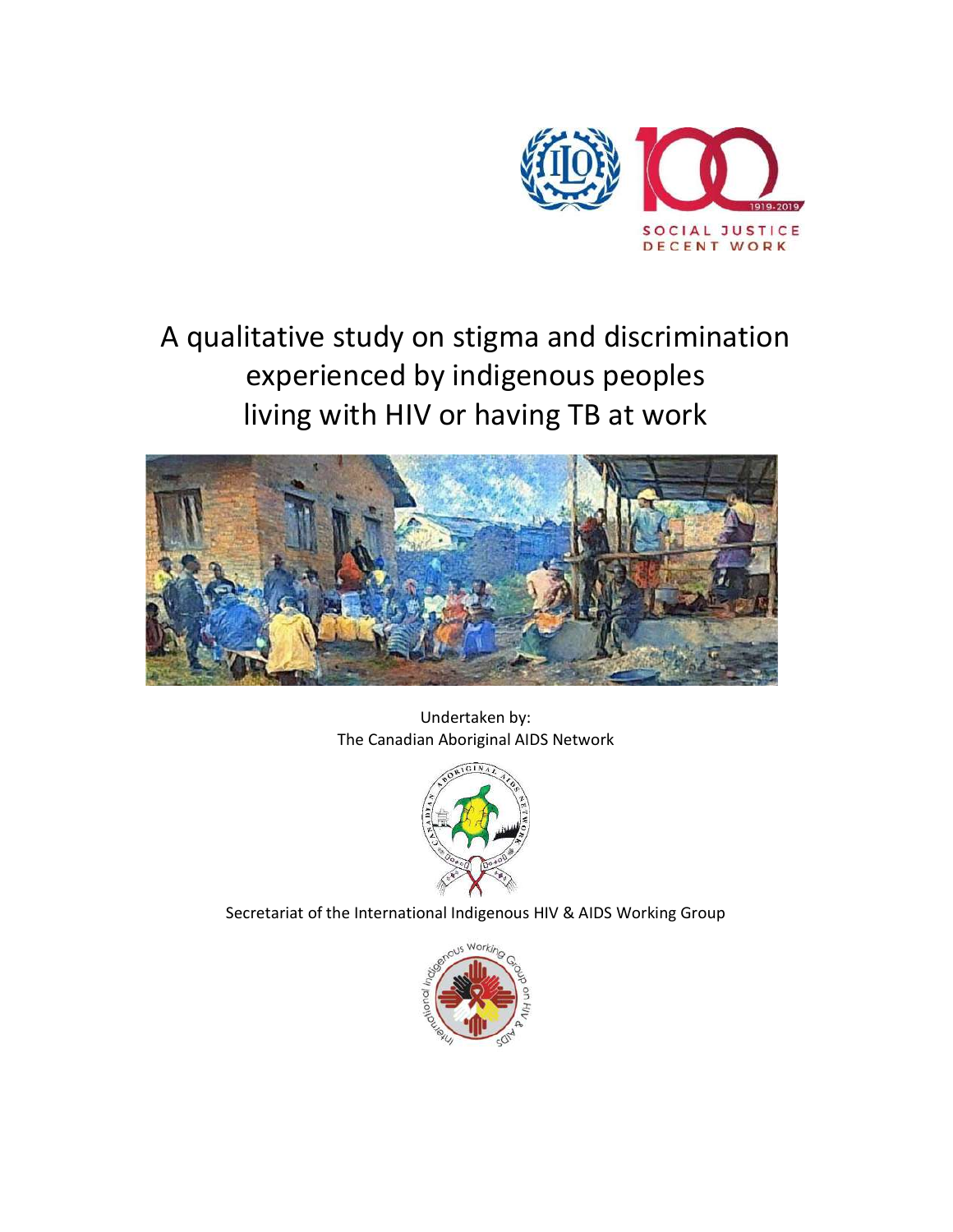# A qualitative study on stigma and discrimination experienced by indigenous peoples living with HIV or having TB at work

Undertaken by:
The Canadian Aboriginal AIDS Network

Secretariat of the International Indigenous HIV & AIDS Working Group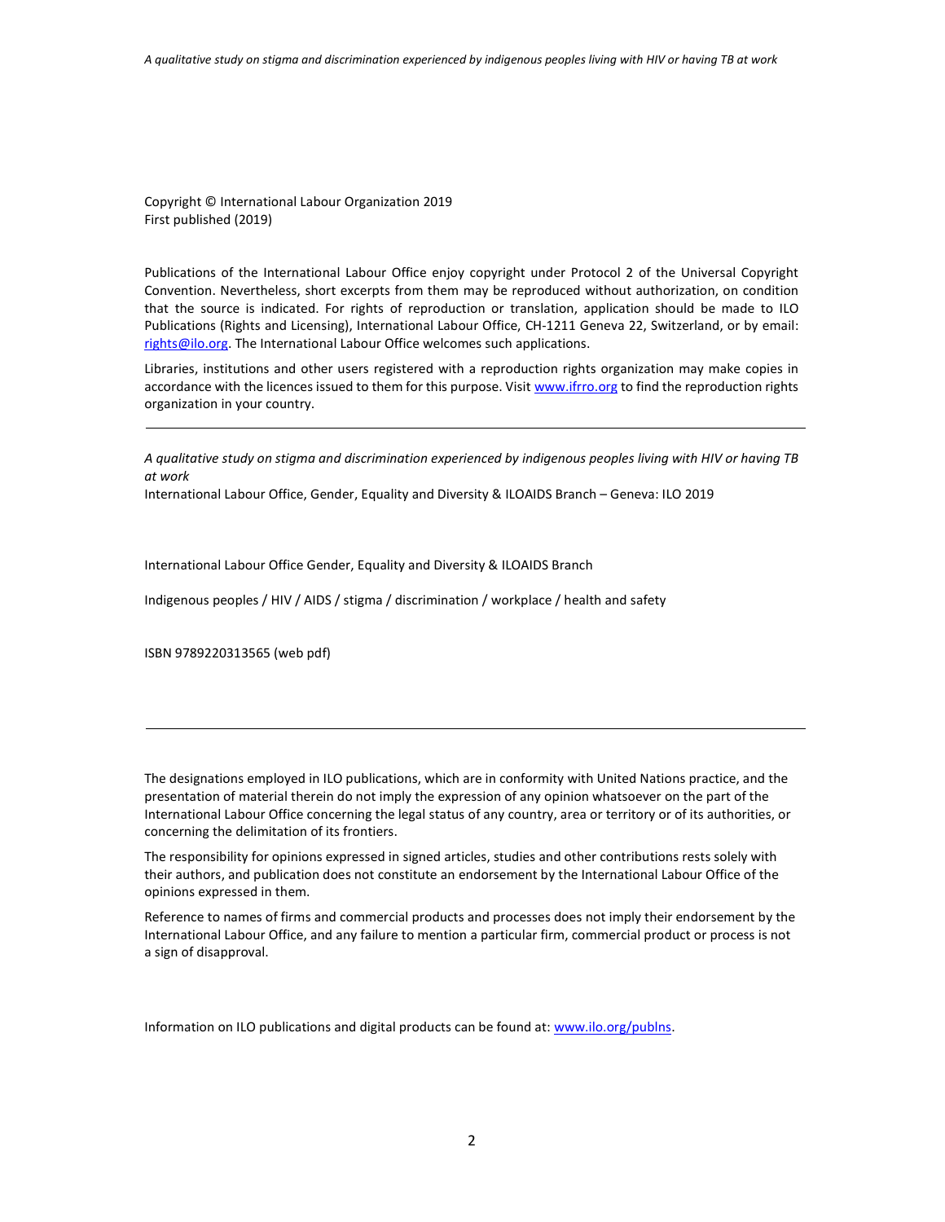Copyright © International Labour Organization 2019
First published (2019)

Publications of the International Labour Office enjoy copyright under Protocol 2 of the Universal Copyright Convention. Nevertheless, short excerpts from them may be reproduced without authorization, on condition that the source is indicated. For rights of reproduction or translation, application should be made to ILO Publications (Rights and Licensing), International Labour Office, CH-1211 Geneva 22, Switzerland, or by email: rights@ilo.org. The International Labour Office welcomes such applications.

Libraries, institutions and other users registered with a reproduction rights organization may make copies in accordance with the licences issued to them for this purpose. Visit www.ifrro.org to find the reproduction rights organization in your country.

---

*A qualitative study on stigma and discrimination experienced by indigenous peoples living with HIV or having TB at work*
International Labour Office, Gender, Equality and Diversity & ILOAIDS Branch – Geneva: ILO 2019

International Labour Office Gender, Equality and Diversity & ILOAIDS Branch

Indigenous peoples / HIV / AIDS / stigma / discrimination / workplace / health and safety

ISBN 9789220313565 (web pdf)

---

The designations employed in ILO publications, which are in conformity with United Nations practice, and the presentation of material therein do not imply the expression of any opinion whatsoever on the part of the International Labour Office concerning the legal status of any country, area or territory or of its authorities, or concerning the delimitation of its frontiers.

The responsibility for opinions expressed in signed articles, studies and other contributions rests solely with their authors, and publication does not constitute an endorsement by the International Labour Office of the opinions expressed in them.

Reference to names of firms and commercial products and processes does not imply their endorsement by the International Labour Office, and any failure to mention a particular firm, commercial product or process is not a sign of disapproval.

Information on ILO publications and digital products can be found at: www.ilo.org/publns.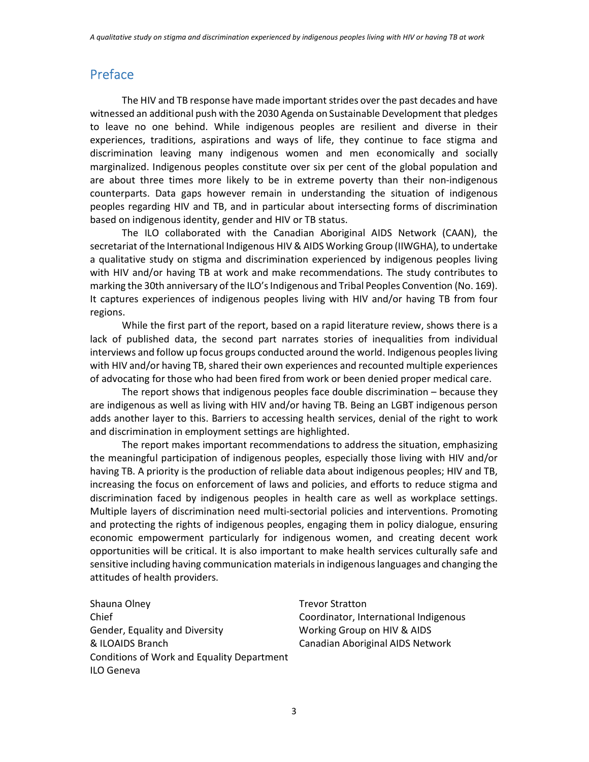## Preface

The HIV and TB response have made important strides over the past decades and have witnessed an additional push with the 2030 Agenda on Sustainable Development that pledges to leave no one behind. While indigenous peoples are resilient and diverse in their experiences, traditions, aspirations and ways of life, they continue to face stigma and discrimination leaving many indigenous women and men economically and socially marginalized. Indigenous peoples constitute over six per cent of the global population and are about three times more likely to be in extreme poverty than their non-indigenous counterparts. Data gaps however remain in understanding the situation of indigenous peoples regarding HIV and TB, and in particular about intersecting forms of discrimination based on indigenous identity, gender and HIV or TB status.

The ILO collaborated with the Canadian Aboriginal AIDS Network (CAAN), the secretariat of the International Indigenous HIV & AIDS Working Group (IIWGHA), to undertake a qualitative study on stigma and discrimination experienced by indigenous peoples living with HIV and/or having TB at work and make recommendations. The study contributes to marking the 30th anniversary of the ILO's Indigenous and Tribal Peoples Convention (No. 169). It captures experiences of indigenous peoples living with HIV and/or having TB from four regions.

While the first part of the report, based on a rapid literature review, shows there is a lack of published data, the second part narrates stories of inequalities from individual interviews and follow up focus groups conducted around the world. Indigenous peoples living with HIV and/or having TB, shared their own experiences and recounted multiple experiences of advocating for those who had been fired from work or been denied proper medical care.

The report shows that indigenous peoples face double discrimination – because they are indigenous as well as living with HIV and/or having TB. Being an LGBT indigenous person adds another layer to this. Barriers to accessing health services, denial of the right to work and discrimination in employment settings are highlighted.

The report makes important recommendations to address the situation, emphasizing the meaningful participation of indigenous peoples, especially those living with HIV and/or having TB. A priority is the production of reliable data about indigenous peoples; HIV and TB, increasing the focus on enforcement of laws and policies, and efforts to reduce stigma and discrimination faced by indigenous peoples in health care as well as workplace settings. Multiple layers of discrimination need multi-sectorial policies and interventions. Promoting and protecting the rights of indigenous peoples, engaging them in policy dialogue, ensuring economic empowerment particularly for indigenous women, and creating decent work opportunities will be critical. It is also important to make health services culturally safe and sensitive including having communication materials in indigenous languages and changing the attitudes of health providers.

Shauna Olney
Chief
Gender, Equality and Diversity
& ILOAIDS Branch
Conditions of Work and Equality Department
ILO Geneva

Trevor Stratton
Coordinator, International Indigenous
Working Group on HIV & AIDS
Canadian Aboriginal AIDS Network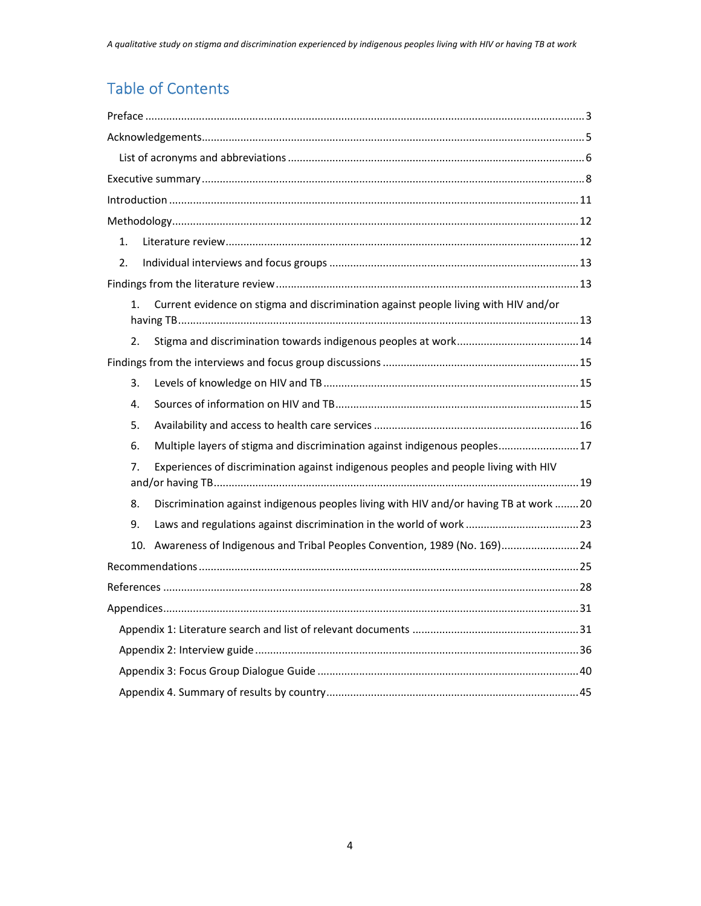## Table of Contents

Preface ..... 3

Acknowledgements ..... 5

- List of acronyms and abbreviations ..... 6

Executive summary ..... 8

Introduction ..... 11

Methodology ..... 12

1. Literature review ..... 12
2. Individual interviews and focus groups ..... 13

Findings from the literature review ..... 13

1. Current evidence on stigma and discrimination against people living with HIV and/or having TB ..... 13
2. Stigma and discrimination towards indigenous peoples at work ..... 14

Findings from the interviews and focus group discussions ..... 15

3. Levels of knowledge on HIV and TB ..... 15
4. Sources of information on HIV and TB ..... 15
5. Availability and access to health care services ..... 16
6. Multiple layers of stigma and discrimination against indigenous peoples ..... 17
7. Experiences of discrimination against indigenous peoples and people living with HIV and/or having TB ..... 19
8. Discrimination against indigenous peoples living with HIV and/or having TB at work ..... 20
9. Laws and regulations against discrimination in the world of work ..... 23
10. Awareness of Indigenous and Tribal Peoples Convention, 1989 (No. 169) ..... 24

Recommendations ..... 25

References ..... 28

Appendices ..... 31

- Appendix 1: Literature search and list of relevant documents ..... 31
- Appendix 2: Interview guide ..... 36
- Appendix 3: Focus Group Dialogue Guide ..... 40
- Appendix 4. Summary of results by country ..... 45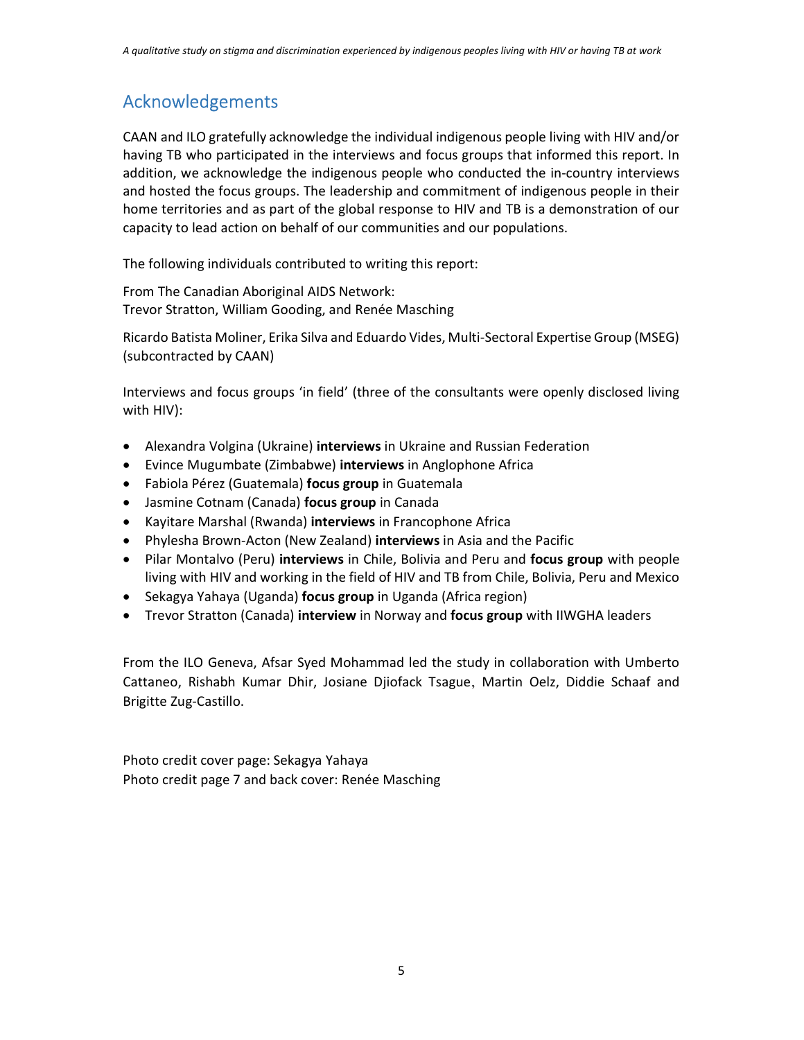## Acknowledgements

CAAN and ILO gratefully acknowledge the individual indigenous people living with HIV and/or having TB who participated in the interviews and focus groups that informed this report. In addition, we acknowledge the indigenous people who conducted the in-country interviews and hosted the focus groups. The leadership and commitment of indigenous people in their home territories and as part of the global response to HIV and TB is a demonstration of our capacity to lead action on behalf of our communities and our populations.

The following individuals contributed to writing this report:

From The Canadian Aboriginal AIDS Network:
Trevor Stratton, William Gooding, and Renée Masching

Ricardo Batista Moliner, Erika Silva and Eduardo Vides, Multi-Sectoral Expertise Group (MSEG) (subcontracted by CAAN)

Interviews and focus groups 'in field' (three of the consultants were openly disclosed living with HIV):

- Alexandra Volgina (Ukraine) **interviews** in Ukraine and Russian Federation
- Evince Mugumbate (Zimbabwe) **interviews** in Anglophone Africa
- Fabiola Pérez (Guatemala) **focus group** in Guatemala
- Jasmine Cotnam (Canada) **focus group** in Canada
- Kayitare Marshal (Rwanda) **interviews** in Francophone Africa
- Phylesha Brown-Acton (New Zealand) **interviews** in Asia and the Pacific
- Pilar Montalvo (Peru) **interviews** in Chile, Bolivia and Peru and **focus group** with people living with HIV and working in the field of HIV and TB from Chile, Bolivia, Peru and Mexico
- Sekagya Yahaya (Uganda) **focus group** in Uganda (Africa region)
- Trevor Stratton (Canada) **interview** in Norway and **focus group** with IIWGHA leaders

From the ILO Geneva, Afsar Syed Mohammad led the study in collaboration with Umberto Cattaneo, Rishabh Kumar Dhir, Josiane Djiofack Tsague, Martin Oelz, Diddie Schaaf and Brigitte Zug-Castillo.

Photo credit cover page: Sekagya Yahaya
Photo credit page 7 and back cover: Renée Masching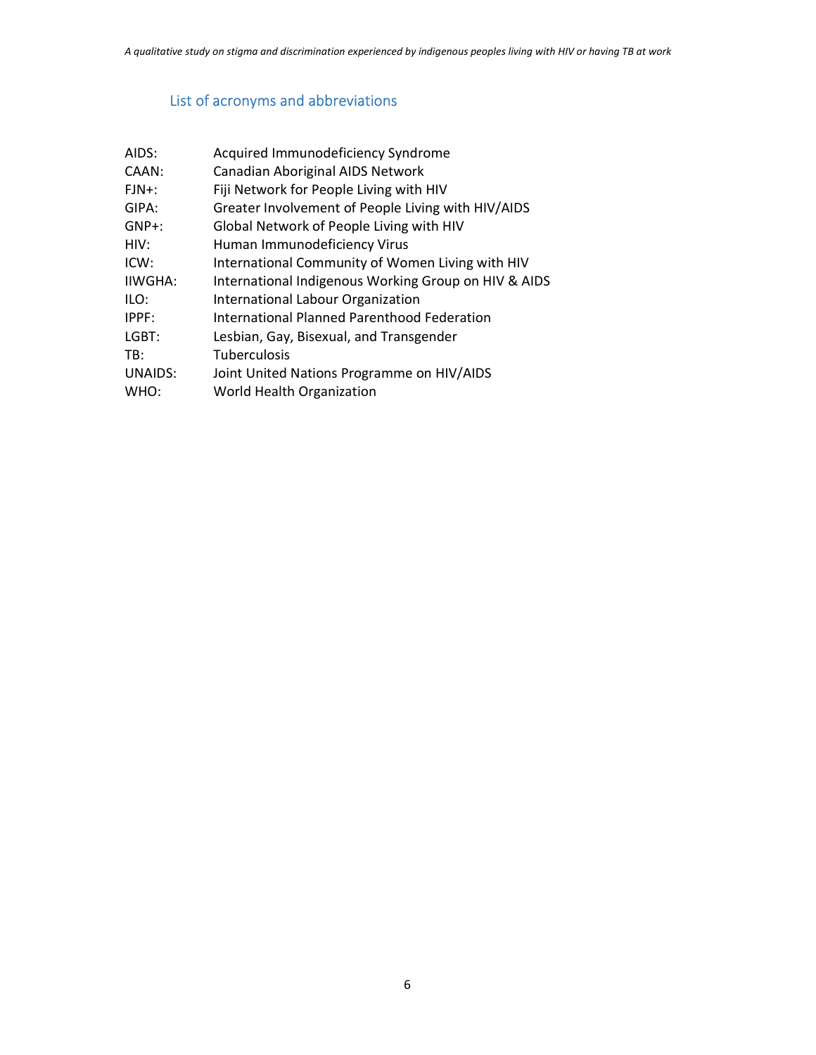## List of acronyms and abbreviations

| | |
|---|---|
| AIDS: | Acquired Immunodeficiency Syndrome |
| CAAN: | Canadian Aboriginal AIDS Network |
| FJN+: | Fiji Network for People Living with HIV |
| GIPA: | Greater Involvement of People Living with HIV/AIDS |
| GNP+: | Global Network of People Living with HIV |
| HIV: | Human Immunodeficiency Virus |
| ICW: | International Community of Women Living with HIV |
| IIWGHA: | International Indigenous Working Group on HIV & AIDS |
| ILO: | International Labour Organization |
| IPPF: | International Planned Parenthood Federation |
| LGBT: | Lesbian, Gay, Bisexual, and Transgender |
| TB: | Tuberculosis |
| UNAIDS: | Joint United Nations Programme on HIV/AIDS |
| WHO: | World Health Organization |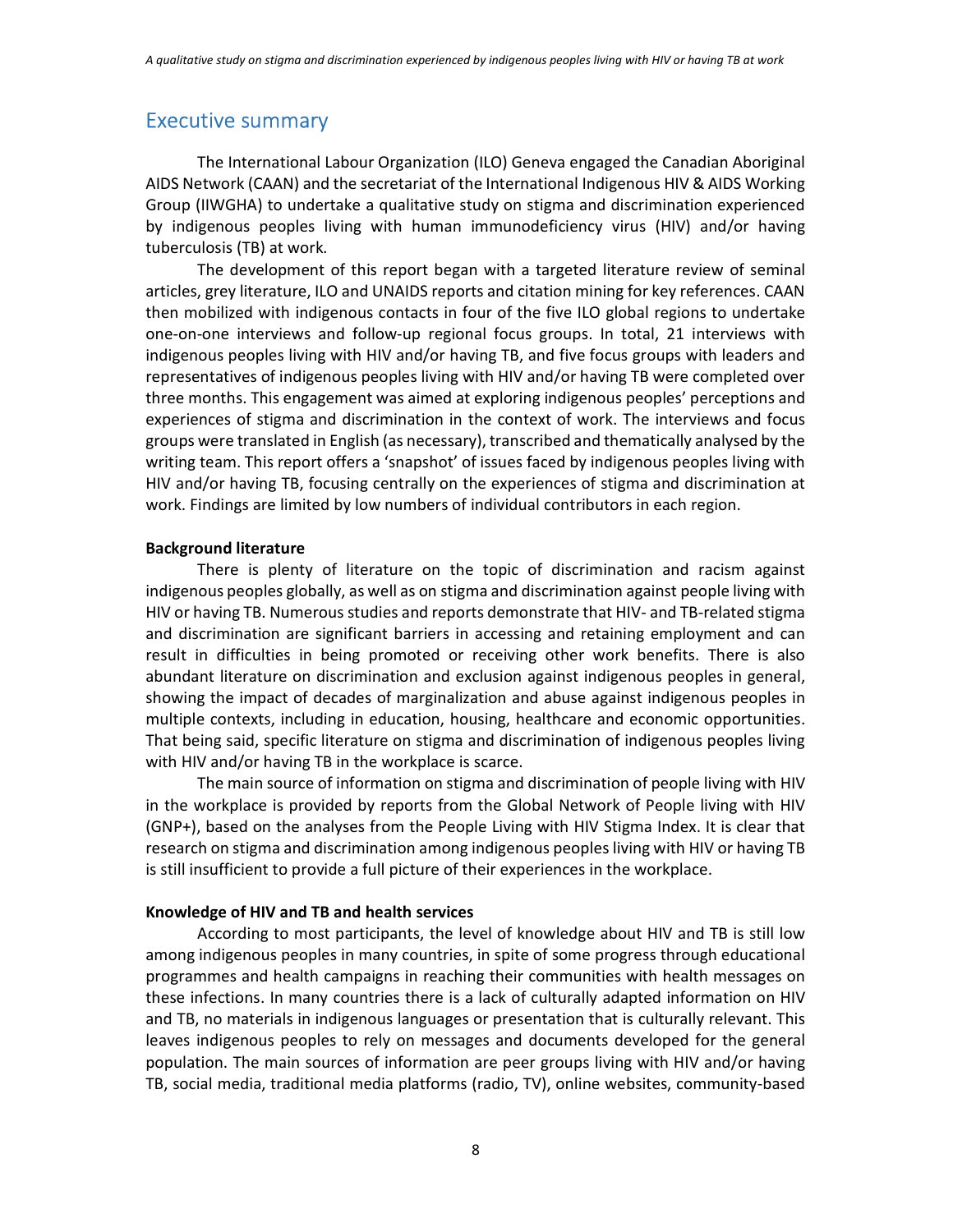## Executive summary

The International Labour Organization (ILO) Geneva engaged the Canadian Aboriginal AIDS Network (CAAN) and the secretariat of the International Indigenous HIV & AIDS Working Group (IIWGHA) to undertake a qualitative study on stigma and discrimination experienced by indigenous peoples living with human immunodeficiency virus (HIV) and/or having tuberculosis (TB) at work.

The development of this report began with a targeted literature review of seminal articles, grey literature, ILO and UNAIDS reports and citation mining for key references. CAAN then mobilized with indigenous contacts in four of the five ILO global regions to undertake one-on-one interviews and follow-up regional focus groups. In total, 21 interviews with indigenous peoples living with HIV and/or having TB, and five focus groups with leaders and representatives of indigenous peoples living with HIV and/or having TB were completed over three months. This engagement was aimed at exploring indigenous peoples' perceptions and experiences of stigma and discrimination in the context of work. The interviews and focus groups were translated in English (as necessary), transcribed and thematically analysed by the writing team. This report offers a 'snapshot' of issues faced by indigenous peoples living with HIV and/or having TB, focusing centrally on the experiences of stigma and discrimination at work. Findings are limited by low numbers of individual contributors in each region.

**Background literature**

There is plenty of literature on the topic of discrimination and racism against indigenous peoples globally, as well as on stigma and discrimination against people living with HIV or having TB. Numerous studies and reports demonstrate that HIV- and TB-related stigma and discrimination are significant barriers in accessing and retaining employment and can result in difficulties in being promoted or receiving other work benefits. There is also abundant literature on discrimination and exclusion against indigenous peoples in general, showing the impact of decades of marginalization and abuse against indigenous peoples in multiple contexts, including in education, housing, healthcare and economic opportunities. That being said, specific literature on stigma and discrimination of indigenous peoples living with HIV and/or having TB in the workplace is scarce.

The main source of information on stigma and discrimination of people living with HIV in the workplace is provided by reports from the Global Network of People living with HIV (GNP+), based on the analyses from the People Living with HIV Stigma Index. It is clear that research on stigma and discrimination among indigenous peoples living with HIV or having TB is still insufficient to provide a full picture of their experiences in the workplace.

**Knowledge of HIV and TB and health services**

According to most participants, the level of knowledge about HIV and TB is still low among indigenous peoples in many countries, in spite of some progress through educational programmes and health campaigns in reaching their communities with health messages on these infections. In many countries there is a lack of culturally adapted information on HIV and TB, no materials in indigenous languages or presentation that is culturally relevant. This leaves indigenous peoples to rely on messages and documents developed for the general population. The main sources of information are peer groups living with HIV and/or having TB, social media, traditional media platforms (radio, TV), online websites, community-based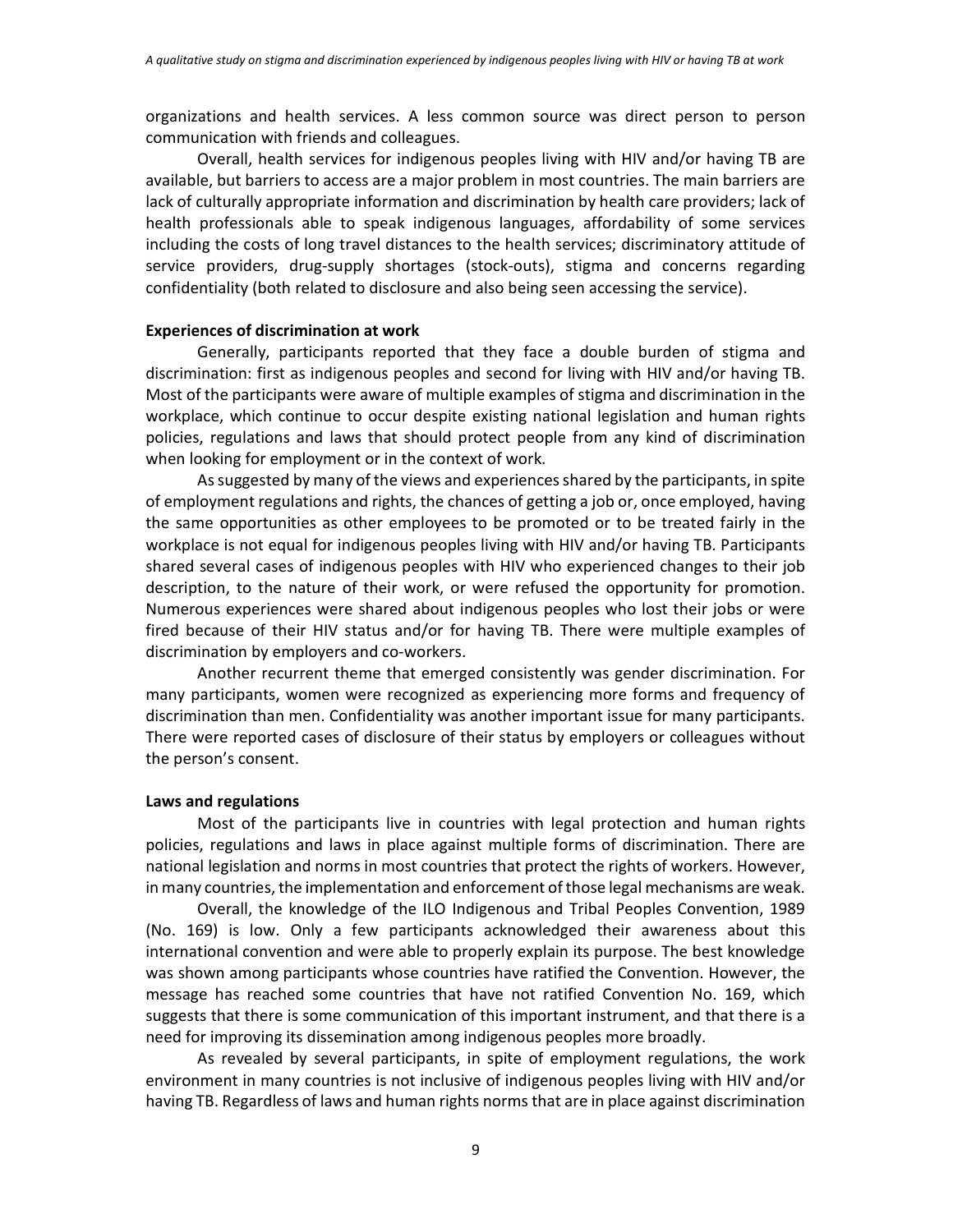organizations and health services. A less common source was direct person to person communication with friends and colleagues.

Overall, health services for indigenous peoples living with HIV and/or having TB are available, but barriers to access are a major problem in most countries. The main barriers are lack of culturally appropriate information and discrimination by health care providers; lack of health professionals able to speak indigenous languages, affordability of some services including the costs of long travel distances to the health services; discriminatory attitude of service providers, drug-supply shortages (stock-outs), stigma and concerns regarding confidentiality (both related to disclosure and also being seen accessing the service).

**Experiences of discrimination at work**

Generally, participants reported that they face a double burden of stigma and discrimination: first as indigenous peoples and second for living with HIV and/or having TB. Most of the participants were aware of multiple examples of stigma and discrimination in the workplace, which continue to occur despite existing national legislation and human rights policies, regulations and laws that should protect people from any kind of discrimination when looking for employment or in the context of work.

As suggested by many of the views and experiences shared by the participants, in spite of employment regulations and rights, the chances of getting a job or, once employed, having the same opportunities as other employees to be promoted or to be treated fairly in the workplace is not equal for indigenous peoples living with HIV and/or having TB. Participants shared several cases of indigenous peoples with HIV who experienced changes to their job description, to the nature of their work, or were refused the opportunity for promotion. Numerous experiences were shared about indigenous peoples who lost their jobs or were fired because of their HIV status and/or for having TB. There were multiple examples of discrimination by employers and co-workers.

Another recurrent theme that emerged consistently was gender discrimination. For many participants, women were recognized as experiencing more forms and frequency of discrimination than men. Confidentiality was another important issue for many participants. There were reported cases of disclosure of their status by employers or colleagues without the person's consent.

**Laws and regulations**

Most of the participants live in countries with legal protection and human rights policies, regulations and laws in place against multiple forms of discrimination. There are national legislation and norms in most countries that protect the rights of workers. However, in many countries, the implementation and enforcement of those legal mechanisms are weak.

Overall, the knowledge of the ILO Indigenous and Tribal Peoples Convention, 1989 (No. 169) is low. Only a few participants acknowledged their awareness about this international convention and were able to properly explain its purpose. The best knowledge was shown among participants whose countries have ratified the Convention. However, the message has reached some countries that have not ratified Convention No. 169, which suggests that there is some communication of this important instrument, and that there is a need for improving its dissemination among indigenous peoples more broadly.

As revealed by several participants, in spite of employment regulations, the work environment in many countries is not inclusive of indigenous peoples living with HIV and/or having TB. Regardless of laws and human rights norms that are in place against discrimination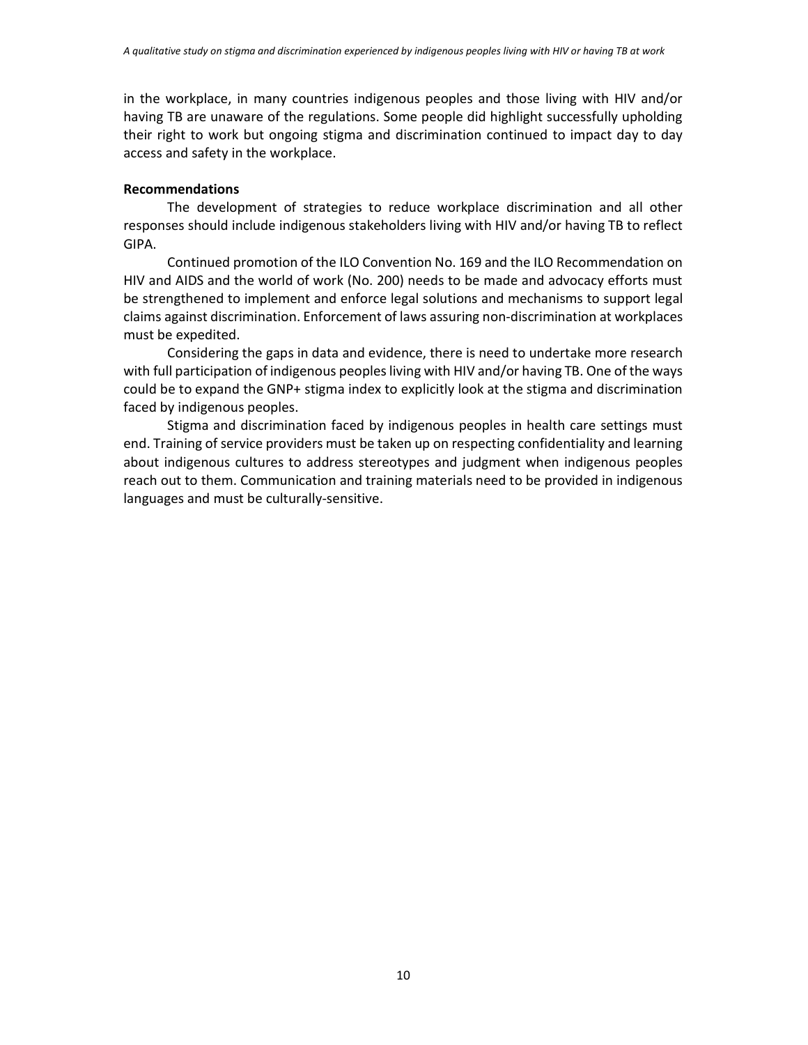in the workplace, in many countries indigenous peoples and those living with HIV and/or having TB are unaware of the regulations. Some people did highlight successfully upholding their right to work but ongoing stigma and discrimination continued to impact day to day access and safety in the workplace.

**Recommendations**

The development of strategies to reduce workplace discrimination and all other responses should include indigenous stakeholders living with HIV and/or having TB to reflect GIPA.

Continued promotion of the ILO Convention No. 169 and the ILO Recommendation on HIV and AIDS and the world of work (No. 200) needs to be made and advocacy efforts must be strengthened to implement and enforce legal solutions and mechanisms to support legal claims against discrimination. Enforcement of laws assuring non-discrimination at workplaces must be expedited.

Considering the gaps in data and evidence, there is need to undertake more research with full participation of indigenous peoples living with HIV and/or having TB. One of the ways could be to expand the GNP+ stigma index to explicitly look at the stigma and discrimination faced by indigenous peoples.

Stigma and discrimination faced by indigenous peoples in health care settings must end. Training of service providers must be taken up on respecting confidentiality and learning about indigenous cultures to address stereotypes and judgment when indigenous peoples reach out to them. Communication and training materials need to be provided in indigenous languages and must be culturally-sensitive.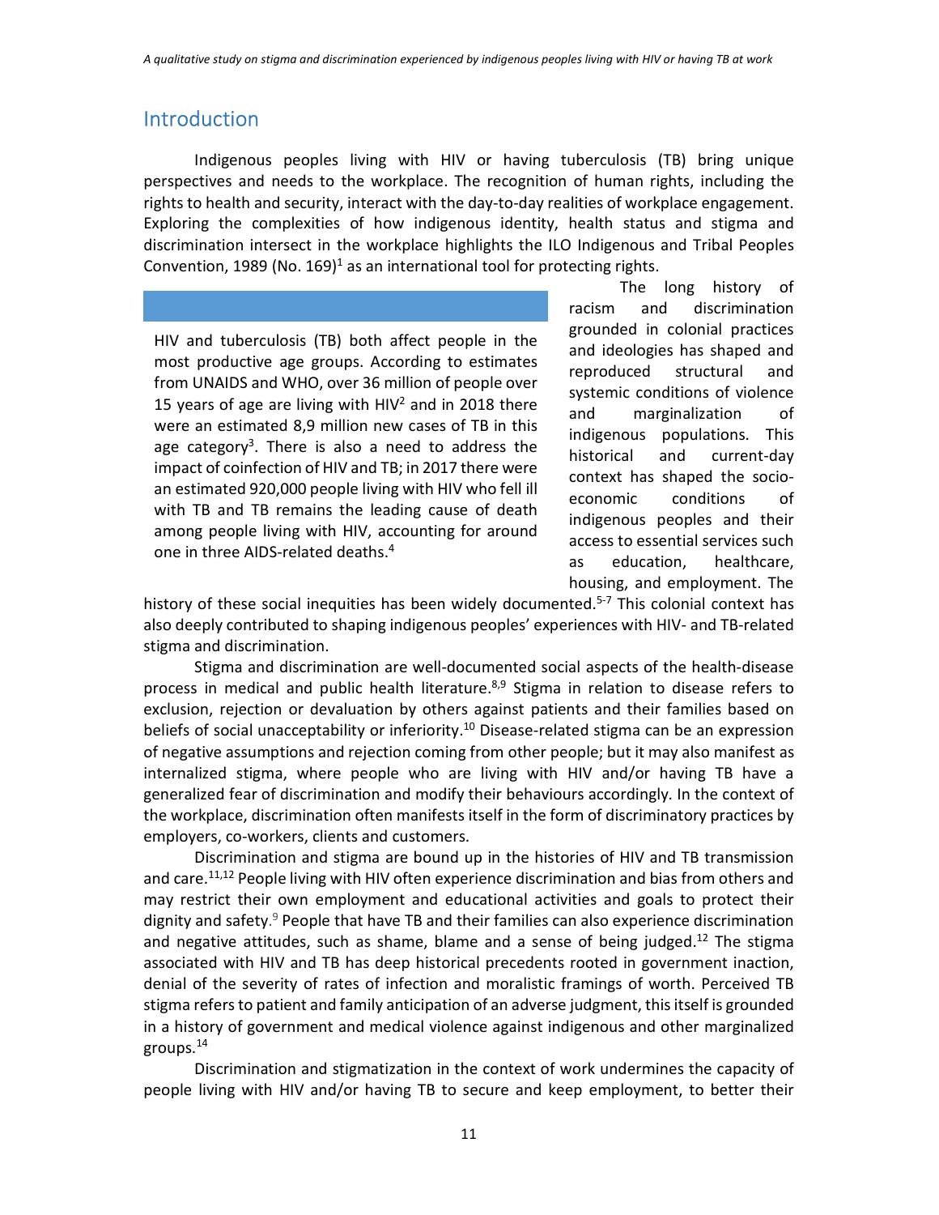# Introduction

Indigenous peoples living with HIV or having tuberculosis (TB) bring unique perspectives and needs to the workplace. The recognition of human rights, including the rights to health and security, interact with the day-to-day realities of workplace engagement. Exploring the complexities of how indigenous identity, health status and stigma and discrimination intersect in the workplace highlights the ILO Indigenous and Tribal Peoples Convention, 1989 (No. 169)[1] as an international tool for protecting rights.

> HIV and tuberculosis (TB) both affect people in the most productive age groups. According to estimates from UNAIDS and WHO, over 36 million of people over 15 years of age are living with HIV[2] and in 2018 there were an estimated 8,9 million new cases of TB in this age category[3]. There is also a need to address the impact of coinfection of HIV and TB; in 2017 there were an estimated 920,000 people living with HIV who fell ill with TB and TB remains the leading cause of death among people living with HIV, accounting for around one in three AIDS-related deaths.[4]

The long history of racism and discrimination grounded in colonial practices and ideologies has shaped and reproduced structural and systemic conditions of violence and marginalization of indigenous populations. This historical and current-day context has shaped the socio-economic conditions of indigenous peoples and their access to essential services such as education, healthcare, housing, and employment. The history of these social inequities has been widely documented.[5-7] This colonial context has also deeply contributed to shaping indigenous peoples' experiences with HIV- and TB-related stigma and discrimination.

Stigma and discrimination are well-documented social aspects of the health-disease process in medical and public health literature.[8,9] Stigma in relation to disease refers to exclusion, rejection or devaluation by others against patients and their families based on beliefs of social unacceptability or inferiority.[10] Disease-related stigma can be an expression of negative assumptions and rejection coming from other people; but it may also manifest as internalized stigma, where people who are living with HIV and/or having TB have a generalized fear of discrimination and modify their behaviours accordingly. In the context of the workplace, discrimination often manifests itself in the form of discriminatory practices by employers, co-workers, clients and customers.

Discrimination and stigma are bound up in the histories of HIV and TB transmission and care.[11,12] People living with HIV often experience discrimination and bias from others and may restrict their own employment and educational activities and goals to protect their dignity and safety.[9] People that have TB and their families can also experience discrimination and negative attitudes, such as shame, blame and a sense of being judged.[12] The stigma associated with HIV and TB has deep historical precedents rooted in government inaction, denial of the severity of rates of infection and moralistic framings of worth. Perceived TB stigma refers to patient and family anticipation of an adverse judgment, this itself is grounded in a history of government and medical violence against indigenous and other marginalized groups.[14]

Discrimination and stigmatization in the context of work undermines the capacity of people living with HIV and/or having TB to secure and keep employment, to better their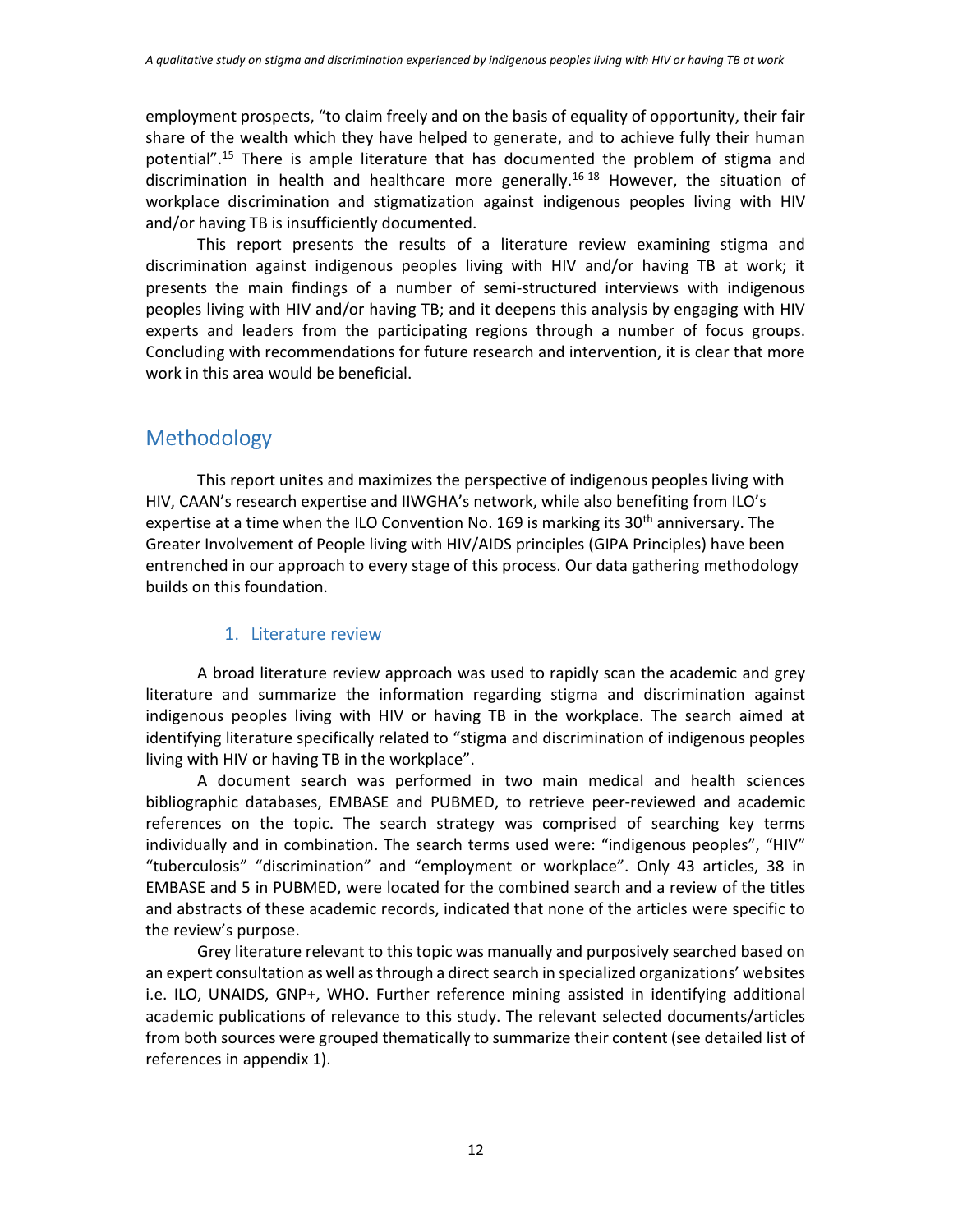employment prospects, "to claim freely and on the basis of equality of opportunity, their fair share of the wealth which they have helped to generate, and to achieve fully their human potential".[15] There is ample literature that has documented the problem of stigma and discrimination in health and healthcare more generally.[16-18] However, the situation of workplace discrimination and stigmatization against indigenous peoples living with HIV and/or having TB is insufficiently documented.

This report presents the results of a literature review examining stigma and discrimination against indigenous peoples living with HIV and/or having TB at work; it presents the main findings of a number of semi-structured interviews with indigenous peoples living with HIV and/or having TB; and it deepens this analysis by engaging with HIV experts and leaders from the participating regions through a number of focus groups. Concluding with recommendations for future research and intervention, it is clear that more work in this area would be beneficial.

## Methodology

This report unites and maximizes the perspective of indigenous peoples living with HIV, CAAN's research expertise and IIWGHA's network, while also benefiting from ILO's expertise at a time when the ILO Convention No. 169 is marking its 30th anniversary. The Greater Involvement of People living with HIV/AIDS principles (GIPA Principles) have been entrenched in our approach to every stage of this process. Our data gathering methodology builds on this foundation.

### 1. Literature review

A broad literature review approach was used to rapidly scan the academic and grey literature and summarize the information regarding stigma and discrimination against indigenous peoples living with HIV or having TB in the workplace. The search aimed at identifying literature specifically related to "stigma and discrimination of indigenous peoples living with HIV or having TB in the workplace".

A document search was performed in two main medical and health sciences bibliographic databases, EMBASE and PUBMED, to retrieve peer-reviewed and academic references on the topic. The search strategy was comprised of searching key terms individually and in combination. The search terms used were: "indigenous peoples", "HIV" "tuberculosis" "discrimination" and "employment or workplace". Only 43 articles, 38 in EMBASE and 5 in PUBMED, were located for the combined search and a review of the titles and abstracts of these academic records, indicated that none of the articles were specific to the review's purpose.

Grey literature relevant to this topic was manually and purposively searched based on an expert consultation as well as through a direct search in specialized organizations' websites i.e. ILO, UNAIDS, GNP+, WHO. Further reference mining assisted in identifying additional academic publications of relevance to this study. The relevant selected documents/articles from both sources were grouped thematically to summarize their content (see detailed list of references in appendix 1).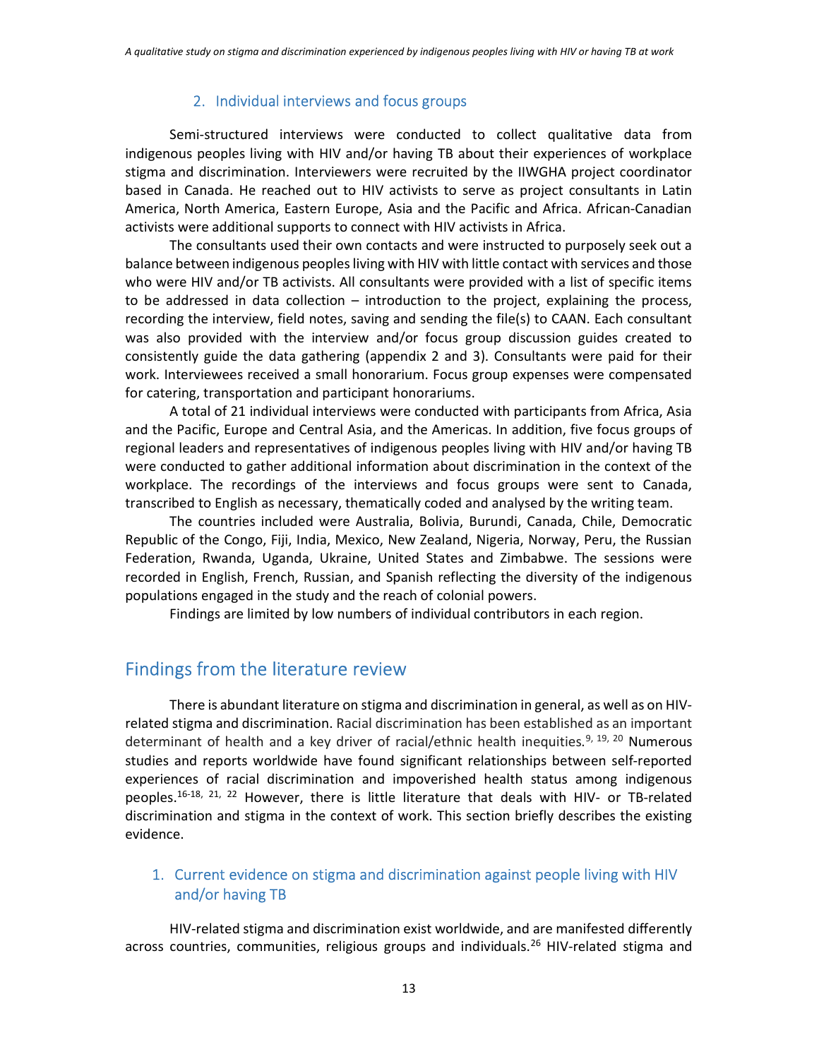### 2. Individual interviews and focus groups

Semi-structured interviews were conducted to collect qualitative data from indigenous peoples living with HIV and/or having TB about their experiences of workplace stigma and discrimination. Interviewers were recruited by the IIWGHA project coordinator based in Canada. He reached out to HIV activists to serve as project consultants in Latin America, North America, Eastern Europe, Asia and the Pacific and Africa. African-Canadian activists were additional supports to connect with HIV activists in Africa.

The consultants used their own contacts and were instructed to purposely seek out a balance between indigenous peoples living with HIV with little contact with services and those who were HIV and/or TB activists. All consultants were provided with a list of specific items to be addressed in data collection – introduction to the project, explaining the process, recording the interview, field notes, saving and sending the file(s) to CAAN. Each consultant was also provided with the interview and/or focus group discussion guides created to consistently guide the data gathering (appendix 2 and 3). Consultants were paid for their work. Interviewees received a small honorarium. Focus group expenses were compensated for catering, transportation and participant honorariums.

A total of 21 individual interviews were conducted with participants from Africa, Asia and the Pacific, Europe and Central Asia, and the Americas. In addition, five focus groups of regional leaders and representatives of indigenous peoples living with HIV and/or having TB were conducted to gather additional information about discrimination in the context of the workplace. The recordings of the interviews and focus groups were sent to Canada, transcribed to English as necessary, thematically coded and analysed by the writing team.

The countries included were Australia, Bolivia, Burundi, Canada, Chile, Democratic Republic of the Congo, Fiji, India, Mexico, New Zealand, Nigeria, Norway, Peru, the Russian Federation, Rwanda, Uganda, Ukraine, United States and Zimbabwe. The sessions were recorded in English, French, Russian, and Spanish reflecting the diversity of the indigenous populations engaged in the study and the reach of colonial powers.

Findings are limited by low numbers of individual contributors in each region.

## Findings from the literature review

There is abundant literature on stigma and discrimination in general, as well as on HIV-related stigma and discrimination. Racial discrimination has been established as an important determinant of health and a key driver of racial/ethnic health inequities.[9, 19, 20] Numerous studies and reports worldwide have found significant relationships between self-reported experiences of racial discrimination and impoverished health status among indigenous peoples.[16-18, 21, 22] However, there is little literature that deals with HIV- or TB-related discrimination and stigma in the context of work. This section briefly describes the existing evidence.

### 1. Current evidence on stigma and discrimination against people living with HIV and/or having TB

HIV-related stigma and discrimination exist worldwide, and are manifested differently across countries, communities, religious groups and individuals.[26] HIV-related stigma and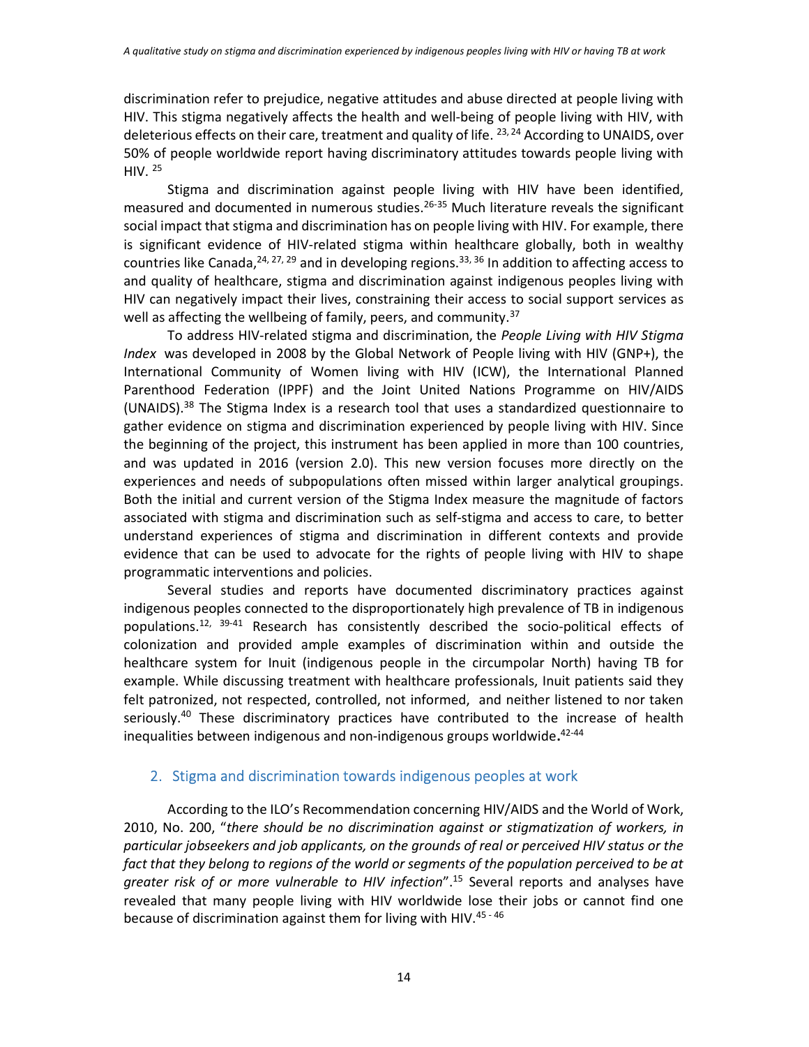discrimination refer to prejudice, negative attitudes and abuse directed at people living with HIV. This stigma negatively affects the health and well-being of people living with HIV, with deleterious effects on their care, treatment and quality of life. [23, 24] According to UNAIDS, over 50% of people worldwide report having discriminatory attitudes towards people living with HIV. [25]

Stigma and discrimination against people living with HIV have been identified, measured and documented in numerous studies.[26-35] Much literature reveals the significant social impact that stigma and discrimination has on people living with HIV. For example, there is significant evidence of HIV-related stigma within healthcare globally, both in wealthy countries like Canada,[24, 27, 29] and in developing regions.[33, 36] In addition to affecting access to and quality of healthcare, stigma and discrimination against indigenous peoples living with HIV can negatively impact their lives, constraining their access to social support services as well as affecting the wellbeing of family, peers, and community.[37]

To address HIV-related stigma and discrimination, the *People Living with HIV Stigma Index* was developed in 2008 by the Global Network of People living with HIV (GNP+), the International Community of Women living with HIV (ICW), the International Planned Parenthood Federation (IPPF) and the Joint United Nations Programme on HIV/AIDS (UNAIDS).[38] The Stigma Index is a research tool that uses a standardized questionnaire to gather evidence on stigma and discrimination experienced by people living with HIV. Since the beginning of the project, this instrument has been applied in more than 100 countries, and was updated in 2016 (version 2.0). This new version focuses more directly on the experiences and needs of subpopulations often missed within larger analytical groupings. Both the initial and current version of the Stigma Index measure the magnitude of factors associated with stigma and discrimination such as self-stigma and access to care, to better understand experiences of stigma and discrimination in different contexts and provide evidence that can be used to advocate for the rights of people living with HIV to shape programmatic interventions and policies.

Several studies and reports have documented discriminatory practices against indigenous peoples connected to the disproportionately high prevalence of TB in indigenous populations.[12, 39-41] Research has consistently described the socio-political effects of colonization and provided ample examples of discrimination within and outside the healthcare system for Inuit (indigenous people in the circumpolar North) having TB for example. While discussing treatment with healthcare professionals, Inuit patients said they felt patronized, not respected, controlled, not informed, and neither listened to nor taken seriously.[40] These discriminatory practices have contributed to the increase of health inequalities between indigenous and non-indigenous groups worldwide.[42-44]

## 2. Stigma and discrimination towards indigenous peoples at work

According to the ILO's Recommendation concerning HIV/AIDS and the World of Work, 2010, No. 200, "*there should be no discrimination against or stigmatization of workers, in particular jobseekers and job applicants, on the grounds of real or perceived HIV status or the fact that they belong to regions of the world or segments of the population perceived to be at greater risk of or more vulnerable to HIV infection*".[15] Several reports and analyses have revealed that many people living with HIV worldwide lose their jobs or cannot find one because of discrimination against them for living with HIV.[45 - 46]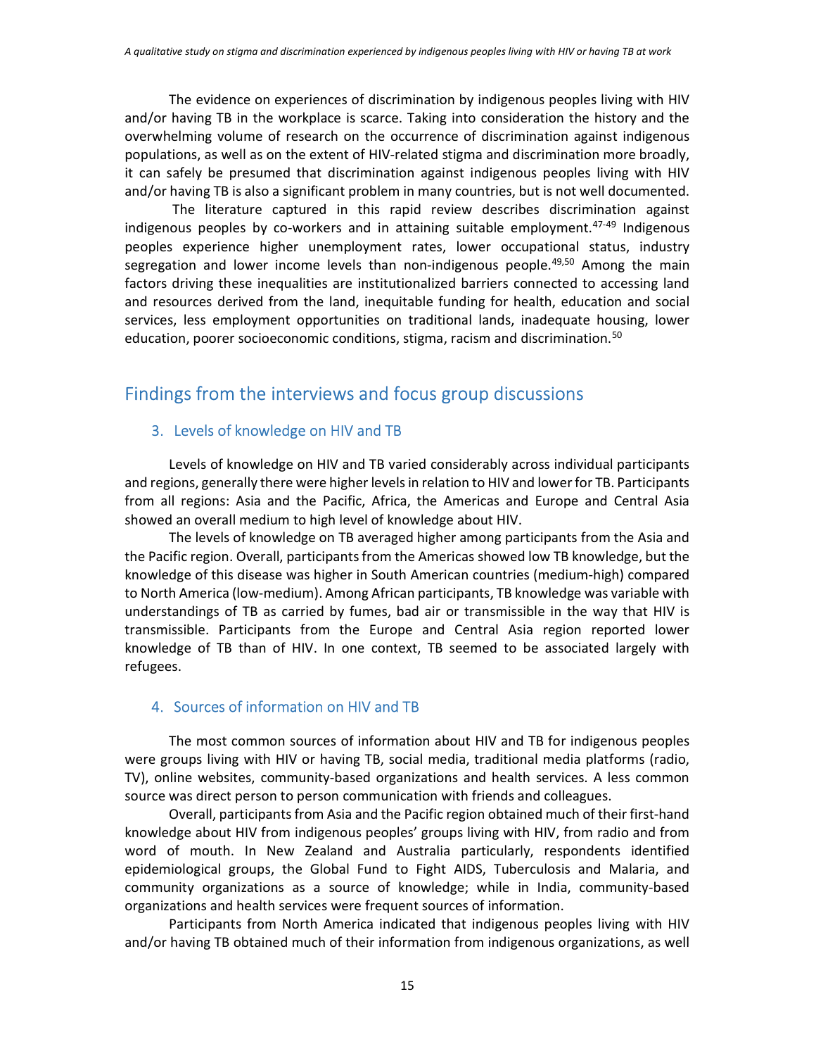The evidence on experiences of discrimination by indigenous peoples living with HIV and/or having TB in the workplace is scarce. Taking into consideration the history and the overwhelming volume of research on the occurrence of discrimination against indigenous populations, as well as on the extent of HIV-related stigma and discrimination more broadly, it can safely be presumed that discrimination against indigenous peoples living with HIV and/or having TB is also a significant problem in many countries, but is not well documented.

The literature captured in this rapid review describes discrimination against indigenous peoples by co-workers and in attaining suitable employment.[47-49] Indigenous peoples experience higher unemployment rates, lower occupational status, industry segregation and lower income levels than non-indigenous people.[49,50] Among the main factors driving these inequalities are institutionalized barriers connected to accessing land and resources derived from the land, inequitable funding for health, education and social services, less employment opportunities on traditional lands, inadequate housing, lower education, poorer socioeconomic conditions, stigma, racism and discrimination.[50]

## Findings from the interviews and focus group discussions

### 3. Levels of knowledge on HIV and TB

Levels of knowledge on HIV and TB varied considerably across individual participants and regions, generally there were higher levels in relation to HIV and lower for TB. Participants from all regions: Asia and the Pacific, Africa, the Americas and Europe and Central Asia showed an overall medium to high level of knowledge about HIV.

The levels of knowledge on TB averaged higher among participants from the Asia and the Pacific region. Overall, participants from the Americas showed low TB knowledge, but the knowledge of this disease was higher in South American countries (medium-high) compared to North America (low-medium). Among African participants, TB knowledge was variable with understandings of TB as carried by fumes, bad air or transmissible in the way that HIV is transmissible. Participants from the Europe and Central Asia region reported lower knowledge of TB than of HIV. In one context, TB seemed to be associated largely with refugees.

### 4. Sources of information on HIV and TB

The most common sources of information about HIV and TB for indigenous peoples were groups living with HIV or having TB, social media, traditional media platforms (radio, TV), online websites, community-based organizations and health services. A less common source was direct person to person communication with friends and colleagues.

Overall, participants from Asia and the Pacific region obtained much of their first-hand knowledge about HIV from indigenous peoples' groups living with HIV, from radio and from word of mouth. In New Zealand and Australia particularly, respondents identified epidemiological groups, the Global Fund to Fight AIDS, Tuberculosis and Malaria, and community organizations as a source of knowledge; while in India, community-based organizations and health services were frequent sources of information.

Participants from North America indicated that indigenous peoples living with HIV and/or having TB obtained much of their information from indigenous organizations, as well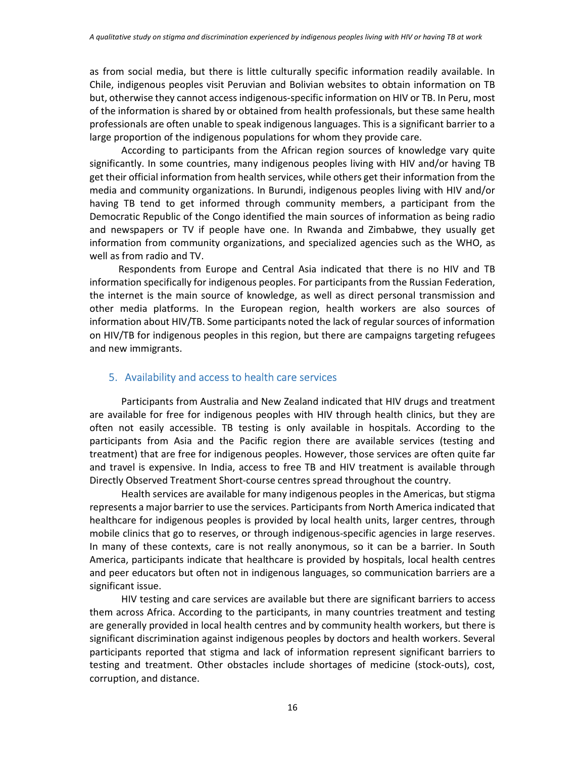as from social media, but there is little culturally specific information readily available. In Chile, indigenous peoples visit Peruvian and Bolivian websites to obtain information on TB but, otherwise they cannot access indigenous-specific information on HIV or TB. In Peru, most of the information is shared by or obtained from health professionals, but these same health professionals are often unable to speak indigenous languages. This is a significant barrier to a large proportion of the indigenous populations for whom they provide care.

According to participants from the African region sources of knowledge vary quite significantly. In some countries, many indigenous peoples living with HIV and/or having TB get their official information from health services, while others get their information from the media and community organizations. In Burundi, indigenous peoples living with HIV and/or having TB tend to get informed through community members, a participant from the Democratic Republic of the Congo identified the main sources of information as being radio and newspapers or TV if people have one. In Rwanda and Zimbabwe, they usually get information from community organizations, and specialized agencies such as the WHO, as well as from radio and TV.

Respondents from Europe and Central Asia indicated that there is no HIV and TB information specifically for indigenous peoples. For participants from the Russian Federation, the internet is the main source of knowledge, as well as direct personal transmission and other media platforms. In the European region, health workers are also sources of information about HIV/TB. Some participants noted the lack of regular sources of information on HIV/TB for indigenous peoples in this region, but there are campaigns targeting refugees and new immigrants.

## 5. Availability and access to health care services

Participants from Australia and New Zealand indicated that HIV drugs and treatment are available for free for indigenous peoples with HIV through health clinics, but they are often not easily accessible. TB testing is only available in hospitals. According to the participants from Asia and the Pacific region there are available services (testing and treatment) that are free for indigenous peoples. However, those services are often quite far and travel is expensive. In India, access to free TB and HIV treatment is available through Directly Observed Treatment Short-course centres spread throughout the country.

Health services are available for many indigenous peoples in the Americas, but stigma represents a major barrier to use the services. Participants from North America indicated that healthcare for indigenous peoples is provided by local health units, larger centres, through mobile clinics that go to reserves, or through indigenous-specific agencies in large reserves. In many of these contexts, care is not really anonymous, so it can be a barrier. In South America, participants indicate that healthcare is provided by hospitals, local health centres and peer educators but often not in indigenous languages, so communication barriers are a significant issue.

HIV testing and care services are available but there are significant barriers to access them across Africa. According to the participants, in many countries treatment and testing are generally provided in local health centres and by community health workers, but there is significant discrimination against indigenous peoples by doctors and health workers. Several participants reported that stigma and lack of information represent significant barriers to testing and treatment. Other obstacles include shortages of medicine (stock-outs), cost, corruption, and distance.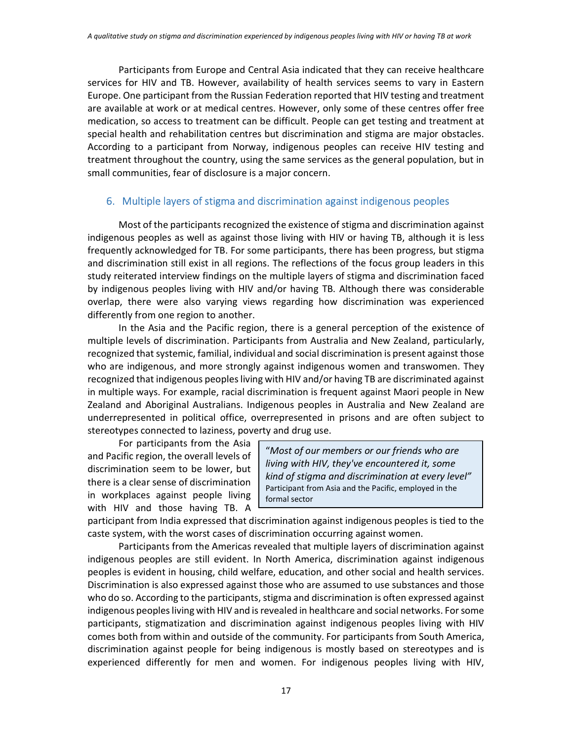Participants from Europe and Central Asia indicated that they can receive healthcare services for HIV and TB. However, availability of health services seems to vary in Eastern Europe. One participant from the Russian Federation reported that HIV testing and treatment are available at work or at medical centres. However, only some of these centres offer free medication, so access to treatment can be difficult. People can get testing and treatment at special health and rehabilitation centres but discrimination and stigma are major obstacles. According to a participant from Norway, indigenous peoples can receive HIV testing and treatment throughout the country, using the same services as the general population, but in small communities, fear of disclosure is a major concern.

## 6. Multiple layers of stigma and discrimination against indigenous peoples

Most of the participants recognized the existence of stigma and discrimination against indigenous peoples as well as against those living with HIV or having TB, although it is less frequently acknowledged for TB. For some participants, there has been progress, but stigma and discrimination still exist in all regions. The reflections of the focus group leaders in this study reiterated interview findings on the multiple layers of stigma and discrimination faced by indigenous peoples living with HIV and/or having TB. Although there was considerable overlap, there were also varying views regarding how discrimination was experienced differently from one region to another.

In the Asia and the Pacific region, there is a general perception of the existence of multiple levels of discrimination. Participants from Australia and New Zealand, particularly, recognized that systemic, familial, individual and social discrimination is present against those who are indigenous, and more strongly against indigenous women and transwomen. They recognized that indigenous peoples living with HIV and/or having TB are discriminated against in multiple ways. For example, racial discrimination is frequent against Maori people in New Zealand and Aboriginal Australians. Indigenous peoples in Australia and New Zealand are underrepresented in political office, overrepresented in prisons and are often subject to stereotypes connected to laziness, poverty and drug use.

For participants from the Asia and Pacific region, the overall levels of discrimination seem to be lower, but there is a clear sense of discrimination in workplaces against people living with HIV and those having TB. A participant from India expressed that discrimination against indigenous peoples is tied to the caste system, with the worst cases of discrimination occurring against women.

> "*Most of our members or our friends who are living with HIV, they've encountered it, some kind of stigma and discrimination at every level*"
> Participant from Asia and the Pacific, employed in the formal sector

Participants from the Americas revealed that multiple layers of discrimination against indigenous peoples are still evident. In North America, discrimination against indigenous peoples is evident in housing, child welfare, education, and other social and health services. Discrimination is also expressed against those who are assumed to use substances and those who do so. According to the participants, stigma and discrimination is often expressed against indigenous peoples living with HIV and is revealed in healthcare and social networks. For some participants, stigmatization and discrimination against indigenous peoples living with HIV comes both from within and outside of the community. For participants from South America, discrimination against people for being indigenous is mostly based on stereotypes and is experienced differently for men and women. For indigenous peoples living with HIV,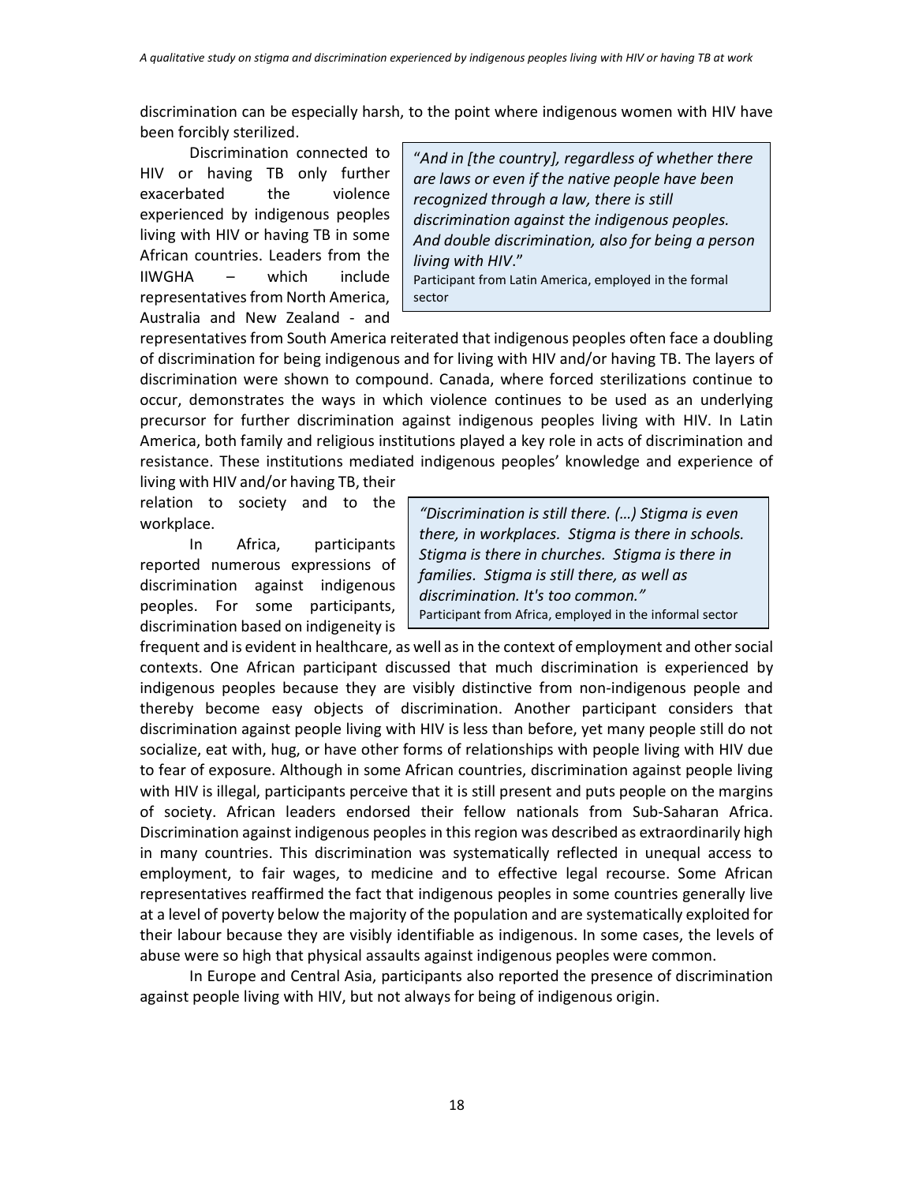discrimination can be especially harsh, to the point where indigenous women with HIV have been forcibly sterilized.

Discrimination connected to HIV or having TB only further exacerbated the violence experienced by indigenous peoples living with HIV or having TB in some African countries. Leaders from the IIWGHA – which include representatives from North America, Australia and New Zealand - and representatives from South America reiterated that indigenous peoples often face a doubling of discrimination for being indigenous and for living with HIV and/or having TB. The layers of discrimination were shown to compound. Canada, where forced sterilizations continue to occur, demonstrates the ways in which violence continues to be used as an underlying precursor for further discrimination against indigenous peoples living with HIV. In Latin America, both family and religious institutions played a key role in acts of discrimination and resistance. These institutions mediated indigenous peoples' knowledge and experience of living with HIV and/or having TB, their relation to society and to the workplace.

> "*And in [the country], regardless of whether there are laws or even if the native people have been recognized through a law, there is still discrimination against the indigenous peoples. And double discrimination, also for being a person living with HIV*."
> Participant from Latin America, employed in the formal sector

In Africa, participants reported numerous expressions of discrimination against indigenous peoples. For some participants, discrimination based on indigeneity is frequent and is evident in healthcare, as well as in the context of employment and other social contexts. One African participant discussed that much discrimination is experienced by indigenous peoples because they are visibly distinctive from non-indigenous people and thereby become easy objects of discrimination. Another participant considers that discrimination against people living with HIV is less than before, yet many people still do not socialize, eat with, hug, or have other forms of relationships with people living with HIV due to fear of exposure. Although in some African countries, discrimination against people living with HIV is illegal, participants perceive that it is still present and puts people on the margins of society. African leaders endorsed their fellow nationals from Sub-Saharan Africa. Discrimination against indigenous peoples in this region was described as extraordinarily high in many countries. This discrimination was systematically reflected in unequal access to employment, to fair wages, to medicine and to effective legal recourse. Some African representatives reaffirmed the fact that indigenous peoples in some countries generally live at a level of poverty below the majority of the population and are systematically exploited for their labour because they are visibly identifiable as indigenous. In some cases, the levels of abuse were so high that physical assaults against indigenous peoples were common.

> *"Discrimination is still there. (…) Stigma is even there, in workplaces. Stigma is there in schools. Stigma is there in churches. Stigma is there in families. Stigma is still there, as well as discrimination. It's too common."*
> Participant from Africa, employed in the informal sector

In Europe and Central Asia, participants also reported the presence of discrimination against people living with HIV, but not always for being of indigenous origin.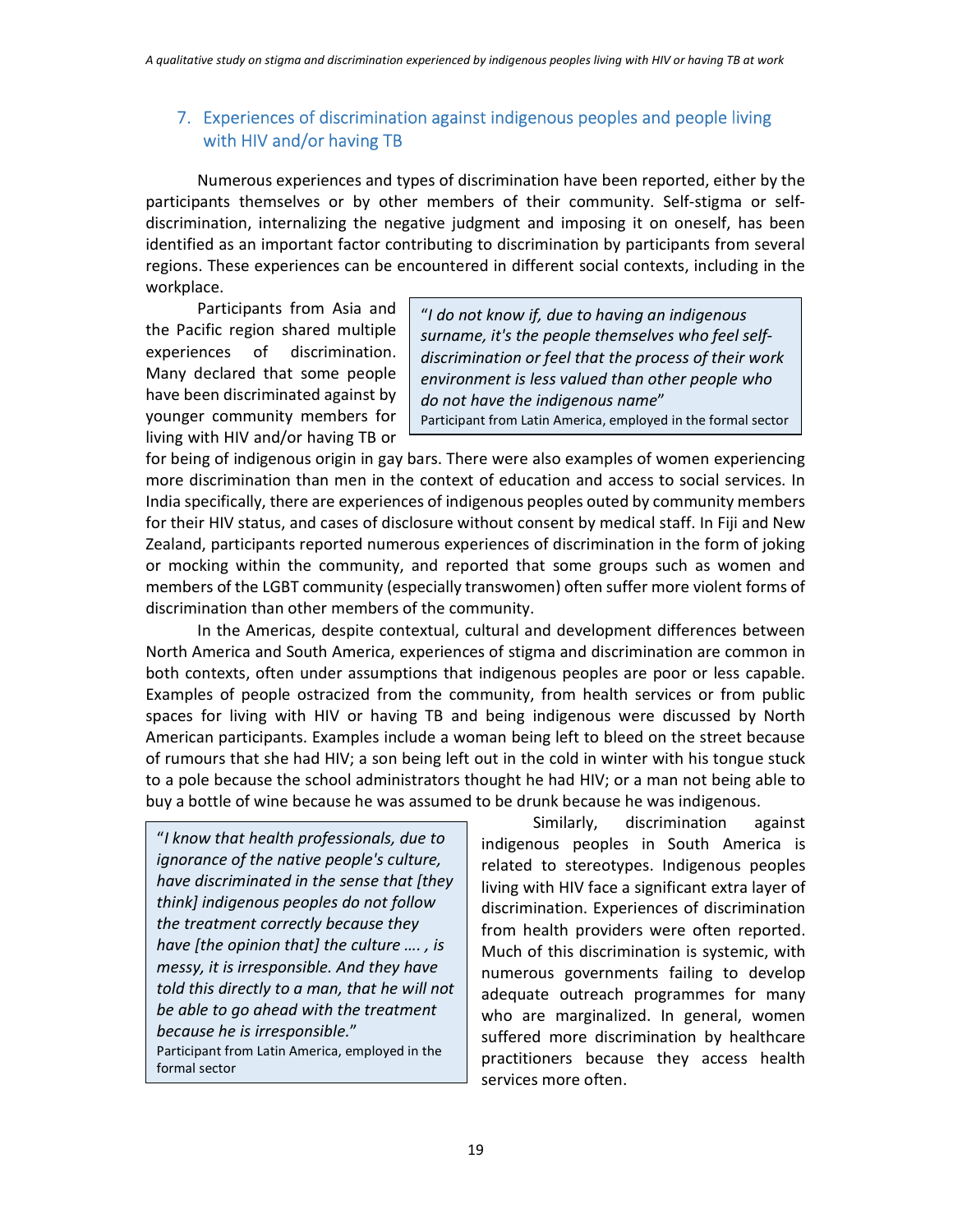## 7. Experiences of discrimination against indigenous peoples and people living with HIV and/or having TB

Numerous experiences and types of discrimination have been reported, either by the participants themselves or by other members of their community. Self-stigma or self-discrimination, internalizing the negative judgment and imposing it on oneself, has been identified as an important factor contributing to discrimination by participants from several regions. These experiences can be encountered in different social contexts, including in the workplace.

> "*I do not know if, due to having an indigenous surname, it's the people themselves who feel self-discrimination or feel that the process of their work environment is less valued than other people who do not have the indigenous name*"
> Participant from Latin America, employed in the formal sector

Participants from Asia and the Pacific region shared multiple experiences of discrimination. Many declared that some people have been discriminated against by younger community members for living with HIV and/or having TB or for being of indigenous origin in gay bars. There were also examples of women experiencing more discrimination than men in the context of education and access to social services. In India specifically, there are experiences of indigenous peoples outed by community members for their HIV status, and cases of disclosure without consent by medical staff. In Fiji and New Zealand, participants reported numerous experiences of discrimination in the form of joking or mocking within the community, and reported that some groups such as women and members of the LGBT community (especially transwomen) often suffer more violent forms of discrimination than other members of the community.

In the Americas, despite contextual, cultural and development differences between North America and South America, experiences of stigma and discrimination are common in both contexts, often under assumptions that indigenous peoples are poor or less capable. Examples of people ostracized from the community, from health services or from public spaces for living with HIV or having TB and being indigenous were discussed by North American participants. Examples include a woman being left to bleed on the street because of rumours that she had HIV; a son being left out in the cold in winter with his tongue stuck to a pole because the school administrators thought he had HIV; or a man not being able to buy a bottle of wine because he was assumed to be drunk because he was indigenous.

> "*I know that health professionals, due to ignorance of the native people's culture, have discriminated in the sense that [they think] indigenous peoples do not follow the treatment correctly because they have [the opinion that] the culture …. , is messy, it is irresponsible. And they have told this directly to a man, that he will not be able to go ahead with the treatment because he is irresponsible.*"
> Participant from Latin America, employed in the formal sector

Similarly, discrimination against indigenous peoples in South America is related to stereotypes. Indigenous peoples living with HIV face a significant extra layer of discrimination. Experiences of discrimination from health providers were often reported. Much of this discrimination is systemic, with numerous governments failing to develop adequate outreach programmes for many who are marginalized. In general, women suffered more discrimination by healthcare practitioners because they access health services more often.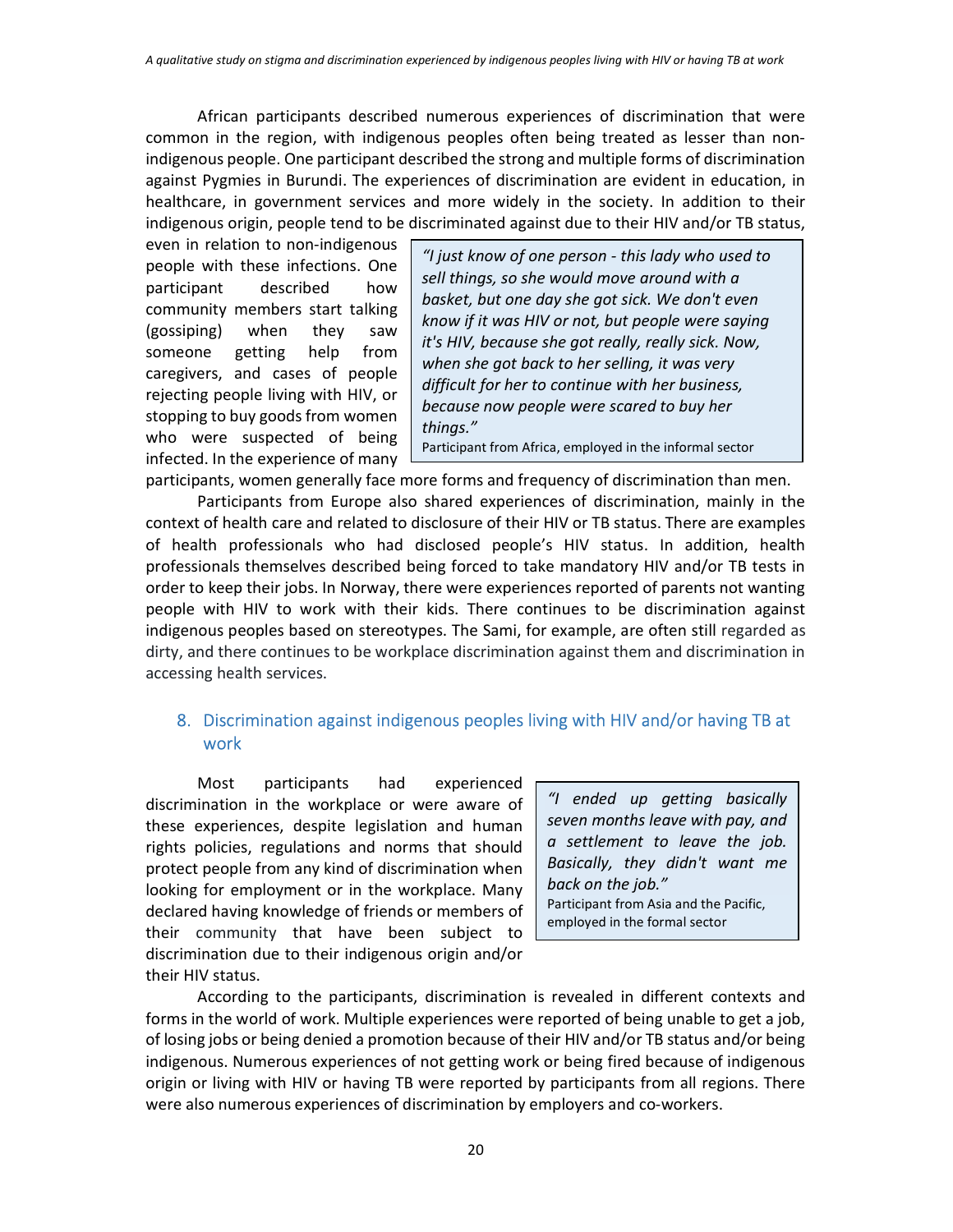African participants described numerous experiences of discrimination that were common in the region, with indigenous peoples often being treated as lesser than non-indigenous people. One participant described the strong and multiple forms of discrimination against Pygmies in Burundi. The experiences of discrimination are evident in education, in healthcare, in government services and more widely in the society. In addition to their indigenous origin, people tend to be discriminated against due to their HIV and/or TB status, even in relation to non-indigenous people with these infections. One participant described how community members start talking (gossiping) when they saw someone getting help from caregivers, and cases of people rejecting people living with HIV, or stopping to buy goods from women who were suspected of being infected. In the experience of many participants, women generally face more forms and frequency of discrimination than men.

> *"I just know of one person - this lady who used to sell things, so she would move around with a basket, but one day she got sick. We don't even know if it was HIV or not, but people were saying it's HIV, because she got really, really sick. Now, when she got back to her selling, it was very difficult for her to continue with her business, because now people were scared to buy her things."*
>
> Participant from Africa, employed in the informal sector

Participants from Europe also shared experiences of discrimination, mainly in the context of health care and related to disclosure of their HIV or TB status. There are examples of health professionals who had disclosed people's HIV status. In addition, health professionals themselves described being forced to take mandatory HIV and/or TB tests in order to keep their jobs. In Norway, there were experiences reported of parents not wanting people with HIV to work with their kids. There continues to be discrimination against indigenous peoples based on stereotypes. The Sami, for example, are often still regarded as dirty, and there continues to be workplace discrimination against them and discrimination in accessing health services.

## 8. Discrimination against indigenous peoples living with HIV and/or having TB at work

Most participants had experienced discrimination in the workplace or were aware of these experiences, despite legislation and human rights policies, regulations and norms that should protect people from any kind of discrimination when looking for employment or in the workplace. Many declared having knowledge of friends or members of their community that have been subject to discrimination due to their indigenous origin and/or their HIV status.

> *"I ended up getting basically seven months leave with pay, and a settlement to leave the job. Basically, they didn't want me back on the job."*
>
> Participant from Asia and the Pacific, employed in the formal sector

According to the participants, discrimination is revealed in different contexts and forms in the world of work. Multiple experiences were reported of being unable to get a job, of losing jobs or being denied a promotion because of their HIV and/or TB status and/or being indigenous. Numerous experiences of not getting work or being fired because of indigenous origin or living with HIV or having TB were reported by participants from all regions. There were also numerous experiences of discrimination by employers and co-workers.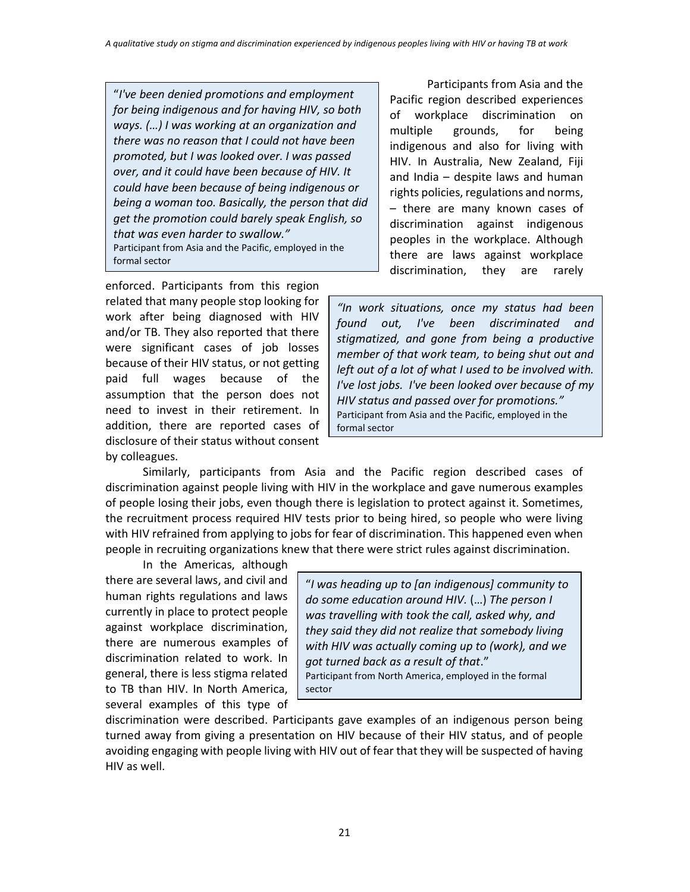> "*I've been denied promotions and employment for being indigenous and for having HIV, so both ways. (…) I was working at an organization and there was no reason that I could not have been promoted, but I was looked over. I was passed over, and it could have been because of HIV. It could have been because of being indigenous or being a woman too. Basically, the person that did get the promotion could barely speak English, so that was even harder to swallow."*
>
> Participant from Asia and the Pacific, employed in the formal sector

Participants from Asia and the Pacific region described experiences of workplace discrimination on multiple grounds, for being indigenous and also for living with HIV. In Australia, New Zealand, Fiji and India – despite laws and human rights policies, regulations and norms, – there are many known cases of discrimination against indigenous peoples in the workplace. Although there are laws against workplace discrimination, they are rarely enforced. Participants from this region related that many people stop looking for work after being diagnosed with HIV and/or TB. They also reported that there were significant cases of job losses because of their HIV status, or not getting paid full wages because of the assumption that the person does not need to invest in their retirement. In addition, there are reported cases of disclosure of their status without consent by colleagues.

> *"In work situations, once my status had been found out, I've been discriminated and stigmatized, and gone from being a productive member of that work team, to being shut out and left out of a lot of what I used to be involved with. I've lost jobs. I've been looked over because of my HIV status and passed over for promotions."*
>
> Participant from Asia and the Pacific, employed in the formal sector

Similarly, participants from Asia and the Pacific region described cases of discrimination against people living with HIV in the workplace and gave numerous examples of people losing their jobs, even though there is legislation to protect against it. Sometimes, the recruitment process required HIV tests prior to being hired, so people who were living with HIV refrained from applying to jobs for fear of discrimination. This happened even when people in recruiting organizations knew that there were strict rules against discrimination.

In the Americas, although there are several laws, and civil and human rights regulations and laws currently in place to protect people against workplace discrimination, there are numerous examples of discrimination related to work. In general, there is less stigma related to TB than HIV. In North America, several examples of this type of discrimination were described. Participants gave examples of an indigenous person being turned away from giving a presentation on HIV because of their HIV status, and of people avoiding engaging with people living with HIV out of fear that they will be suspected of having HIV as well.

> "*I was heading up to [an indigenous] community to do some education around HIV.* (…) *The person I was travelling with took the call, asked why, and they said they did not realize that somebody living with HIV was actually coming up to (work), and we got turned back as a result of that*."
>
> Participant from North America, employed in the formal sector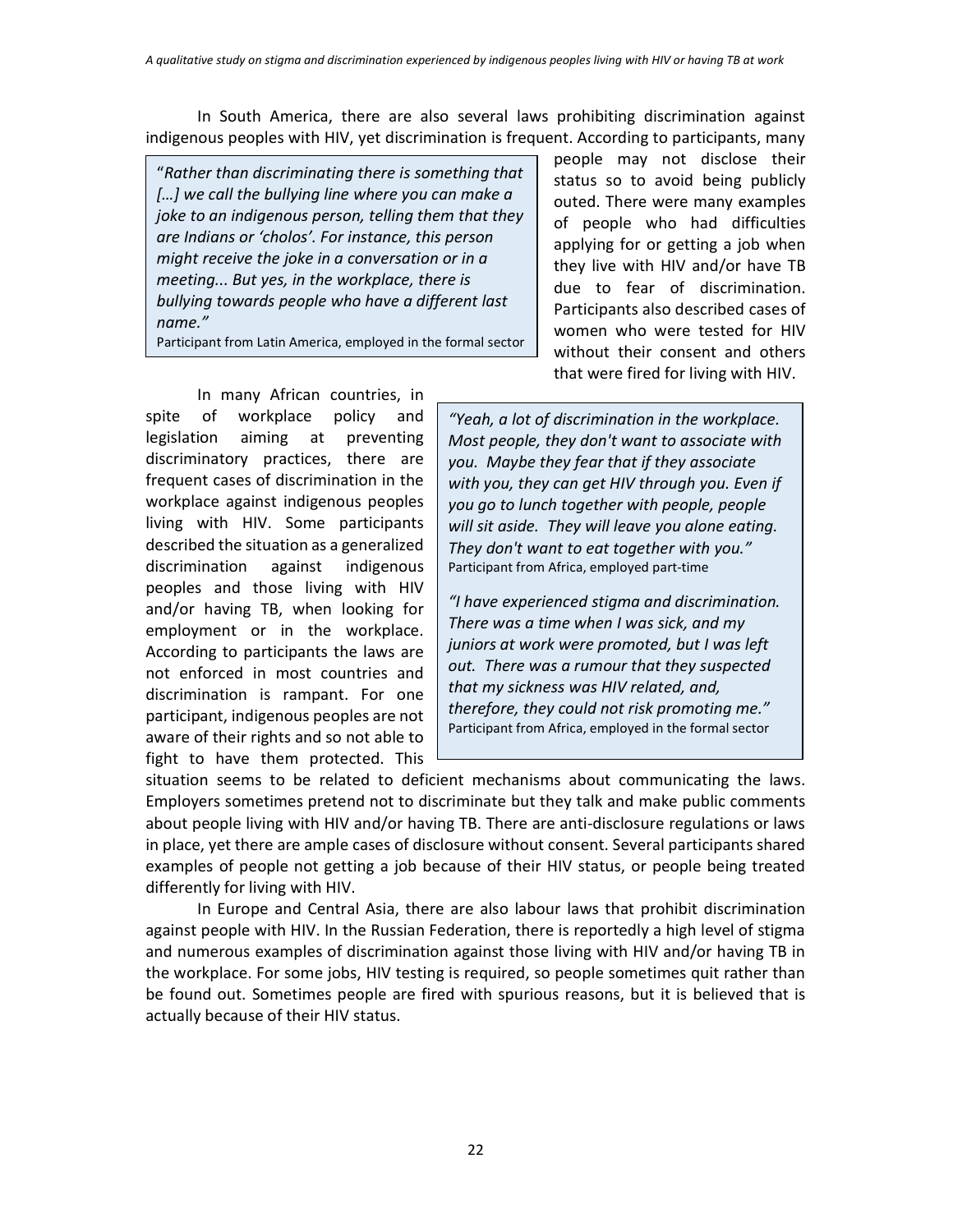In South America, there are also several laws prohibiting discrimination against indigenous peoples with HIV, yet discrimination is frequent. According to participants, many people may not disclose their status so to avoid being publicly outed. There were many examples of people who had difficulties applying for or getting a job when they live with HIV and/or have TB due to fear of discrimination. Participants also described cases of women who were tested for HIV without their consent and others that were fired for living with HIV.

> "*Rather than discriminating there is something that […] we call the bullying line where you can make a joke to an indigenous person, telling them that they are Indians or 'cholos'. For instance, this person might receive the joke in a conversation or in a meeting... But yes, in the workplace, there is bullying towards people who have a different last name.*"
> Participant from Latin America, employed in the formal sector

In many African countries, in spite of workplace policy and legislation aiming at preventing discriminatory practices, there are frequent cases of discrimination in the workplace against indigenous peoples living with HIV. Some participants described the situation as a generalized discrimination against indigenous peoples and those living with HIV and/or having TB, when looking for employment or in the workplace. According to participants the laws are not enforced in most countries and discrimination is rampant. For one participant, indigenous peoples are not aware of their rights and so not able to fight to have them protected. This situation seems to be related to deficient mechanisms about communicating the laws. Employers sometimes pretend not to discriminate but they talk and make public comments about people living with HIV and/or having TB. There are anti-disclosure regulations or laws in place, yet there are ample cases of disclosure without consent. Several participants shared examples of people not getting a job because of their HIV status, or people being treated differently for living with HIV.

> *"Yeah, a lot of discrimination in the workplace. Most people, they don't want to associate with you. Maybe they fear that if they associate with you, they can get HIV through you. Even if you go to lunch together with people, people will sit aside. They will leave you alone eating. They don't want to eat together with you."*
> Participant from Africa, employed part-time
>
> *"I have experienced stigma and discrimination. There was a time when I was sick, and my juniors at work were promoted, but I was left out. There was a rumour that they suspected that my sickness was HIV related, and, therefore, they could not risk promoting me."*
> Participant from Africa, employed in the formal sector

In Europe and Central Asia, there are also labour laws that prohibit discrimination against people with HIV. In the Russian Federation, there is reportedly a high level of stigma and numerous examples of discrimination against those living with HIV and/or having TB in the workplace. For some jobs, HIV testing is required, so people sometimes quit rather than be found out. Sometimes people are fired with spurious reasons, but it is believed that is actually because of their HIV status.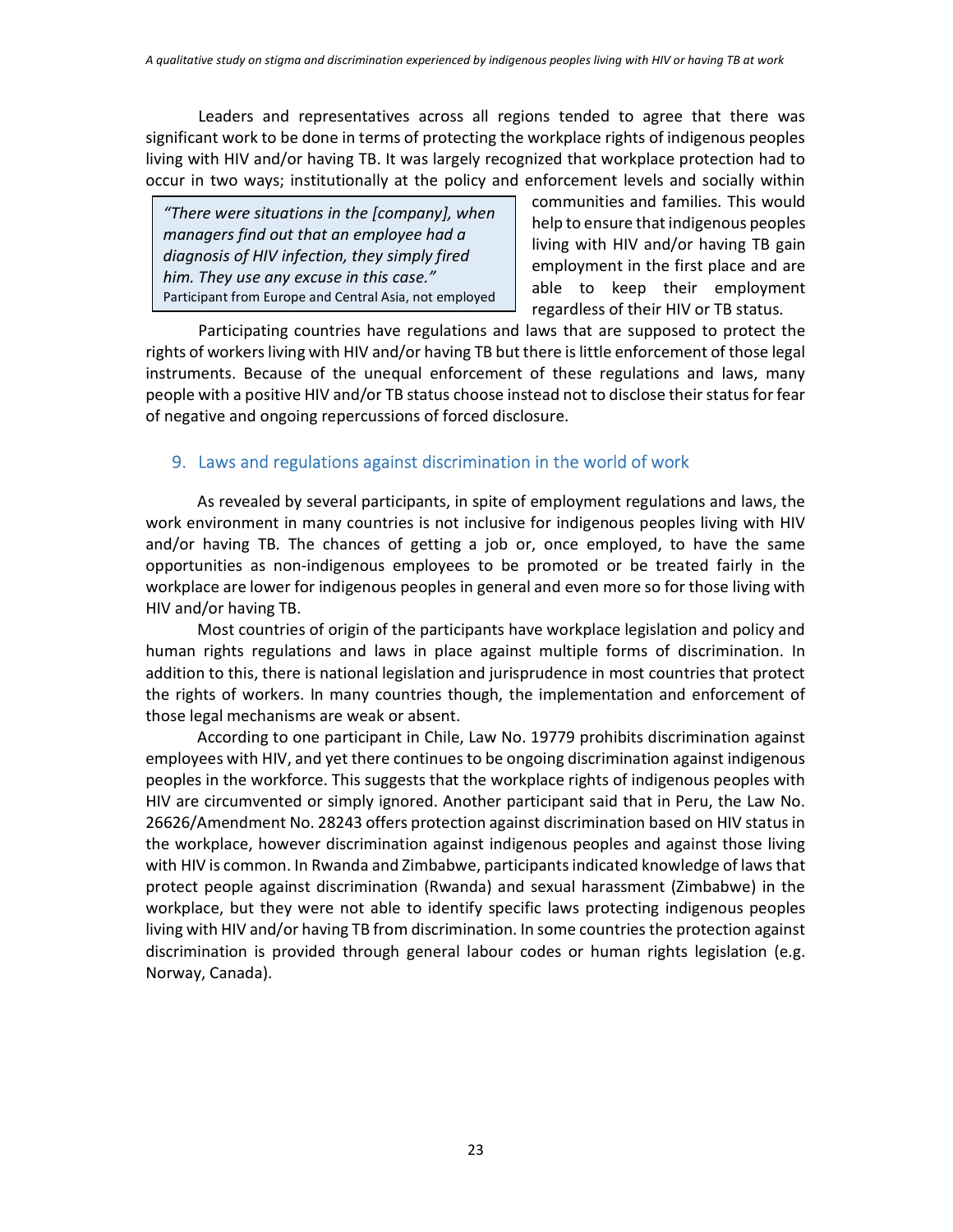Leaders and representatives across all regions tended to agree that there was significant work to be done in terms of protecting the workplace rights of indigenous peoples living with HIV and/or having TB. It was largely recognized that workplace protection had to occur in two ways; institutionally at the policy and enforcement levels and socially within communities and families. This would help to ensure that indigenous peoples living with HIV and/or having TB gain employment in the first place and are able to keep their employment regardless of their HIV or TB status.

> *"There were situations in the [company], when managers find out that an employee had a diagnosis of HIV infection, they simply fired him. They use any excuse in this case."*
> Participant from Europe and Central Asia, not employed

Participating countries have regulations and laws that are supposed to protect the rights of workers living with HIV and/or having TB but there is little enforcement of those legal instruments. Because of the unequal enforcement of these regulations and laws, many people with a positive HIV and/or TB status choose instead not to disclose their status for fear of negative and ongoing repercussions of forced disclosure.

## 9. Laws and regulations against discrimination in the world of work

As revealed by several participants, in spite of employment regulations and laws, the work environment in many countries is not inclusive for indigenous peoples living with HIV and/or having TB. The chances of getting a job or, once employed, to have the same opportunities as non-indigenous employees to be promoted or be treated fairly in the workplace are lower for indigenous peoples in general and even more so for those living with HIV and/or having TB.

Most countries of origin of the participants have workplace legislation and policy and human rights regulations and laws in place against multiple forms of discrimination. In addition to this, there is national legislation and jurisprudence in most countries that protect the rights of workers. In many countries though, the implementation and enforcement of those legal mechanisms are weak or absent.

According to one participant in Chile, Law No. 19779 prohibits discrimination against employees with HIV, and yet there continues to be ongoing discrimination against indigenous peoples in the workforce. This suggests that the workplace rights of indigenous peoples with HIV are circumvented or simply ignored. Another participant said that in Peru, the Law No. 26626/Amendment No. 28243 offers protection against discrimination based on HIV status in the workplace, however discrimination against indigenous peoples and against those living with HIV is common. In Rwanda and Zimbabwe, participants indicated knowledge of laws that protect people against discrimination (Rwanda) and sexual harassment (Zimbabwe) in the workplace, but they were not able to identify specific laws protecting indigenous peoples living with HIV and/or having TB from discrimination. In some countries the protection against discrimination is provided through general labour codes or human rights legislation (e.g. Norway, Canada).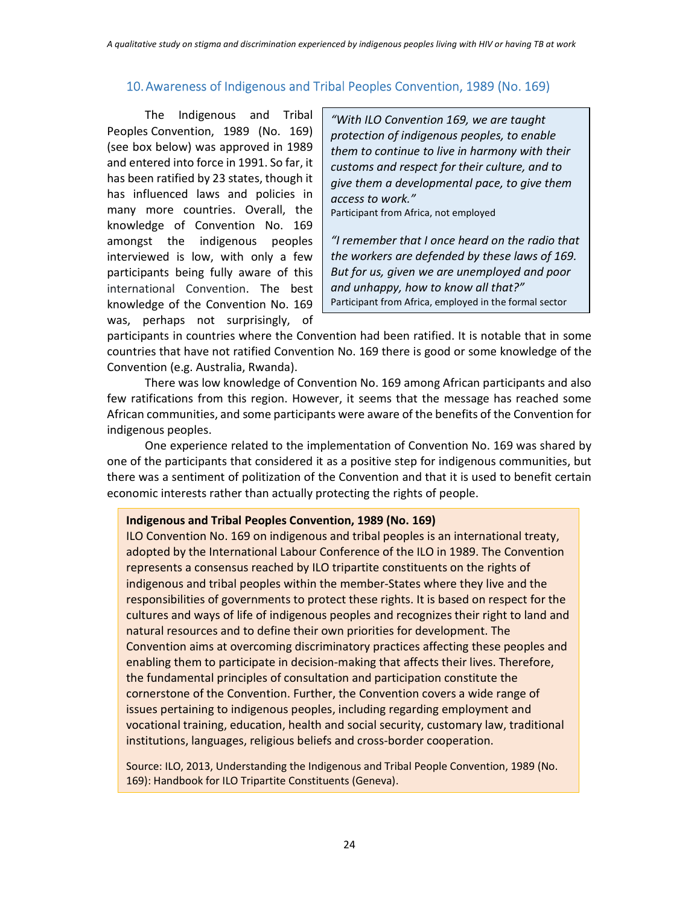## 10. Awareness of Indigenous and Tribal Peoples Convention, 1989 (No. 169)

> *"With ILO Convention 169, we are taught protection of indigenous peoples, to enable them to continue to live in harmony with their customs and respect for their culture, and to give them a developmental pace, to give them access to work."*
> Participant from Africa, not employed
>
> *"I remember that I once heard on the radio that the workers are defended by these laws of 169. But for us, given we are unemployed and poor and unhappy, how to know all that?"*
> Participant from Africa, employed in the formal sector

The Indigenous and Tribal Peoples Convention, 1989 (No. 169) (see box below) was approved in 1989 and entered into force in 1991. So far, it has been ratified by 23 states, though it has influenced laws and policies in many more countries. Overall, the knowledge of Convention No. 169 amongst the indigenous peoples interviewed is low, with only a few participants being fully aware of this international Convention. The best knowledge of the Convention No. 169 was, perhaps not surprisingly, of participants in countries where the Convention had been ratified. It is notable that in some countries that have not ratified Convention No. 169 there is good or some knowledge of the Convention (e.g. Australia, Rwanda).

There was low knowledge of Convention No. 169 among African participants and also few ratifications from this region. However, it seems that the message has reached some African communities, and some participants were aware of the benefits of the Convention for indigenous peoples.

One experience related to the implementation of Convention No. 169 was shared by one of the participants that considered it as a positive step for indigenous communities, but there was a sentiment of politization of the Convention and that it is used to benefit certain economic interests rather than actually protecting the rights of people.

> **Indigenous and Tribal Peoples Convention, 1989 (No. 169)**
>
> ILO Convention No. 169 on indigenous and tribal peoples is an international treaty, adopted by the International Labour Conference of the ILO in 1989. The Convention represents a consensus reached by ILO tripartite constituents on the rights of indigenous and tribal peoples within the member-States where they live and the responsibilities of governments to protect these rights. It is based on respect for the cultures and ways of life of indigenous peoples and recognizes their right to land and natural resources and to define their own priorities for development. The Convention aims at overcoming discriminatory practices affecting these peoples and enabling them to participate in decision-making that affects their lives. Therefore, the fundamental principles of consultation and participation constitute the cornerstone of the Convention. Further, the Convention covers a wide range of issues pertaining to indigenous peoples, including regarding employment and vocational training, education, health and social security, customary law, traditional institutions, languages, religious beliefs and cross-border cooperation.
>
> Source: ILO, 2013, Understanding the Indigenous and Tribal People Convention, 1989 (No. 169): Handbook for ILO Tripartite Constituents (Geneva).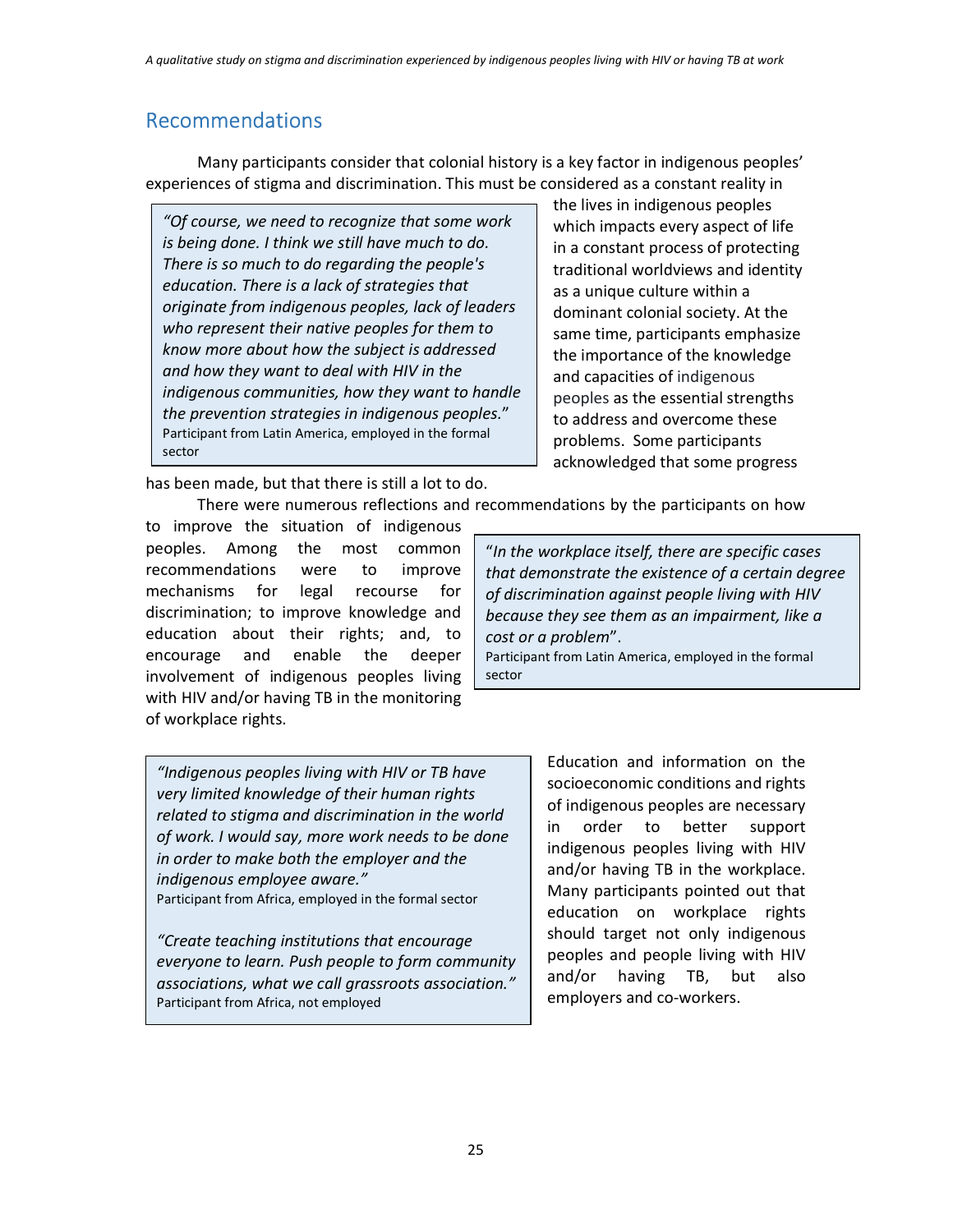## Recommendations

Many participants consider that colonial history is a key factor in indigenous peoples' experiences of stigma and discrimination. This must be considered as a constant reality in the lives in indigenous peoples which impacts every aspect of life in a constant process of protecting traditional worldviews and identity as a unique culture within a dominant colonial society. At the same time, participants emphasize the importance of the knowledge and capacities of indigenous peoples as the essential strengths to address and overcome these problems. Some participants acknowledged that some progress has been made, but that there is still a lot to do.

> *"Of course, we need to recognize that some work is being done. I think we still have much to do. There is so much to do regarding the people's education. There is a lack of strategies that originate from indigenous peoples, lack of leaders who represent their native peoples for them to know more about how the subject is addressed and how they want to deal with HIV in the indigenous communities, how they want to handle the prevention strategies in indigenous peoples."*
> Participant from Latin America, employed in the formal sector

There were numerous reflections and recommendations by the participants on how to improve the situation of indigenous peoples. Among the most common recommendations were to improve mechanisms for legal recourse for discrimination; to improve knowledge and education about their rights; and, to encourage and enable the deeper involvement of indigenous peoples living with HIV and/or having TB in the monitoring of workplace rights.

> "*In the workplace itself, there are specific cases that demonstrate the existence of a certain degree of discrimination against people living with HIV because they see them as an impairment, like a cost or a problem*".
> Participant from Latin America, employed in the formal sector

Education and information on the socioeconomic conditions and rights of indigenous peoples are necessary in order to better support indigenous peoples living with HIV and/or having TB in the workplace. Many participants pointed out that education on workplace rights should target not only indigenous peoples and people living with HIV and/or having TB, but also employers and co-workers.

> *"Indigenous peoples living with HIV or TB have very limited knowledge of their human rights related to stigma and discrimination in the world of work. I would say, more work needs to be done in order to make both the employer and the indigenous employee aware."*
> Participant from Africa, employed in the formal sector
>
> *"Create teaching institutions that encourage everyone to learn. Push people to form community associations, what we call grassroots association."*
> Participant from Africa, not employed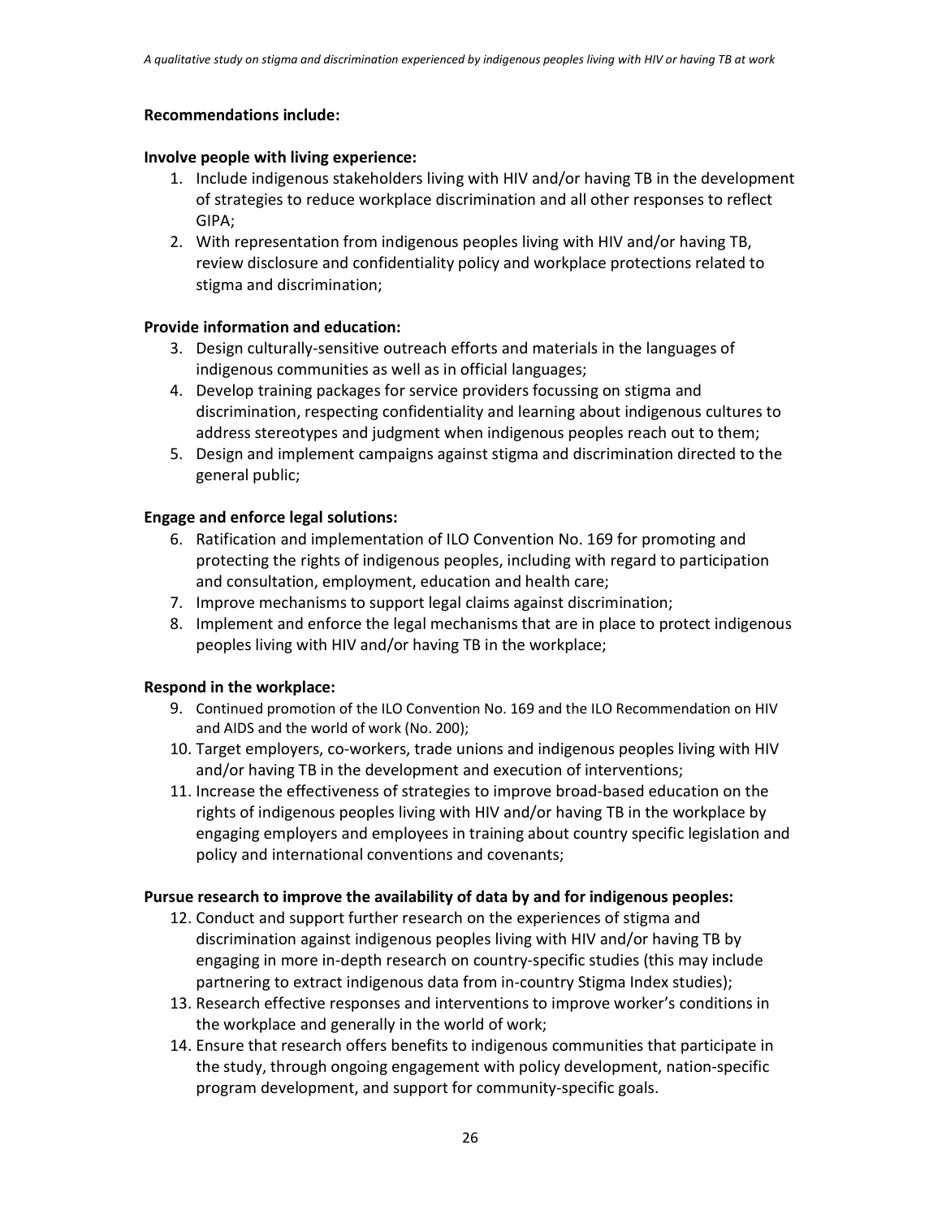**Recommendations include:**

**Involve people with living experience:**

1. Include indigenous stakeholders living with HIV and/or having TB in the development of strategies to reduce workplace discrimination and all other responses to reflect GIPA;
2. With representation from indigenous peoples living with HIV and/or having TB, review disclosure and confidentiality policy and workplace protections related to stigma and discrimination;

**Provide information and education:**

3. Design culturally-sensitive outreach efforts and materials in the languages of indigenous communities as well as in official languages;
4. Develop training packages for service providers focussing on stigma and discrimination, respecting confidentiality and learning about indigenous cultures to address stereotypes and judgment when indigenous peoples reach out to them;
5. Design and implement campaigns against stigma and discrimination directed to the general public;

**Engage and enforce legal solutions:**

6. Ratification and implementation of ILO Convention No. 169 for promoting and protecting the rights of indigenous peoples, including with regard to participation and consultation, employment, education and health care;
7. Improve mechanisms to support legal claims against discrimination;
8. Implement and enforce the legal mechanisms that are in place to protect indigenous peoples living with HIV and/or having TB in the workplace;

**Respond in the workplace:**

9. Continued promotion of the ILO Convention No. 169 and the ILO Recommendation on HIV and AIDS and the world of work (No. 200);
10. Target employers, co-workers, trade unions and indigenous peoples living with HIV and/or having TB in the development and execution of interventions;
11. Increase the effectiveness of strategies to improve broad-based education on the rights of indigenous peoples living with HIV and/or having TB in the workplace by engaging employers and employees in training about country specific legislation and policy and international conventions and covenants;

**Pursue research to improve the availability of data by and for indigenous peoples:**

12. Conduct and support further research on the experiences of stigma and discrimination against indigenous peoples living with HIV and/or having TB by engaging in more in-depth research on country-specific studies (this may include partnering to extract indigenous data from in-country Stigma Index studies);
13. Research effective responses and interventions to improve worker's conditions in the workplace and generally in the world of work;
14. Ensure that research offers benefits to indigenous communities that participate in the study, through ongoing engagement with policy development, nation-specific program development, and support for community-specific goals.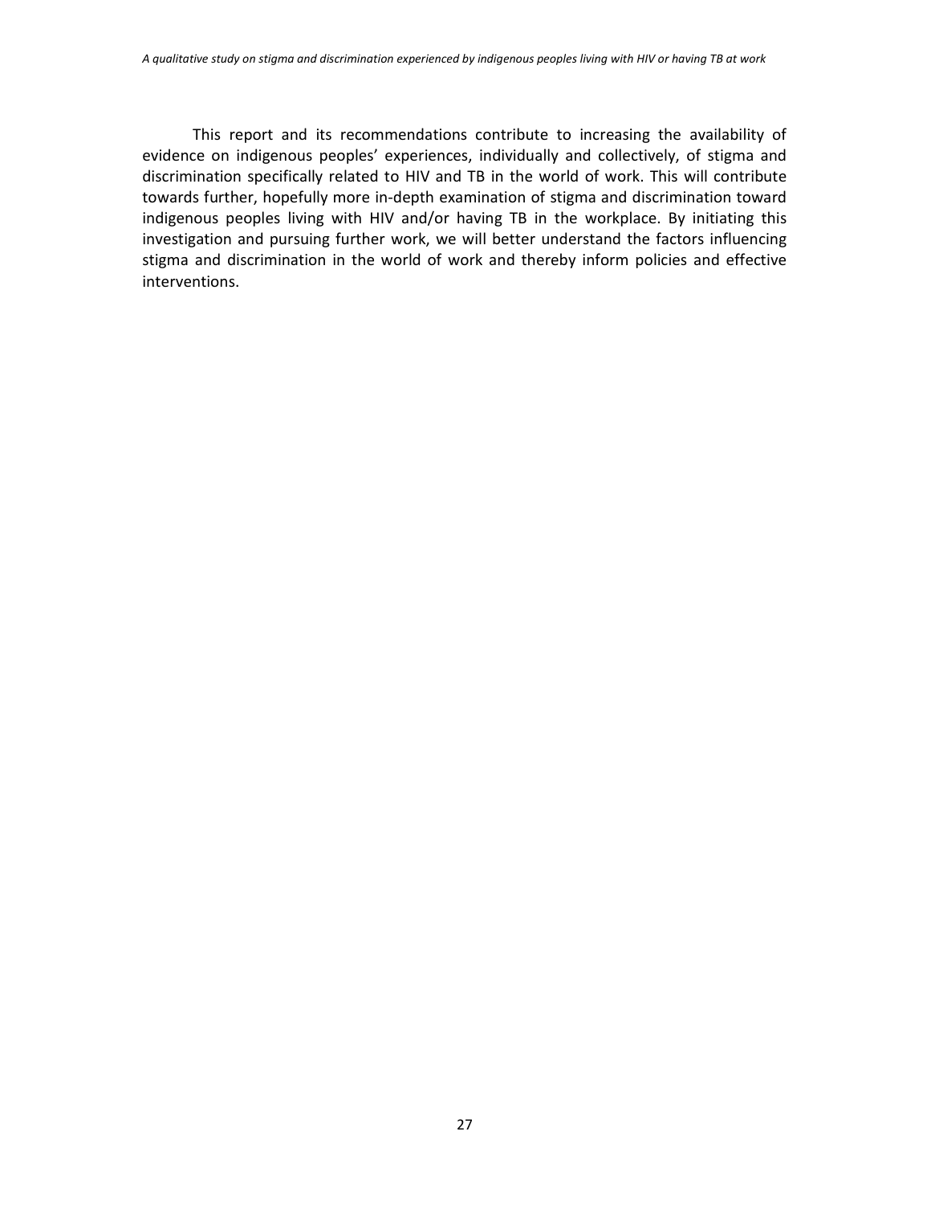This report and its recommendations contribute to increasing the availability of evidence on indigenous peoples' experiences, individually and collectively, of stigma and discrimination specifically related to HIV and TB in the world of work. This will contribute towards further, hopefully more in-depth examination of stigma and discrimination toward indigenous peoples living with HIV and/or having TB in the workplace. By initiating this investigation and pursuing further work, we will better understand the factors influencing stigma and discrimination in the world of work and thereby inform policies and effective interventions.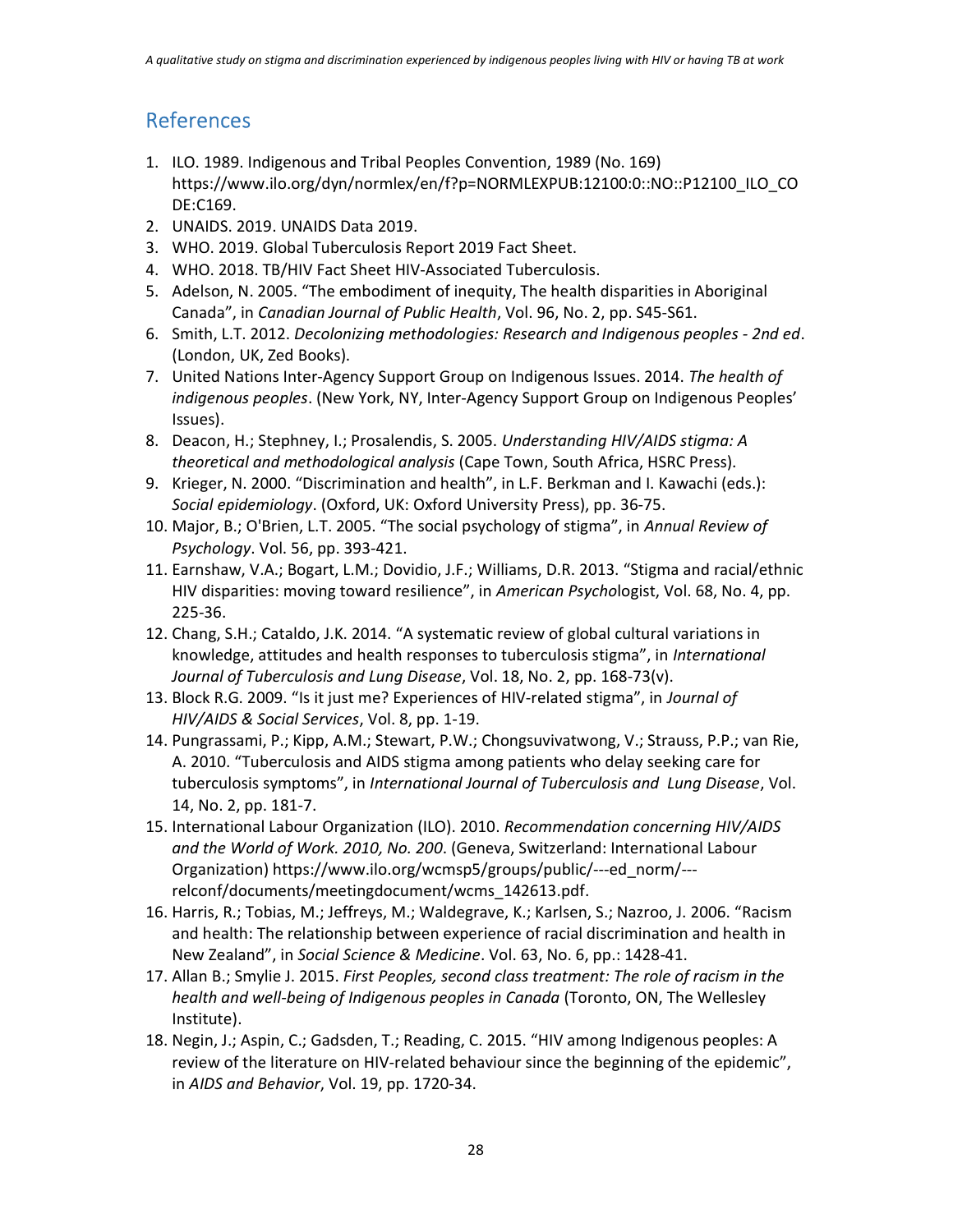## References

1. ILO. 1989. Indigenous and Tribal Peoples Convention, 1989 (No. 169) https://www.ilo.org/dyn/normlex/en/f?p=NORMLEXPUB:12100:0::NO::P12100_ILO_CODE:C169.
2. UNAIDS. 2019. UNAIDS Data 2019.
3. WHO. 2019. Global Tuberculosis Report 2019 Fact Sheet.
4. WHO. 2018. TB/HIV Fact Sheet HIV-Associated Tuberculosis.
5. Adelson, N. 2005. "The embodiment of inequity, The health disparities in Aboriginal Canada", in *Canadian Journal of Public Health*, Vol. 96, No. 2, pp. S45-S61.
6. Smith, L.T. 2012. *Decolonizing methodologies: Research and Indigenous peoples - 2nd ed*. (London, UK, Zed Books).
7. United Nations Inter-Agency Support Group on Indigenous Issues. 2014. *The health of indigenous peoples*. (New York, NY, Inter-Agency Support Group on Indigenous Peoples' Issues).
8. Deacon, H.; Stephney, I.; Prosalendis, S. 2005. *Understanding HIV/AIDS stigma: A theoretical and methodological analysis* (Cape Town, South Africa, HSRC Press).
9. Krieger, N. 2000. "Discrimination and health", in L.F. Berkman and I. Kawachi (eds.): *Social epidemiology*. (Oxford, UK: Oxford University Press), pp. 36-75.
10. Major, B.; O'Brien, L.T. 2005. "The social psychology of stigma", in *Annual Review of Psychology*. Vol. 56, pp. 393-421.
11. Earnshaw, V.A.; Bogart, L.M.; Dovidio, J.F.; Williams, D.R. 2013. "Stigma and racial/ethnic HIV disparities: moving toward resilience", in *American Psychologist*, Vol. 68, No. 4, pp. 225-36.
12. Chang, S.H.; Cataldo, J.K. 2014. "A systematic review of global cultural variations in knowledge, attitudes and health responses to tuberculosis stigma", in *International Journal of Tuberculosis and Lung Disease*, Vol. 18, No. 2, pp. 168-73(v).
13. Block R.G. 2009. "Is it just me? Experiences of HIV-related stigma", in *Journal of HIV/AIDS & Social Services*, Vol. 8, pp. 1-19.
14. Pungrassami, P.; Kipp, A.M.; Stewart, P.W.; Chongsuvivatwong, V.; Strauss, P.P.; van Rie, A. 2010. "Tuberculosis and AIDS stigma among patients who delay seeking care for tuberculosis symptoms", in *International Journal of Tuberculosis and Lung Disease*, Vol. 14, No. 2, pp. 181-7.
15. International Labour Organization (ILO). 2010. *Recommendation concerning HIV/AIDS and the World of Work. 2010, No. 200*. (Geneva, Switzerland: International Labour Organization) https://www.ilo.org/wcmsp5/groups/public/---ed_norm/---relconf/documents/meetingdocument/wcms_142613.pdf.
16. Harris, R.; Tobias, M.; Jeffreys, M.; Waldegrave, K.; Karlsen, S.; Nazroo, J. 2006. "Racism and health: The relationship between experience of racial discrimination and health in New Zealand", in *Social Science & Medicine*. Vol. 63, No. 6, pp.: 1428-41.
17. Allan B.; Smylie J. 2015. *First Peoples, second class treatment: The role of racism in the health and well-being of Indigenous peoples in Canada* (Toronto, ON, The Wellesley Institute).
18. Negin, J.; Aspin, C.; Gadsden, T.; Reading, C. 2015. "HIV among Indigenous peoples: A review of the literature on HIV-related behaviour since the beginning of the epidemic", in *AIDS and Behavior*, Vol. 19, pp. 1720-34.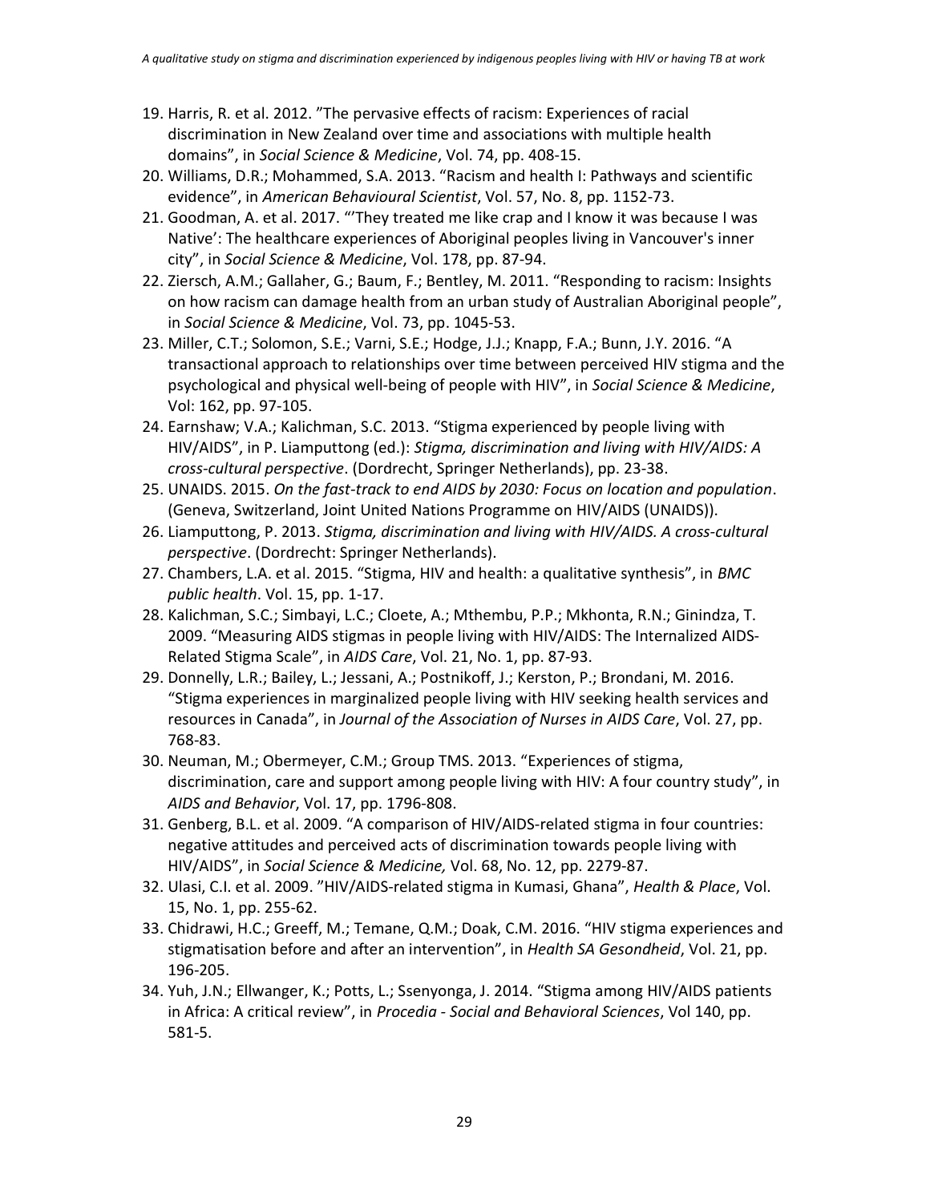19. Harris, R. et al. 2012. "The pervasive effects of racism: Experiences of racial discrimination in New Zealand over time and associations with multiple health domains", in *Social Science & Medicine*, Vol. 74, pp. 408-15.
20. Williams, D.R.; Mohammed, S.A. 2013. "Racism and health I: Pathways and scientific evidence", in *American Behavioural Scientist*, Vol. 57, No. 8, pp. 1152-73.
21. Goodman, A. et al. 2017. "'They treated me like crap and I know it was because I was Native': The healthcare experiences of Aboriginal peoples living in Vancouver's inner city", in *Social Science & Medicine*, Vol. 178, pp. 87-94.
22. Ziersch, A.M.; Gallaher, G.; Baum, F.; Bentley, M. 2011. "Responding to racism: Insights on how racism can damage health from an urban study of Australian Aboriginal people", in *Social Science & Medicine*, Vol. 73, pp. 1045-53.
23. Miller, C.T.; Solomon, S.E.; Varni, S.E.; Hodge, J.J.; Knapp, F.A.; Bunn, J.Y. 2016. "A transactional approach to relationships over time between perceived HIV stigma and the psychological and physical well-being of people with HIV", in *Social Science & Medicine*, Vol: 162, pp. 97-105.
24. Earnshaw; V.A.; Kalichman, S.C. 2013. "Stigma experienced by people living with HIV/AIDS", in P. Liamputtong (ed.): *Stigma, discrimination and living with HIV/AIDS: A cross-cultural perspective*. (Dordrecht, Springer Netherlands), pp. 23-38.
25. UNAIDS. 2015. *On the fast-track to end AIDS by 2030: Focus on location and population*. (Geneva, Switzerland, Joint United Nations Programme on HIV/AIDS (UNAIDS)).
26. Liamputtong, P. 2013. *Stigma, discrimination and living with HIV/AIDS. A cross-cultural perspective*. (Dordrecht: Springer Netherlands).
27. Chambers, L.A. et al. 2015. "Stigma, HIV and health: a qualitative synthesis", in *BMC public health*. Vol. 15, pp. 1-17.
28. Kalichman, S.C.; Simbayi, L.C.; Cloete, A.; Mthembu, P.P.; Mkhonta, R.N.; Ginindza, T. 2009. "Measuring AIDS stigmas in people living with HIV/AIDS: The Internalized AIDS-Related Stigma Scale", in *AIDS Care*, Vol. 21, No. 1, pp. 87-93.
29. Donnelly, L.R.; Bailey, L.; Jessani, A.; Postnikoff, J.; Kerston, P.; Brondani, M. 2016. "Stigma experiences in marginalized people living with HIV seeking health services and resources in Canada", in *Journal of the Association of Nurses in AIDS Care*, Vol. 27, pp. 768-83.
30. Neuman, M.; Obermeyer, C.M.; Group TMS. 2013. "Experiences of stigma, discrimination, care and support among people living with HIV: A four country study", in *AIDS and Behavior*, Vol. 17, pp. 1796-808.
31. Genberg, B.L. et al. 2009. "A comparison of HIV/AIDS-related stigma in four countries: negative attitudes and perceived acts of discrimination towards people living with HIV/AIDS", in *Social Science & Medicine,* Vol. 68, No. 12, pp. 2279-87.
32. Ulasi, C.I. et al. 2009. "HIV/AIDS-related stigma in Kumasi, Ghana", *Health & Place*, Vol. 15, No. 1, pp. 255-62.
33. Chidrawi, H.C.; Greeff, M.; Temane, Q.M.; Doak, C.M. 2016. "HIV stigma experiences and stigmatisation before and after an intervention", in *Health SA Gesondheid*, Vol. 21, pp. 196-205.
34. Yuh, J.N.; Ellwanger, K.; Potts, L.; Ssenyonga, J. 2014. "Stigma among HIV/AIDS patients in Africa: A critical review", in *Procedia - Social and Behavioral Sciences*, Vol 140, pp. 581-5.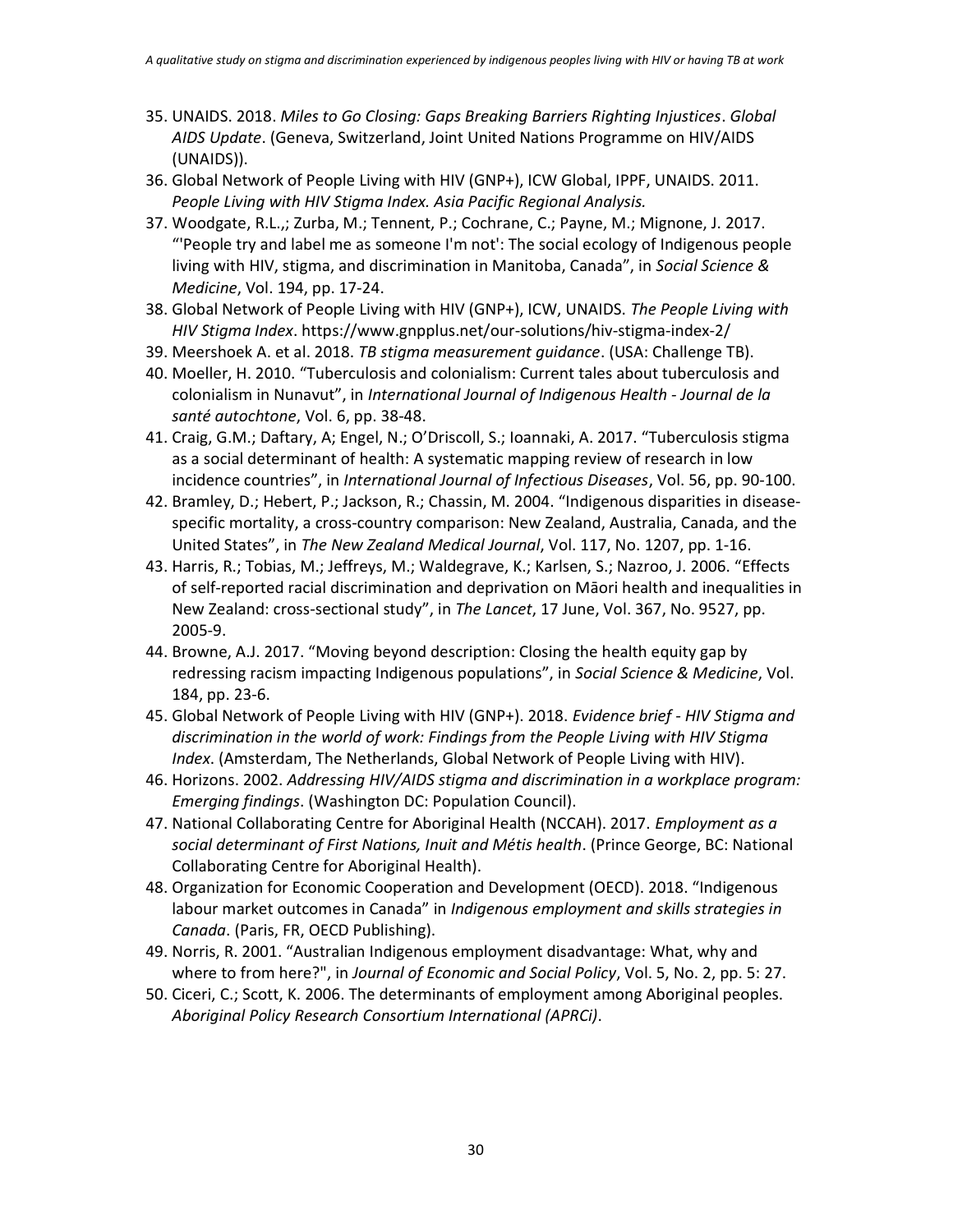35. UNAIDS. 2018. *Miles to Go Closing: Gaps Breaking Barriers Righting Injustices*. *Global AIDS Update*. (Geneva, Switzerland, Joint United Nations Programme on HIV/AIDS (UNAIDS)).
36. Global Network of People Living with HIV (GNP+), ICW Global, IPPF, UNAIDS. 2011. *People Living with HIV Stigma Index. Asia Pacific Regional Analysis.*
37. Woodgate, R.L.,; Zurba, M.; Tennent, P.; Cochrane, C.; Payne, M.; Mignone, J. 2017. "'People try and label me as someone I'm not': The social ecology of Indigenous people living with HIV, stigma, and discrimination in Manitoba, Canada", in *Social Science & Medicine*, Vol. 194, pp. 17-24.
38. Global Network of People Living with HIV (GNP+), ICW, UNAIDS. *The People Living with HIV Stigma Index*. https://www.gnpplus.net/our-solutions/hiv-stigma-index-2/
39. Meershoek A. et al. 2018. *TB stigma measurement guidance*. (USA: Challenge TB).
40. Moeller, H. 2010. "Tuberculosis and colonialism: Current tales about tuberculosis and colonialism in Nunavut", in *International Journal of Indigenous Health - Journal de la santé autochtone*, Vol. 6, pp. 38-48.
41. Craig, G.M.; Daftary, A; Engel, N.; O'Driscoll, S.; Ioannaki, A. 2017. "Tuberculosis stigma as a social determinant of health: A systematic mapping review of research in low incidence countries", in *International Journal of Infectious Diseases*, Vol. 56, pp. 90-100.
42. Bramley, D.; Hebert, P.; Jackson, R.; Chassin, M. 2004. "Indigenous disparities in disease-specific mortality, a cross-country comparison: New Zealand, Australia, Canada, and the United States", in *The New Zealand Medical Journal*, Vol. 117, No. 1207, pp. 1-16.
43. Harris, R.; Tobias, M.; Jeffreys, M.; Waldegrave, K.; Karlsen, S.; Nazroo, J. 2006. "Effects of self-reported racial discrimination and deprivation on Māori health and inequalities in New Zealand: cross-sectional study", in *The Lancet*, 17 June, Vol. 367, No. 9527, pp. 2005-9.
44. Browne, A.J. 2017. "Moving beyond description: Closing the health equity gap by redressing racism impacting Indigenous populations", in *Social Science & Medicine*, Vol. 184, pp. 23-6.
45. Global Network of People Living with HIV (GNP+). 2018. *Evidence brief - HIV Stigma and discrimination in the world of work: Findings from the People Living with HIV Stigma Index*. (Amsterdam, The Netherlands, Global Network of People Living with HIV).
46. Horizons. 2002. *Addressing HIV/AIDS stigma and discrimination in a workplace program: Emerging findings*. (Washington DC: Population Council).
47. National Collaborating Centre for Aboriginal Health (NCCAH). 2017. *Employment as a social determinant of First Nations, Inuit and Métis health*. (Prince George, BC: National Collaborating Centre for Aboriginal Health).
48. Organization for Economic Cooperation and Development (OECD). 2018. "Indigenous labour market outcomes in Canada" in *Indigenous employment and skills strategies in Canada*. (Paris, FR, OECD Publishing).
49. Norris, R. 2001. "Australian Indigenous employment disadvantage: What, why and where to from here?", in *Journal of Economic and Social Policy*, Vol. 5, No. 2, pp. 5: 27.
50. Ciceri, C.; Scott, K. 2006. The determinants of employment among Aboriginal peoples. *Aboriginal Policy Research Consortium International (APRCi)*.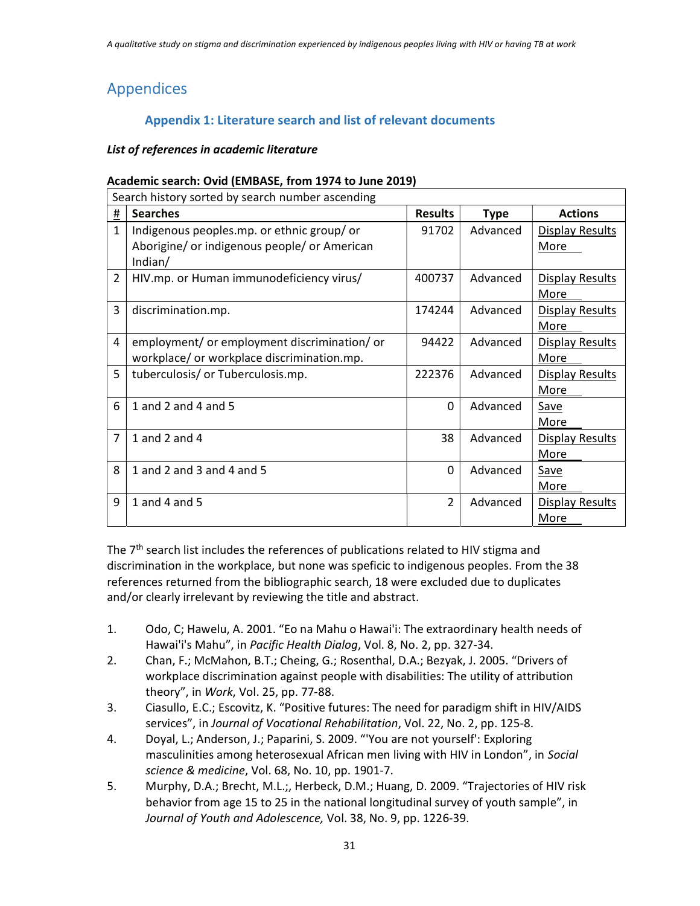# Appendices

## Appendix 1: Literature search and list of relevant documents

***List of references in academic literature***

**Academic search: Ovid (EMBASE, from 1974 to June 2019)**

| Search history sorted by search number ascending | | | | |
|---|---|---|---|---|
| **#** | **Searches** | **Results** | **Type** | **Actions** |
| 1 | Indigenous peoples.mp. or ethnic group/ or Aborigine/ or indigenous people/ or American Indian/ | 91702 | Advanced | Display Results More |
| 2 | HIV.mp. or Human immunodeficiency virus/ | 400737 | Advanced | Display Results More |
| 3 | discrimination.mp. | 174244 | Advanced | Display Results More |
| 4 | employment/ or employment discrimination/ or workplace/ or workplace discrimination.mp. | 94422 | Advanced | Display Results More |
| 5 | tuberculosis/ or Tuberculosis.mp. | 222376 | Advanced | Display Results More |
| 6 | 1 and 2 and 4 and 5 | 0 | Advanced | Save More |
| 7 | 1 and 2 and 4 | 38 | Advanced | Display Results More |
| 8 | 1 and 2 and 3 and 4 and 5 | 0 | Advanced | Save More |
| 9 | 1 and 4 and 5 | 2 | Advanced | Display Results More |

The 7th search list includes the references of publications related to HIV stigma and discrimination in the workplace, but none was speficic to indigenous peoples. From the 38 references returned from the bibliographic search, 18 were excluded due to duplicates and/or clearly irrelevant by reviewing the title and abstract.

1. Odo, C; Hawelu, A. 2001. "Eo na Mahu o Hawai'i: The extraordinary health needs of Hawai'i's Mahu", in *Pacific Health Dialog*, Vol. 8, No. 2, pp. 327-34.
2. Chan, F.; McMahon, B.T.; Cheing, G.; Rosenthal, D.A.; Bezyak, J. 2005. "Drivers of workplace discrimination against people with disabilities: The utility of attribution theory", in *Work*, Vol. 25, pp. 77-88.
3. Ciasullo, E.C.; Escovitz, K. "Positive futures: The need for paradigm shift in HIV/AIDS services", in *Journal of Vocational Rehabilitation*, Vol. 22, No. 2, pp. 125-8.
4. Doyal, L.; Anderson, J.; Paparini, S. 2009. "'You are not yourself': Exploring masculinities among heterosexual African men living with HIV in London", in *Social science & medicine*, Vol. 68, No. 10, pp. 1901-7.
5. Murphy, D.A.; Brecht, M.L.;, Herbeck, D.M.; Huang, D. 2009. "Trajectories of HIV risk behavior from age 15 to 25 in the national longitudinal survey of youth sample", in *Journal of Youth and Adolescence,* Vol. 38, No. 9, pp. 1226-39.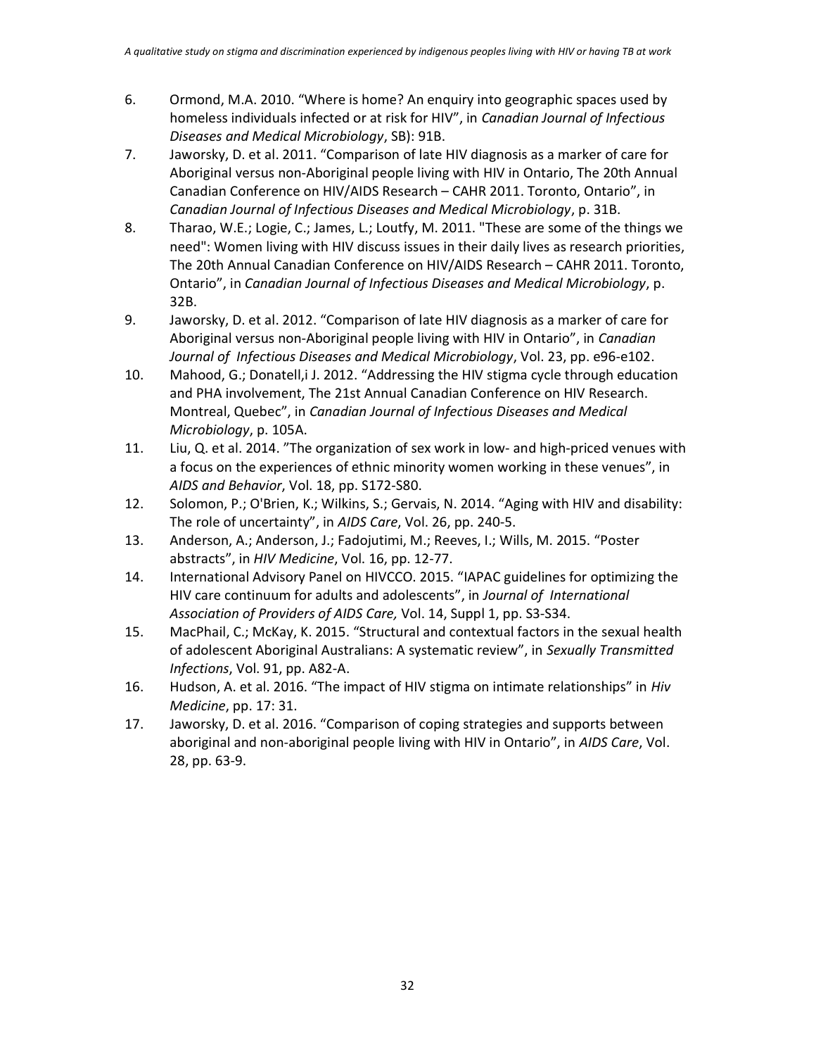6. Ormond, M.A. 2010. “Where is home? An enquiry into geographic spaces used by homeless individuals infected or at risk for HIV”, in *Canadian Journal of Infectious Diseases and Medical Microbiology*, SB): 91B.
7. Jaworsky, D. et al. 2011. “Comparison of late HIV diagnosis as a marker of care for Aboriginal versus non-Aboriginal people living with HIV in Ontario, The 20th Annual Canadian Conference on HIV/AIDS Research – CAHR 2011. Toronto, Ontario”, in *Canadian Journal of Infectious Diseases and Medical Microbiology*, p. 31B.
8. Tharao, W.E.; Logie, C.; James, L.; Loutfy, M. 2011. "These are some of the things we need": Women living with HIV discuss issues in their daily lives as research priorities, The 20th Annual Canadian Conference on HIV/AIDS Research – CAHR 2011. Toronto, Ontario”, in *Canadian Journal of Infectious Diseases and Medical Microbiology*, p. 32B.
9. Jaworsky, D. et al. 2012. “Comparison of late HIV diagnosis as a marker of care for Aboriginal versus non-Aboriginal people living with HIV in Ontario”, in *Canadian Journal of Infectious Diseases and Medical Microbiology*, Vol. 23, pp. e96-e102.
10. Mahood, G.; Donatell,i J. 2012. “Addressing the HIV stigma cycle through education and PHA involvement, The 21st Annual Canadian Conference on HIV Research. Montreal, Quebec”, in *Canadian Journal of Infectious Diseases and Medical Microbiology*, p. 105A.
11. Liu, Q. et al. 2014. ”The organization of sex work in low- and high-priced venues with a focus on the experiences of ethnic minority women working in these venues”, in *AIDS and Behavior*, Vol. 18, pp. S172-S80.
12. Solomon, P.; O'Brien, K.; Wilkins, S.; Gervais, N. 2014. “Aging with HIV and disability: The role of uncertainty”, in *AIDS Care*, Vol. 26, pp. 240-5.
13. Anderson, A.; Anderson, J.; Fadojutimi, M.; Reeves, I.; Wills, M. 2015. “Poster abstracts”, in *HIV Medicine*, Vol. 16, pp. 12-77.
14. International Advisory Panel on HIVCCO. 2015. “IAPAC guidelines for optimizing the HIV care continuum for adults and adolescents”, in *Journal of International Association of Providers of AIDS Care,* Vol. 14, Suppl 1, pp. S3-S34.
15. MacPhail, C.; McKay, K. 2015. “Structural and contextual factors in the sexual health of adolescent Aboriginal Australians: A systematic review”, in *Sexually Transmitted Infections*, Vol. 91, pp. A82-A.
16. Hudson, A. et al. 2016. “The impact of HIV stigma on intimate relationships” in *Hiv Medicine*, pp. 17: 31.
17. Jaworsky, D. et al. 2016. “Comparison of coping strategies and supports between aboriginal and non-aboriginal people living with HIV in Ontario”, in *AIDS Care*, Vol. 28, pp. 63-9.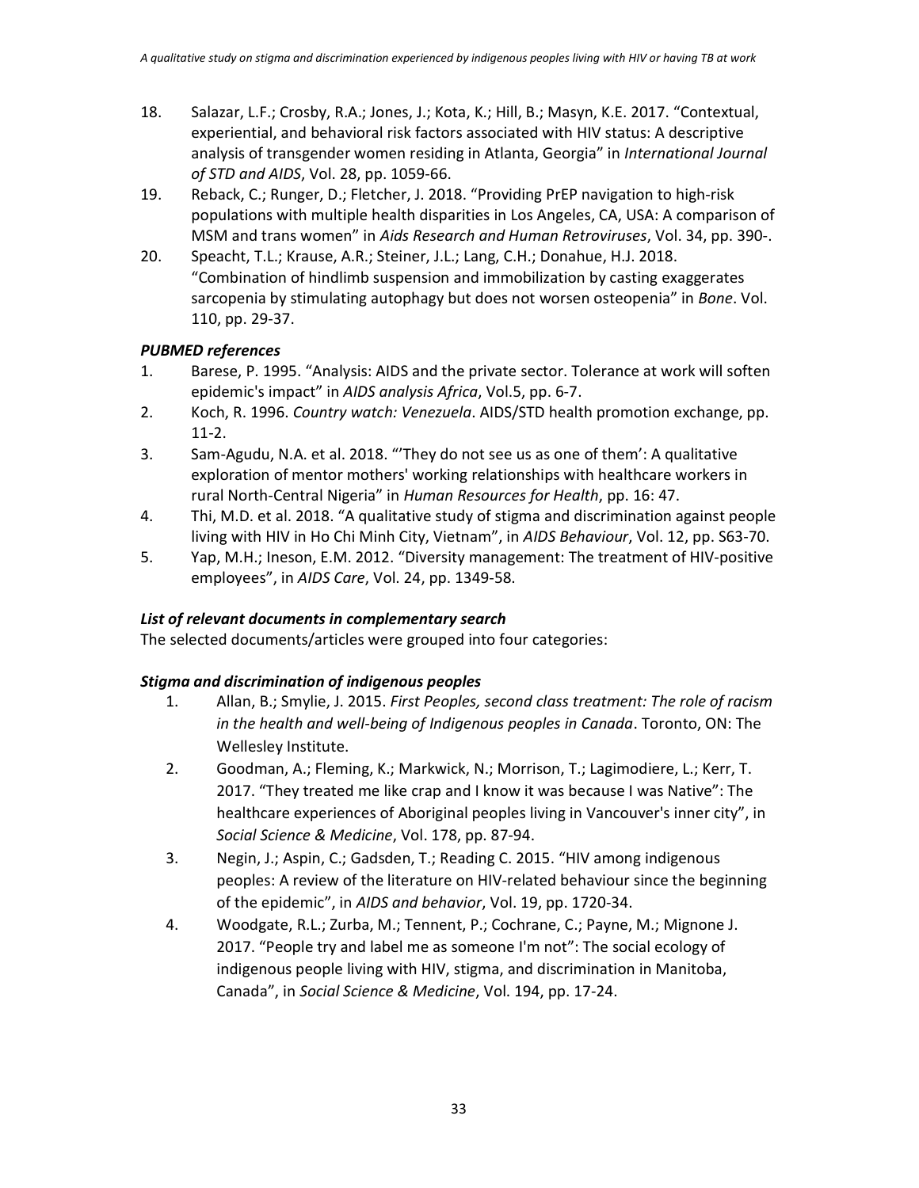18. Salazar, L.F.; Crosby, R.A.; Jones, J.; Kota, K.; Hill, B.; Masyn, K.E. 2017. "Contextual, experiential, and behavioral risk factors associated with HIV status: A descriptive analysis of transgender women residing in Atlanta, Georgia" in *International Journal of STD and AIDS*, Vol. 28, pp. 1059-66.
19. Reback, C.; Runger, D.; Fletcher, J. 2018. "Providing PrEP navigation to high-risk populations with multiple health disparities in Los Angeles, CA, USA: A comparison of MSM and trans women" in *Aids Research and Human Retroviruses*, Vol. 34, pp. 390-.
20. Speacht, T.L.; Krause, A.R.; Steiner, J.L.; Lang, C.H.; Donahue, H.J. 2018. "Combination of hindlimb suspension and immobilization by casting exaggerates sarcopenia by stimulating autophagy but does not worsen osteopenia" in *Bone*. Vol. 110, pp. 29-37.

***PUBMED references***

1. Barese, P. 1995. "Analysis: AIDS and the private sector. Tolerance at work will soften epidemic's impact" in *AIDS analysis Africa*, Vol.5, pp. 6-7.
2. Koch, R. 1996. *Country watch: Venezuela*. AIDS/STD health promotion exchange, pp. 11-2.
3. Sam-Agudu, N.A. et al. 2018. "'They do not see us as one of them': A qualitative exploration of mentor mothers' working relationships with healthcare workers in rural North-Central Nigeria" in *Human Resources for Health*, pp. 16: 47.
4. Thi, M.D. et al. 2018. "A qualitative study of stigma and discrimination against people living with HIV in Ho Chi Minh City, Vietnam", in *AIDS Behaviour*, Vol. 12, pp. S63-70.
5. Yap, M.H.; Ineson, E.M. 2012. "Diversity management: The treatment of HIV-positive employees", in *AIDS Care*, Vol. 24, pp. 1349-58.

***List of relevant documents in complementary search***

The selected documents/articles were grouped into four categories:

***Stigma and discrimination of indigenous peoples***

1. Allan, B.; Smylie, J. 2015. *First Peoples, second class treatment: The role of racism in the health and well-being of Indigenous peoples in Canada*. Toronto, ON: The Wellesley Institute.
2. Goodman, A.; Fleming, K.; Markwick, N.; Morrison, T.; Lagimodiere, L.; Kerr, T. 2017. "They treated me like crap and I know it was because I was Native": The healthcare experiences of Aboriginal peoples living in Vancouver's inner city", in *Social Science & Medicine*, Vol. 178, pp. 87-94.
3. Negin, J.; Aspin, C.; Gadsden, T.; Reading C. 2015. "HIV among indigenous peoples: A review of the literature on HIV-related behaviour since the beginning of the epidemic", in *AIDS and behavior*, Vol. 19, pp. 1720-34.
4. Woodgate, R.L.; Zurba, M.; Tennent, P.; Cochrane, C.; Payne, M.; Mignone J. 2017. "People try and label me as someone I'm not": The social ecology of indigenous people living with HIV, stigma, and discrimination in Manitoba, Canada", in *Social Science & Medicine*, Vol. 194, pp. 17-24.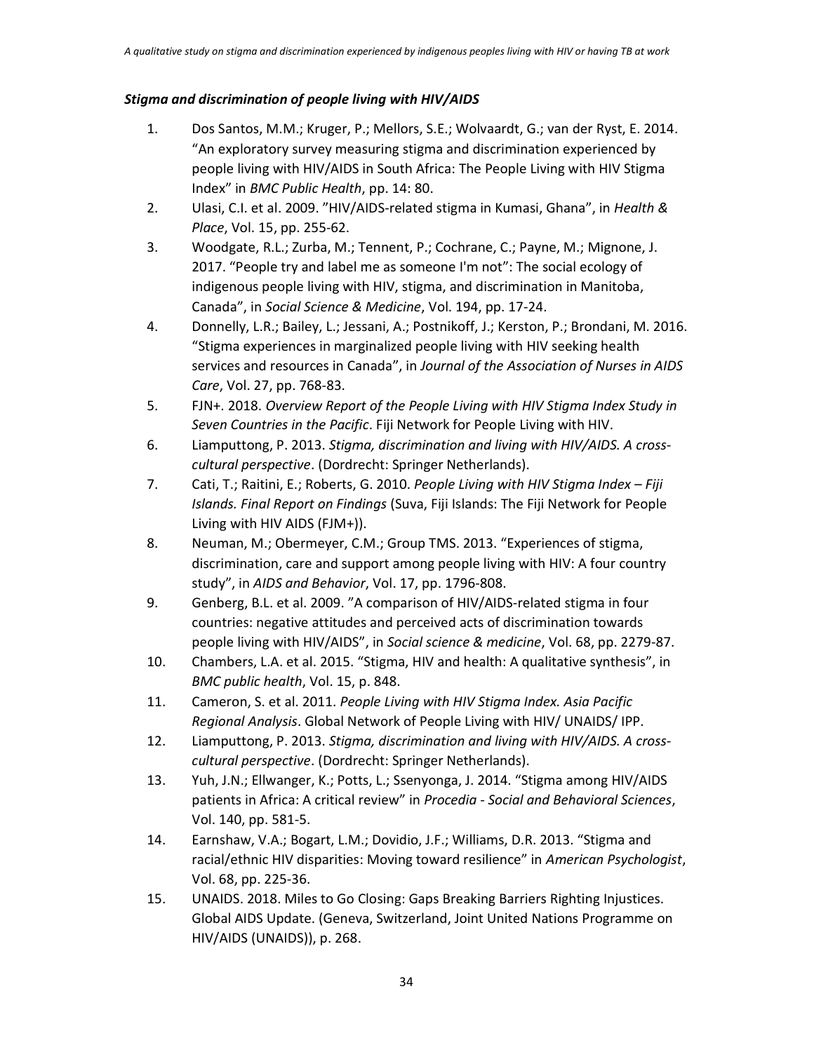### *Stigma and discrimination of people living with HIV/AIDS*

1. Dos Santos, M.M.; Kruger, P.; Mellors, S.E.; Wolvaardt, G.; van der Ryst, E. 2014. "An exploratory survey measuring stigma and discrimination experienced by people living with HIV/AIDS in South Africa: The People Living with HIV Stigma Index" in *BMC Public Health*, pp. 14: 80.
2. Ulasi, C.I. et al. 2009. "HIV/AIDS-related stigma in Kumasi, Ghana", in *Health & Place*, Vol. 15, pp. 255-62.
3. Woodgate, R.L.; Zurba, M.; Tennent, P.; Cochrane, C.; Payne, M.; Mignone, J. 2017. "People try and label me as someone I'm not": The social ecology of indigenous people living with HIV, stigma, and discrimination in Manitoba, Canada", in *Social Science & Medicine*, Vol. 194, pp. 17-24.
4. Donnelly, L.R.; Bailey, L.; Jessani, A.; Postnikoff, J.; Kerston, P.; Brondani, M. 2016. "Stigma experiences in marginalized people living with HIV seeking health services and resources in Canada", in *Journal of the Association of Nurses in AIDS Care*, Vol. 27, pp. 768-83.
5. FJN+. 2018. *Overview Report of the People Living with HIV Stigma Index Study in Seven Countries in the Pacific*. Fiji Network for People Living with HIV.
6. Liamputtong, P. 2013. *Stigma, discrimination and living with HIV/AIDS. A cross-cultural perspective*. (Dordrecht: Springer Netherlands).
7. Cati, T.; Raitini, E.; Roberts, G. 2010. *People Living with HIV Stigma Index – Fiji Islands. Final Report on Findings* (Suva, Fiji Islands: The Fiji Network for People Living with HIV AIDS (FJM+)).
8. Neuman, M.; Obermeyer, C.M.; Group TMS. 2013. "Experiences of stigma, discrimination, care and support among people living with HIV: A four country study", in *AIDS and Behavior*, Vol. 17, pp. 1796-808.
9. Genberg, B.L. et al. 2009. "A comparison of HIV/AIDS-related stigma in four countries: negative attitudes and perceived acts of discrimination towards people living with HIV/AIDS", in *Social science & medicine*, Vol. 68, pp. 2279-87.
10. Chambers, L.A. et al. 2015. "Stigma, HIV and health: A qualitative synthesis", in *BMC public health*, Vol. 15, p. 848.
11. Cameron, S. et al. 2011. *People Living with HIV Stigma Index. Asia Pacific Regional Analysis*. Global Network of People Living with HIV/ UNAIDS/ IPP.
12. Liamputtong, P. 2013. *Stigma, discrimination and living with HIV/AIDS. A cross-cultural perspective*. (Dordrecht: Springer Netherlands).
13. Yuh, J.N.; Ellwanger, K.; Potts, L.; Ssenyonga, J. 2014. "Stigma among HIV/AIDS patients in Africa: A critical review" in *Procedia - Social and Behavioral Sciences*, Vol. 140, pp. 581-5.
14. Earnshaw, V.A.; Bogart, L.M.; Dovidio, J.F.; Williams, D.R. 2013. "Stigma and racial/ethnic HIV disparities: Moving toward resilience" in *American Psychologist*, Vol. 68, pp. 225-36.
15. UNAIDS. 2018. Miles to Go Closing: Gaps Breaking Barriers Righting Injustices. Global AIDS Update. (Geneva, Switzerland, Joint United Nations Programme on HIV/AIDS (UNAIDS)), p. 268.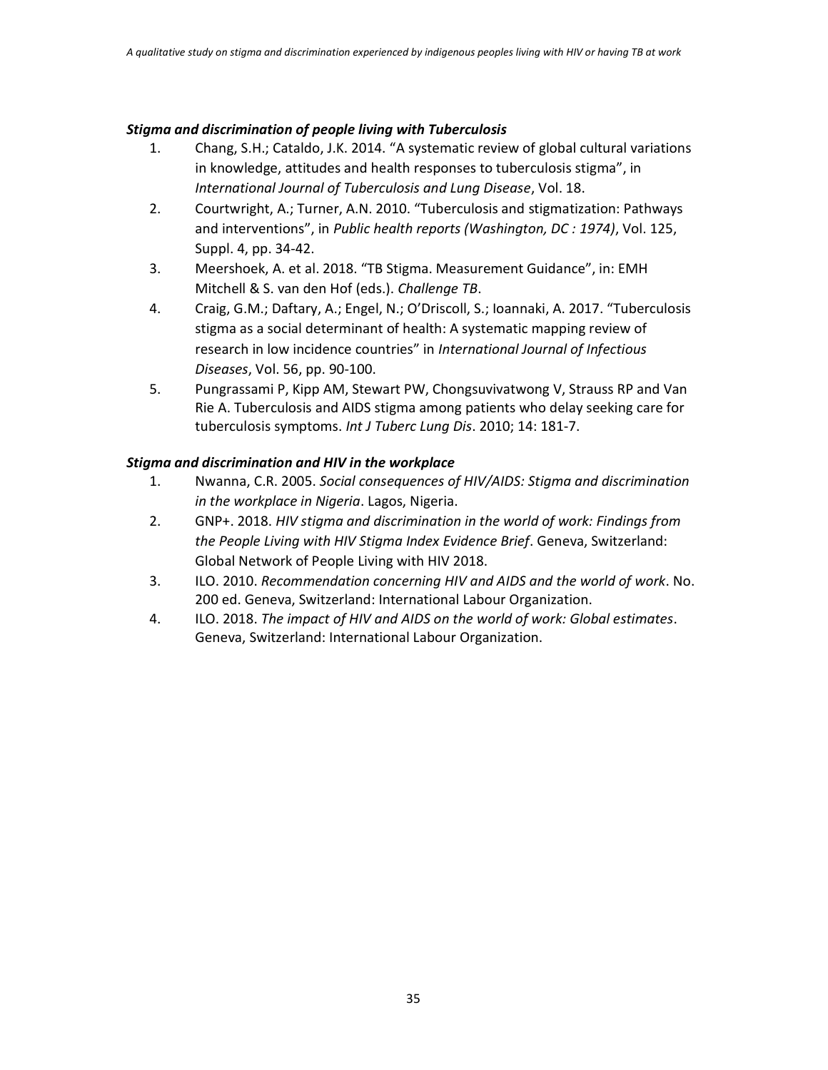***Stigma and discrimination of people living with Tuberculosis***

1. Chang, S.H.; Cataldo, J.K. 2014. "A systematic review of global cultural variations in knowledge, attitudes and health responses to tuberculosis stigma", in *International Journal of Tuberculosis and Lung Disease*, Vol. 18.
2. Courtwright, A.; Turner, A.N. 2010. "Tuberculosis and stigmatization: Pathways and interventions", in *Public health reports (Washington, DC : 1974)*, Vol. 125, Suppl. 4, pp. 34-42.
3. Meershoek, A. et al. 2018. "TB Stigma. Measurement Guidance", in: EMH Mitchell & S. van den Hof (eds.). *Challenge TB*.
4. Craig, G.M.; Daftary, A.; Engel, N.; O'Driscoll, S.; Ioannaki, A. 2017. "Tuberculosis stigma as a social determinant of health: A systematic mapping review of research in low incidence countries" in *International Journal of Infectious Diseases*, Vol. 56, pp. 90-100.
5. Pungrassami P, Kipp AM, Stewart PW, Chongsuvivatwong V, Strauss RP and Van Rie A. Tuberculosis and AIDS stigma among patients who delay seeking care for tuberculosis symptoms. *Int J Tuberc Lung Dis*. 2010; 14: 181-7.

***Stigma and discrimination and HIV in the workplace***

1. Nwanna, C.R. 2005. *Social consequences of HIV/AIDS: Stigma and discrimination in the workplace in Nigeria*. Lagos, Nigeria.
2. GNP+. 2018. *HIV stigma and discrimination in the world of work: Findings from the People Living with HIV Stigma Index Evidence Brief*. Geneva, Switzerland: Global Network of People Living with HIV 2018.
3. ILO. 2010. *Recommendation concerning HIV and AIDS and the world of work*. No. 200 ed. Geneva, Switzerland: International Labour Organization.
4. ILO. 2018. *The impact of HIV and AIDS on the world of work: Global estimates*. Geneva, Switzerland: International Labour Organization.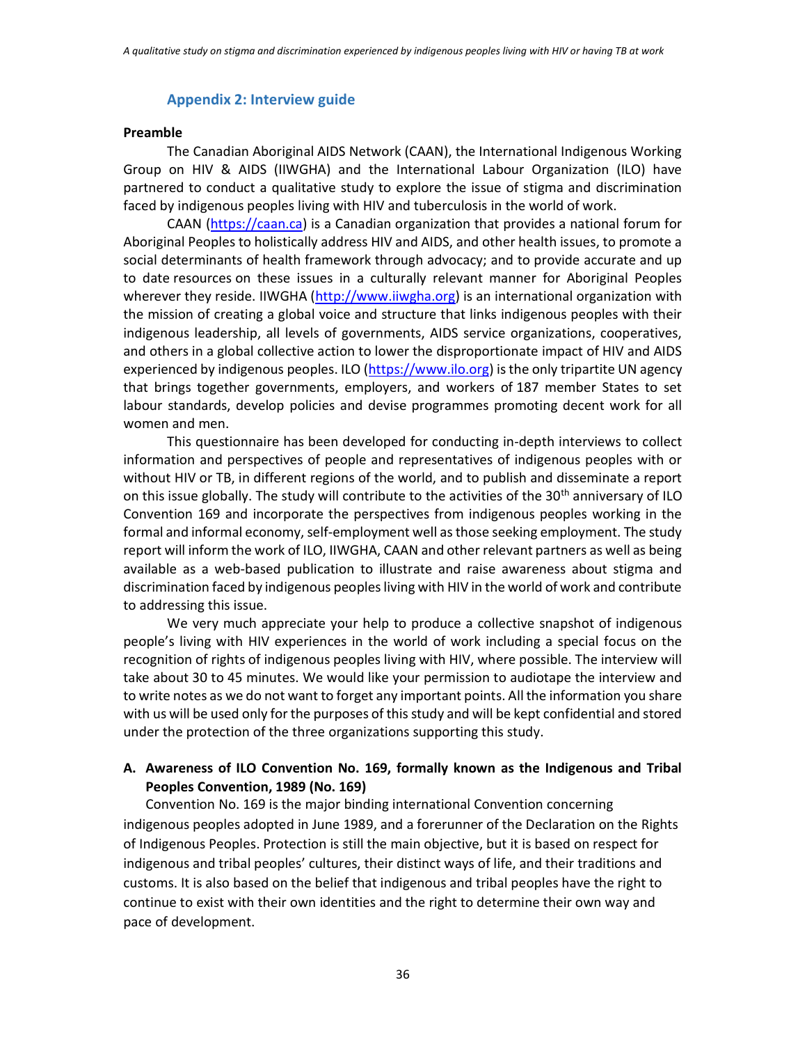## Appendix 2: Interview guide

**Preamble**

The Canadian Aboriginal AIDS Network (CAAN), the International Indigenous Working Group on HIV & AIDS (IIWGHA) and the International Labour Organization (ILO) have partnered to conduct a qualitative study to explore the issue of stigma and discrimination faced by indigenous peoples living with HIV and tuberculosis in the world of work.

CAAN (https://caan.ca) is a Canadian organization that provides a national forum for Aboriginal Peoples to holistically address HIV and AIDS, and other health issues, to promote a social determinants of health framework through advocacy; and to provide accurate and up to date resources on these issues in a culturally relevant manner for Aboriginal Peoples wherever they reside. IIWGHA (http://www.iiwgha.org) is an international organization with the mission of creating a global voice and structure that links indigenous peoples with their indigenous leadership, all levels of governments, AIDS service organizations, cooperatives, and others in a global collective action to lower the disproportionate impact of HIV and AIDS experienced by indigenous peoples. ILO (https://www.ilo.org) is the only tripartite UN agency that brings together governments, employers, and workers of 187 member States to set labour standards, develop policies and devise programmes promoting decent work for all women and men.

This questionnaire has been developed for conducting in-depth interviews to collect information and perspectives of people and representatives of indigenous peoples with or without HIV or TB, in different regions of the world, and to publish and disseminate a report on this issue globally. The study will contribute to the activities of the 30th anniversary of ILO Convention 169 and incorporate the perspectives from indigenous peoples working in the formal and informal economy, self-employment well as those seeking employment. The study report will inform the work of ILO, IIWGHA, CAAN and other relevant partners as well as being available as a web-based publication to illustrate and raise awareness about stigma and discrimination faced by indigenous peoples living with HIV in the world of work and contribute to addressing this issue.

We very much appreciate your help to produce a collective snapshot of indigenous people's living with HIV experiences in the world of work including a special focus on the recognition of rights of indigenous peoples living with HIV, where possible. The interview will take about 30 to 45 minutes. We would like your permission to audiotape the interview and to write notes as we do not want to forget any important points. All the information you share with us will be used only for the purposes of this study and will be kept confidential and stored under the protection of the three organizations supporting this study.

### A. Awareness of ILO Convention No. 169, formally known as the Indigenous and Tribal Peoples Convention, 1989 (No. 169)

Convention No. 169 is the major binding international Convention concerning indigenous peoples adopted in June 1989, and a forerunner of the Declaration on the Rights of Indigenous Peoples. Protection is still the main objective, but it is based on respect for indigenous and tribal peoples' cultures, their distinct ways of life, and their traditions and customs. It is also based on the belief that indigenous and tribal peoples have the right to continue to exist with their own identities and the right to determine their own way and pace of development.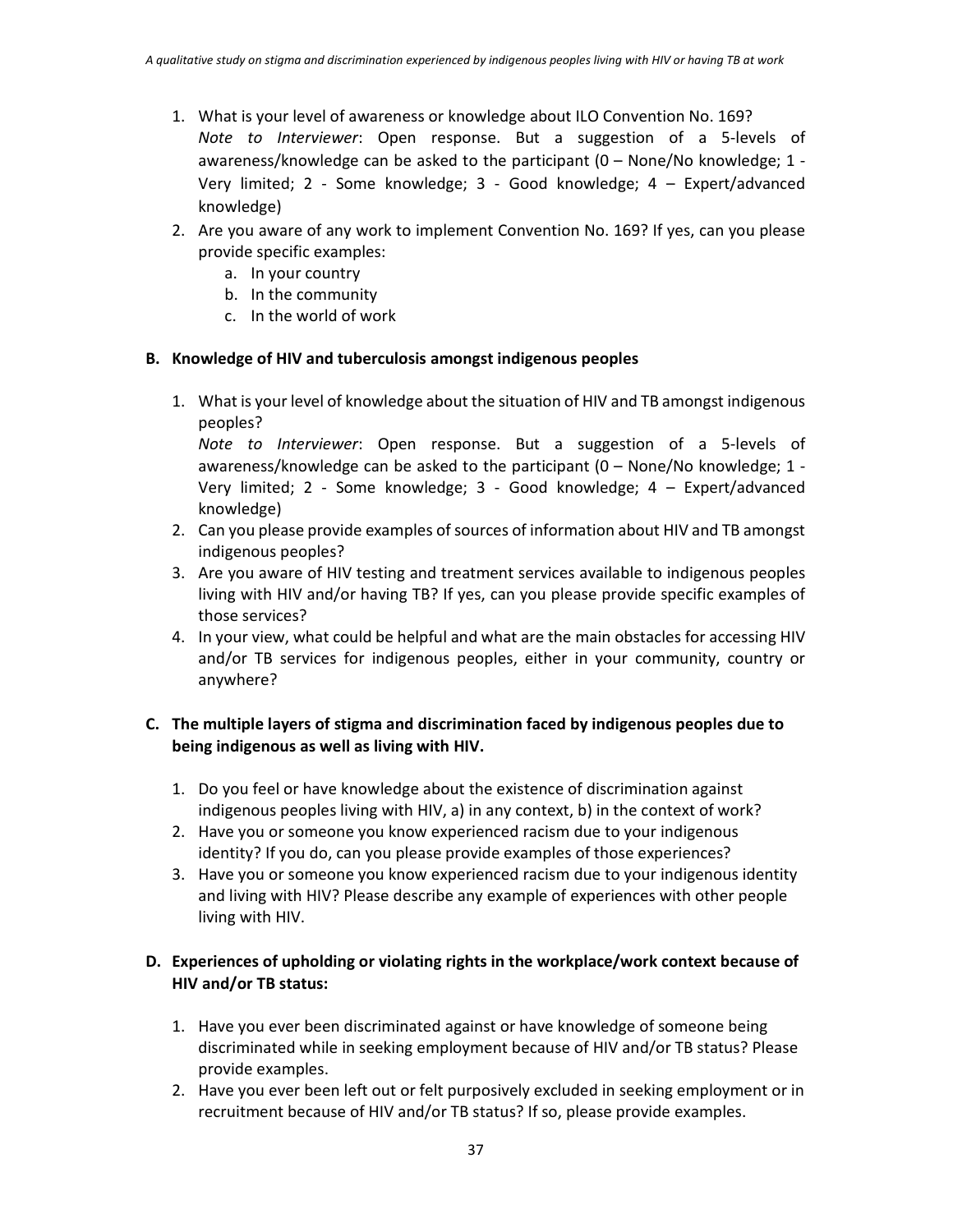1. What is your level of awareness or knowledge about ILO Convention No. 169?
   *Note to Interviewer*: Open response. But a suggestion of a 5-levels of awareness/knowledge can be asked to the participant (0 – None/No knowledge; 1 - Very limited; 2 - Some knowledge; 3 - Good knowledge; 4 – Expert/advanced knowledge)
2. Are you aware of any work to implement Convention No. 169? If yes, can you please provide specific examples:
   a. In your country
   b. In the community
   c. In the world of work

**B. Knowledge of HIV and tuberculosis amongst indigenous peoples**

1. What is your level of knowledge about the situation of HIV and TB amongst indigenous peoples?
   *Note to Interviewer*: Open response. But a suggestion of a 5-levels of awareness/knowledge can be asked to the participant (0 – None/No knowledge; 1 - Very limited; 2 - Some knowledge; 3 - Good knowledge; 4 – Expert/advanced knowledge)
2. Can you please provide examples of sources of information about HIV and TB amongst indigenous peoples?
3. Are you aware of HIV testing and treatment services available to indigenous peoples living with HIV and/or having TB? If yes, can you please provide specific examples of those services?
4. In your view, what could be helpful and what are the main obstacles for accessing HIV and/or TB services for indigenous peoples, either in your community, country or anywhere?

**C. The multiple layers of stigma and discrimination faced by indigenous peoples due to being indigenous as well as living with HIV.**

1. Do you feel or have knowledge about the existence of discrimination against indigenous peoples living with HIV, a) in any context, b) in the context of work?
2. Have you or someone you know experienced racism due to your indigenous identity? If you do, can you please provide examples of those experiences?
3. Have you or someone you know experienced racism due to your indigenous identity and living with HIV? Please describe any example of experiences with other people living with HIV.

**D. Experiences of upholding or violating rights in the workplace/work context because of HIV and/or TB status:**

1. Have you ever been discriminated against or have knowledge of someone being discriminated while in seeking employment because of HIV and/or TB status? Please provide examples.
2. Have you ever been left out or felt purposively excluded in seeking employment or in recruitment because of HIV and/or TB status? If so, please provide examples.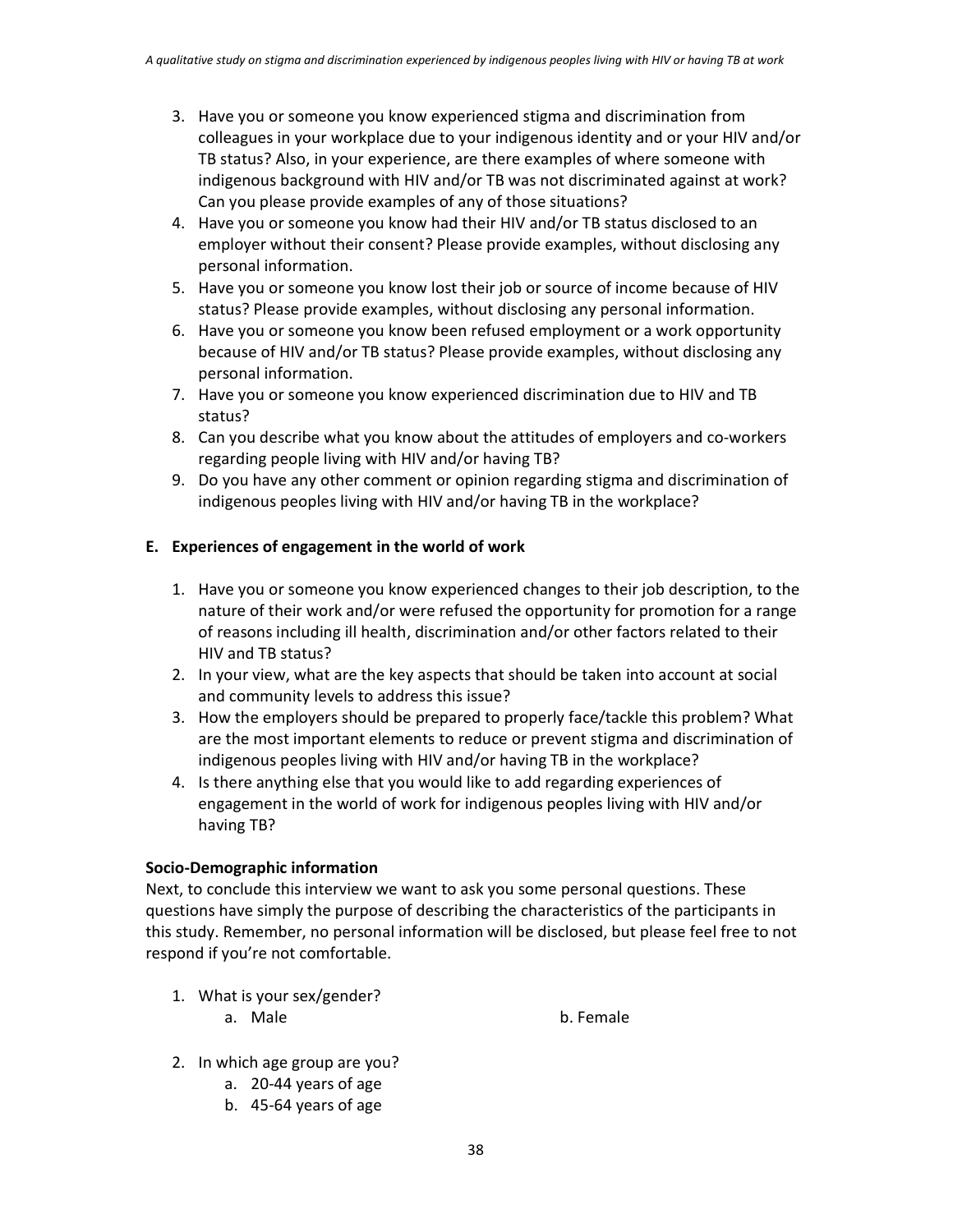3. Have you or someone you know experienced stigma and discrimination from colleagues in your workplace due to your indigenous identity and or your HIV and/or TB status? Also, in your experience, are there examples of where someone with indigenous background with HIV and/or TB was not discriminated against at work? Can you please provide examples of any of those situations?
4. Have you or someone you know had their HIV and/or TB status disclosed to an employer without their consent? Please provide examples, without disclosing any personal information.
5. Have you or someone you know lost their job or source of income because of HIV status? Please provide examples, without disclosing any personal information.
6. Have you or someone you know been refused employment or a work opportunity because of HIV and/or TB status? Please provide examples, without disclosing any personal information.
7. Have you or someone you know experienced discrimination due to HIV and TB status?
8. Can you describe what you know about the attitudes of employers and co-workers regarding people living with HIV and/or having TB?
9. Do you have any other comment or opinion regarding stigma and discrimination of indigenous peoples living with HIV and/or having TB in the workplace?

### E. Experiences of engagement in the world of work

1. Have you or someone you know experienced changes to their job description, to the nature of their work and/or were refused the opportunity for promotion for a range of reasons including ill health, discrimination and/or other factors related to their HIV and TB status?
2. In your view, what are the key aspects that should be taken into account at social and community levels to address this issue?
3. How the employers should be prepared to properly face/tackle this problem? What are the most important elements to reduce or prevent stigma and discrimination of indigenous peoples living with HIV and/or having TB in the workplace?
4. Is there anything else that you would like to add regarding experiences of engagement in the world of work for indigenous peoples living with HIV and/or having TB?

**Socio-Demographic information**

Next, to conclude this interview we want to ask you some personal questions. These questions have simply the purpose of describing the characteristics of the participants in this study. Remember, no personal information will be disclosed, but please feel free to not respond if you're not comfortable.

1. What is your sex/gender?
   a. Male b. Female
2. In which age group are you?
   a. 20-44 years of age
   b. 45-64 years of age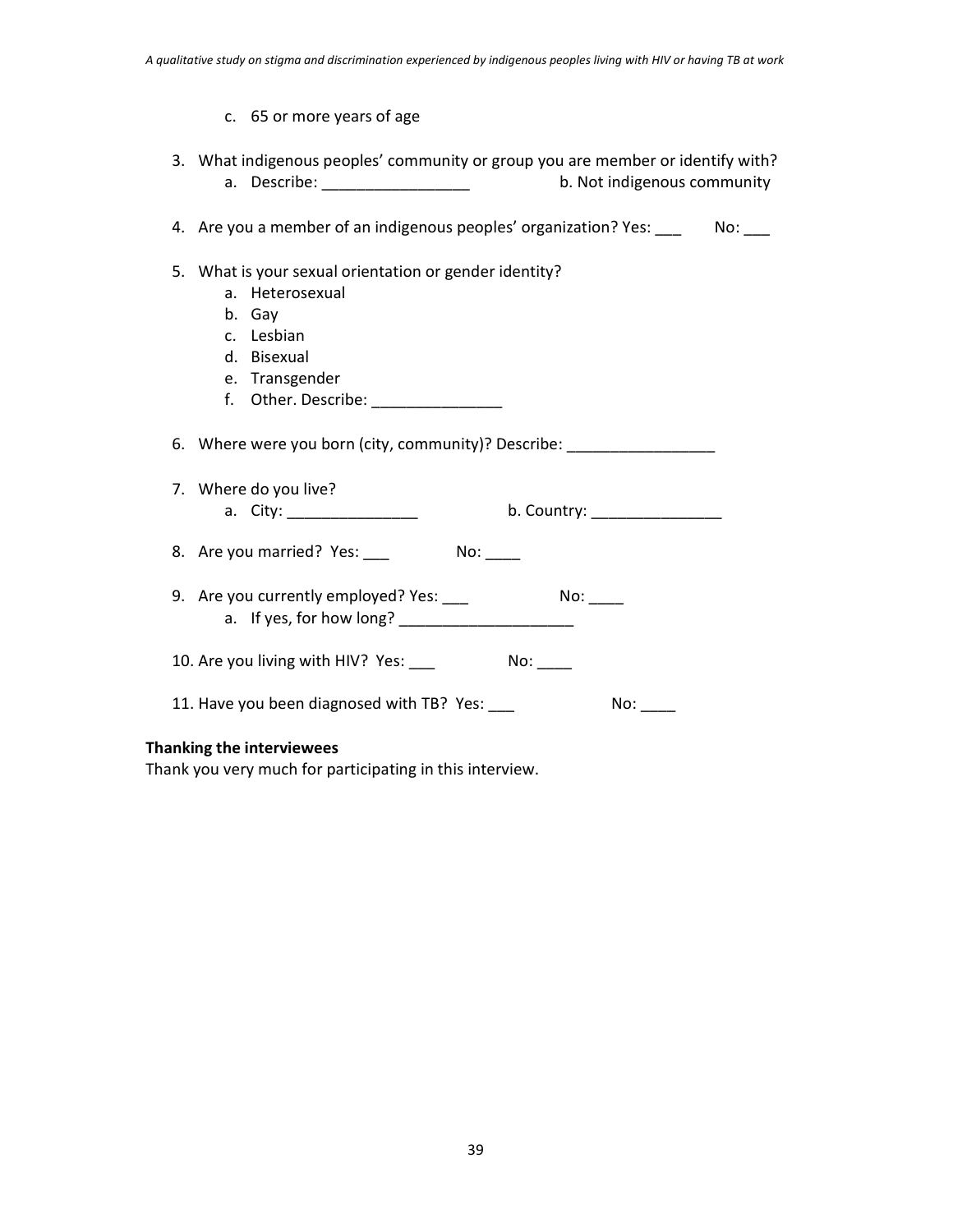c. 65 or more years of age

3. What indigenous peoples' community or group you are member or identify with?
   a. Describe: _________________ b. Not indigenous community

4. Are you a member of an indigenous peoples' organization? Yes: ___ No: ___

5. What is your sexual orientation or gender identity?
   a. Heterosexual
   b. Gay
   c. Lesbian
   d. Bisexual
   e. Transgender
   f. Other. Describe: _______________

6. Where were you born (city, community)? Describe: _________________

7. Where do you live?
   a. City: _______________ b. Country: _______________

8. Are you married? Yes: ___ No: ____

9. Are you currently employed? Yes: ___ No: ____
   a. If yes, for how long? ____________________

10. Are you living with HIV? Yes: ___ No: ____

11. Have you been diagnosed with TB? Yes: ___ No: ____

**Thanking the interviewees**

Thank you very much for participating in this interview.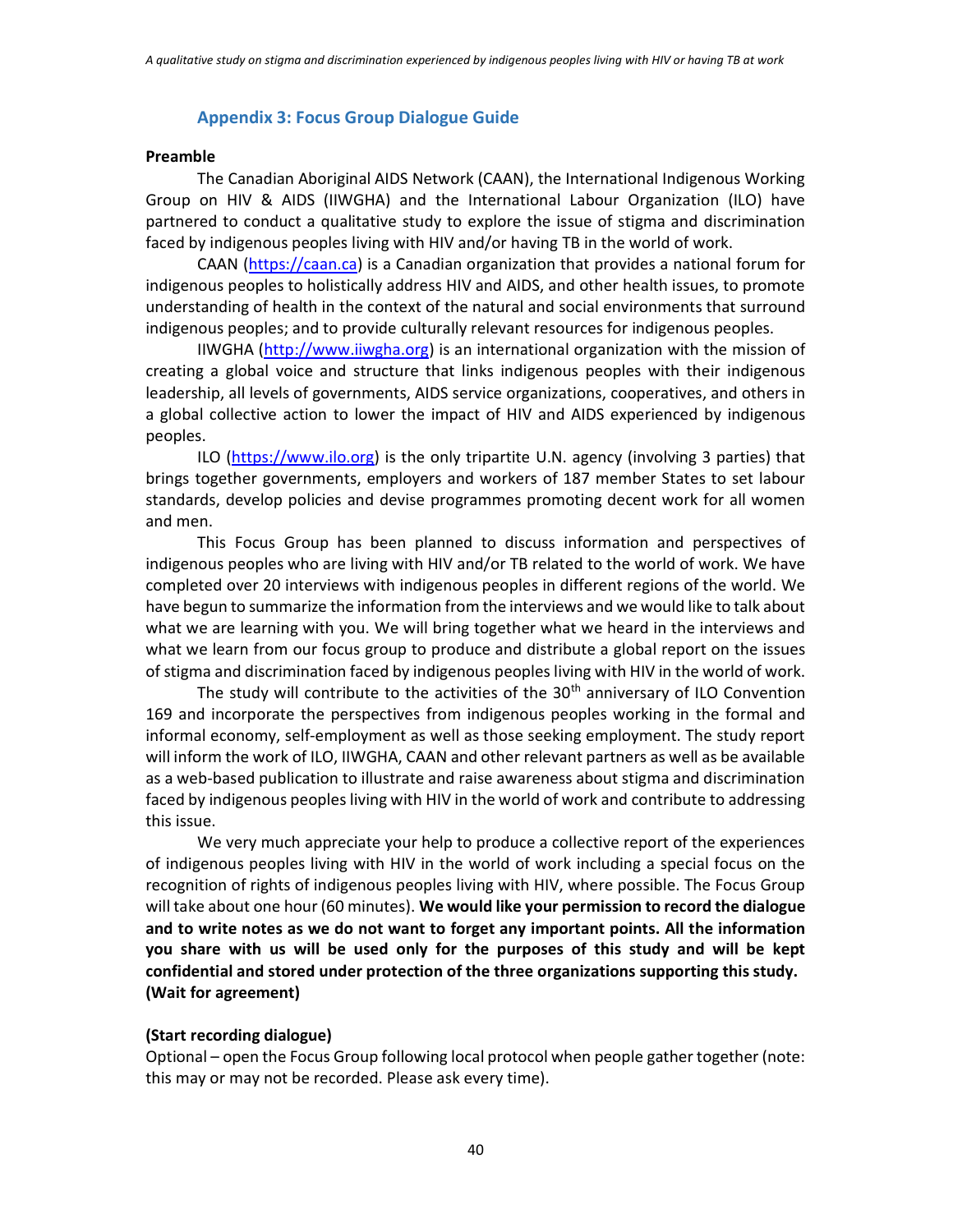## Appendix 3: Focus Group Dialogue Guide

**Preamble**

The Canadian Aboriginal AIDS Network (CAAN), the International Indigenous Working Group on HIV & AIDS (IIWGHA) and the International Labour Organization (ILO) have partnered to conduct a qualitative study to explore the issue of stigma and discrimination faced by indigenous peoples living with HIV and/or having TB in the world of work.

CAAN (https://caan.ca) is a Canadian organization that provides a national forum for indigenous peoples to holistically address HIV and AIDS, and other health issues, to promote understanding of health in the context of the natural and social environments that surround indigenous peoples; and to provide culturally relevant resources for indigenous peoples.

IIWGHA (http://www.iiwgha.org) is an international organization with the mission of creating a global voice and structure that links indigenous peoples with their indigenous leadership, all levels of governments, AIDS service organizations, cooperatives, and others in a global collective action to lower the impact of HIV and AIDS experienced by indigenous peoples.

ILO (https://www.ilo.org) is the only tripartite U.N. agency (involving 3 parties) that brings together governments, employers and workers of 187 member States to set labour standards, develop policies and devise programmes promoting decent work for all women and men.

This Focus Group has been planned to discuss information and perspectives of indigenous peoples who are living with HIV and/or TB related to the world of work. We have completed over 20 interviews with indigenous peoples in different regions of the world. We have begun to summarize the information from the interviews and we would like to talk about what we are learning with you. We will bring together what we heard in the interviews and what we learn from our focus group to produce and distribute a global report on the issues of stigma and discrimination faced by indigenous peoples living with HIV in the world of work.

The study will contribute to the activities of the 30th anniversary of ILO Convention 169 and incorporate the perspectives from indigenous peoples working in the formal and informal economy, self-employment as well as those seeking employment. The study report will inform the work of ILO, IIWGHA, CAAN and other relevant partners as well as be available as a web-based publication to illustrate and raise awareness about stigma and discrimination faced by indigenous peoples living with HIV in the world of work and contribute to addressing this issue.

We very much appreciate your help to produce a collective report of the experiences of indigenous peoples living with HIV in the world of work including a special focus on the recognition of rights of indigenous peoples living with HIV, where possible. The Focus Group will take about one hour (60 minutes). **We would like your permission to record the dialogue and to write notes as we do not want to forget any important points. All the information you share with us will be used only for the purposes of this study and will be kept confidential and stored under protection of the three organizations supporting this study. (Wait for agreement)**

**(Start recording dialogue)**

Optional – open the Focus Group following local protocol when people gather together (note: this may or may not be recorded. Please ask every time).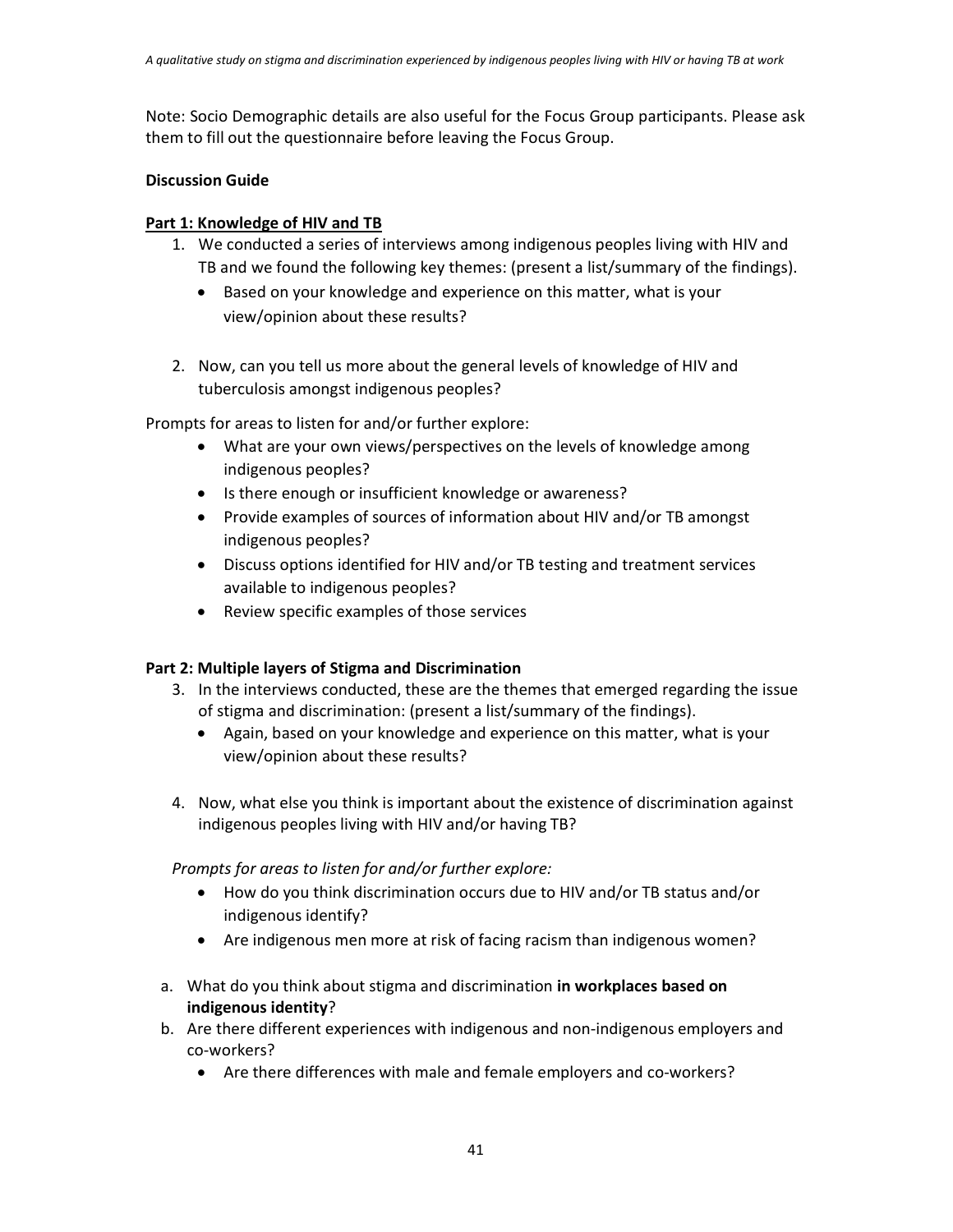Note: Socio Demographic details are also useful for the Focus Group participants. Please ask them to fill out the questionnaire before leaving the Focus Group.

**Discussion Guide**

**Part 1: Knowledge of HIV and TB**

1. We conducted a series of interviews among indigenous peoples living with HIV and TB and we found the following key themes: (present a list/summary of the findings).
   - Based on your knowledge and experience on this matter, what is your view/opinion about these results?

2. Now, can you tell us more about the general levels of knowledge of HIV and tuberculosis amongst indigenous peoples?

Prompts for areas to listen for and/or further explore:

- What are your own views/perspectives on the levels of knowledge among indigenous peoples?
- Is there enough or insufficient knowledge or awareness?
- Provide examples of sources of information about HIV and/or TB amongst indigenous peoples?
- Discuss options identified for HIV and/or TB testing and treatment services available to indigenous peoples?
- Review specific examples of those services

**Part 2: Multiple layers of Stigma and Discrimination**

3. In the interviews conducted, these are the themes that emerged regarding the issue of stigma and discrimination: (present a list/summary of the findings).
   - Again, based on your knowledge and experience on this matter, what is your view/opinion about these results?

4. Now, what else you think is important about the existence of discrimination against indigenous peoples living with HIV and/or having TB?

*Prompts for areas to listen for and/or further explore:*

- How do you think discrimination occurs due to HIV and/or TB status and/or indigenous identify?
- Are indigenous men more at risk of facing racism than indigenous women?

a. What do you think about stigma and discrimination **in workplaces based on indigenous identity**?
b. Are there different experiences with indigenous and non-indigenous employers and co-workers?
   - Are there differences with male and female employers and co-workers?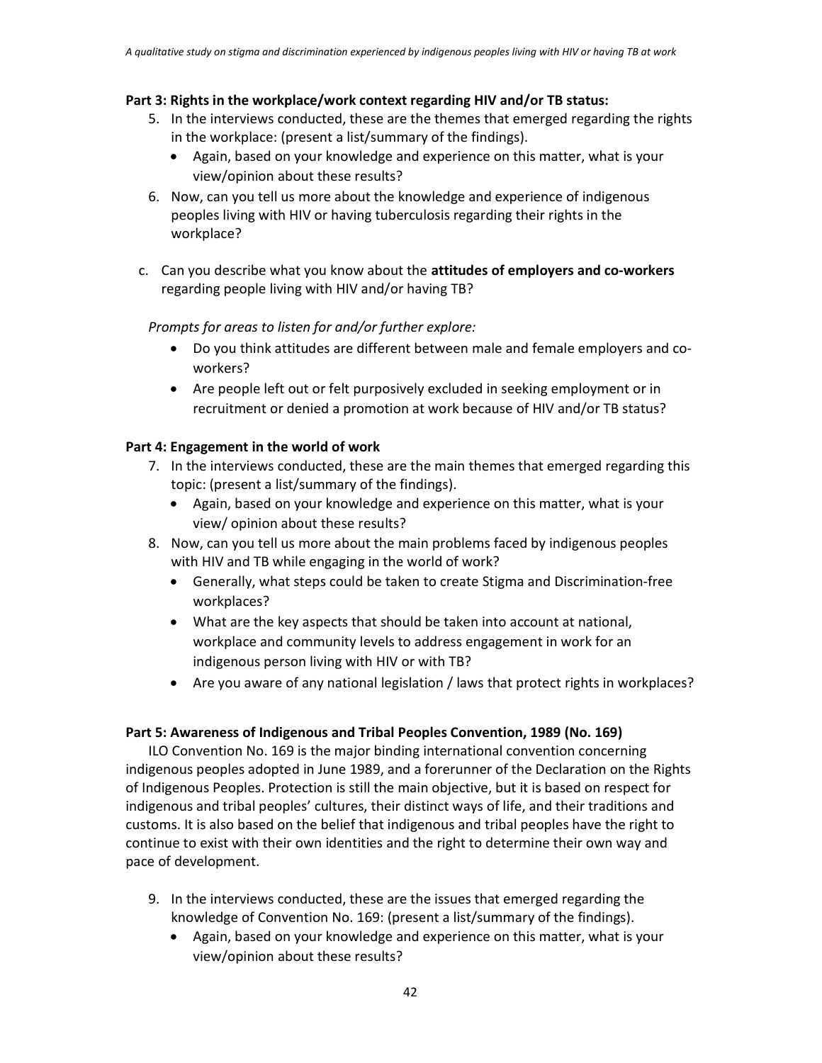**Part 3: Rights in the workplace/work context regarding HIV and/or TB status:**

5. In the interviews conducted, these are the themes that emerged regarding the rights in the workplace: (present a list/summary of the findings).
   - Again, based on your knowledge and experience on this matter, what is your view/opinion about these results?
6. Now, can you tell us more about the knowledge and experience of indigenous peoples living with HIV or having tuberculosis regarding their rights in the workplace?

c. Can you describe what you know about the **attitudes of employers and co-workers** regarding people living with HIV and/or having TB?

*Prompts for areas to listen for and/or further explore:*

- Do you think attitudes are different between male and female employers and co-workers?
- Are people left out or felt purposively excluded in seeking employment or in recruitment or denied a promotion at work because of HIV and/or TB status?

**Part 4: Engagement in the world of work**

7. In the interviews conducted, these are the main themes that emerged regarding this topic: (present a list/summary of the findings).
   - Again, based on your knowledge and experience on this matter, what is your view/ opinion about these results?
8. Now, can you tell us more about the main problems faced by indigenous peoples with HIV and TB while engaging in the world of work?
   - Generally, what steps could be taken to create Stigma and Discrimination-free workplaces?
   - What are the key aspects that should be taken into account at national, workplace and community levels to address engagement in work for an indigenous person living with HIV or with TB?
   - Are you aware of any national legislation / laws that protect rights in workplaces?

**Part 5: Awareness of Indigenous and Tribal Peoples Convention, 1989 (No. 169)**

ILO Convention No. 169 is the major binding international convention concerning indigenous peoples adopted in June 1989, and a forerunner of the Declaration on the Rights of Indigenous Peoples. Protection is still the main objective, but it is based on respect for indigenous and tribal peoples' cultures, their distinct ways of life, and their traditions and customs. It is also based on the belief that indigenous and tribal peoples have the right to continue to exist with their own identities and the right to determine their own way and pace of development.

9. In the interviews conducted, these are the issues that emerged regarding the knowledge of Convention No. 169: (present a list/summary of the findings).
   - Again, based on your knowledge and experience on this matter, what is your view/opinion about these results?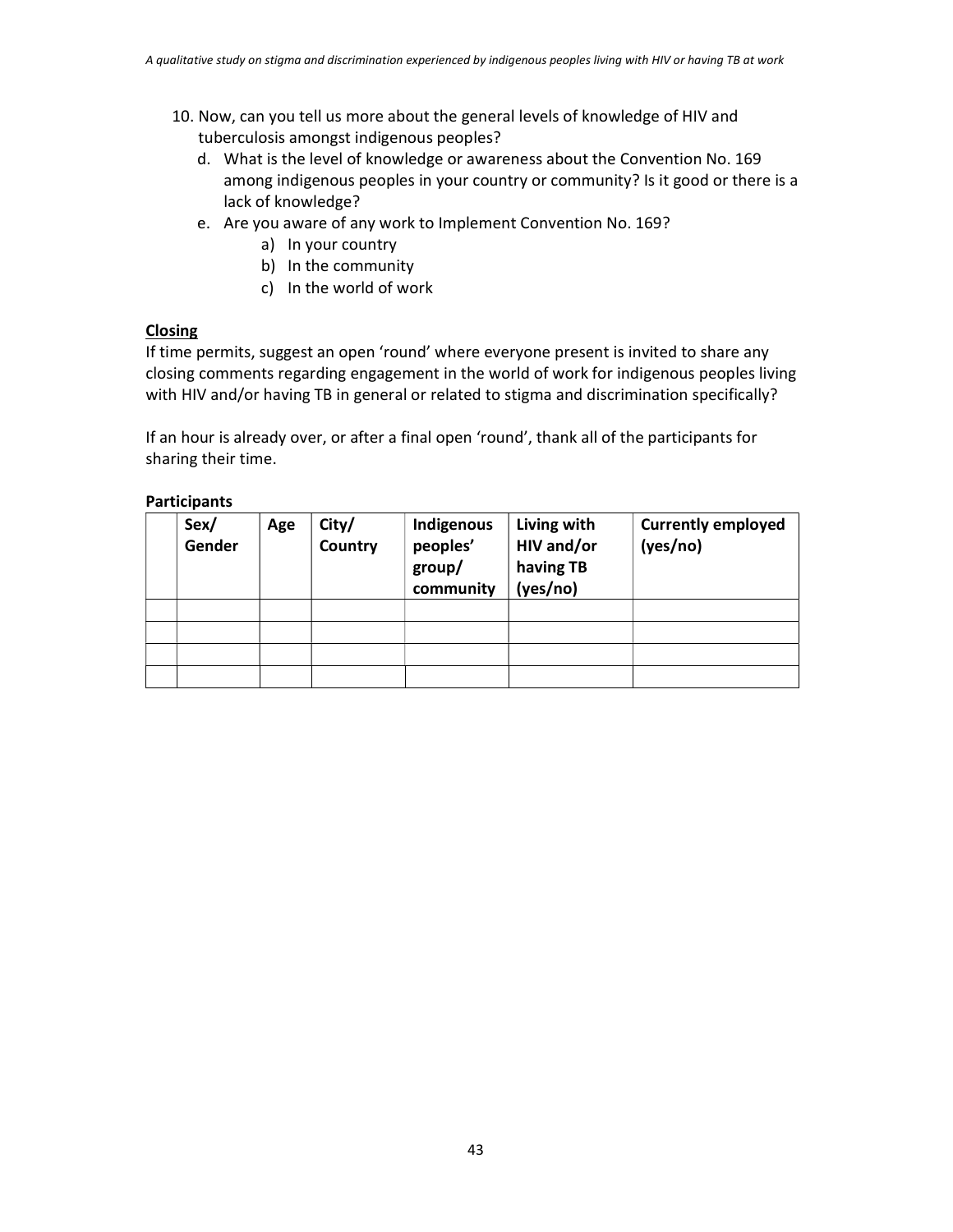10. Now, can you tell us more about the general levels of knowledge of HIV and tuberculosis amongst indigenous peoples?
    d. What is the level of knowledge or awareness about the Convention No. 169 among indigenous peoples in your country or community? Is it good or there is a lack of knowledge?
    e. Are you aware of any work to Implement Convention No. 169?
        a) In your country
        b) In the community
        c) In the world of work

**Closing**

If time permits, suggest an open 'round' where everyone present is invited to share any closing comments regarding engagement in the world of work for indigenous peoples living with HIV and/or having TB in general or related to stigma and discrimination specifically?

If an hour is already over, or after a final open 'round', thank all of the participants for sharing their time.

**Participants**

| | Sex/ Gender | Age | City/ Country | Indigenous peoples' group/ community | Living with HIV and/or having TB (yes/no) | Currently employed (yes/no) |
|---|---|---|---|---|---|---|
| | | | | | | |
| | | | | | | |
| | | | | | | |
| | | | | | | |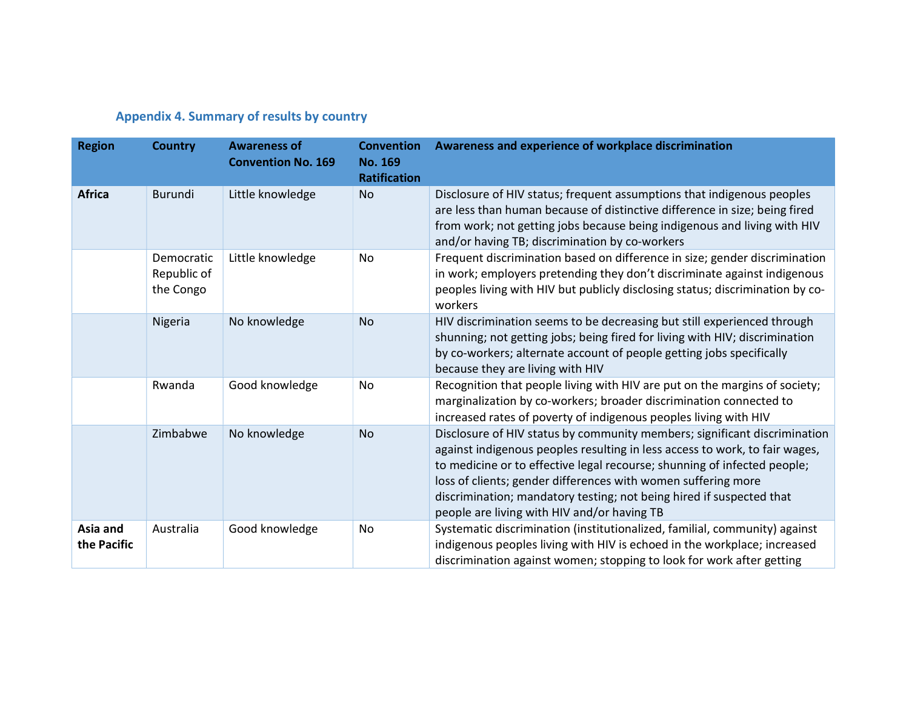### Appendix 4. Summary of results by country

| Region | Country | Awareness of Convention No. 169 | Convention No. 169 Ratification | Awareness and experience of workplace discrimination |
|---|---|---|---|---|
| **Africa** | Burundi | Little knowledge | No | Disclosure of HIV status; frequent assumptions that indigenous peoples are less than human because of distinctive difference in size; being fired from work; not getting jobs because being indigenous and living with HIV and/or having TB; discrimination by co-workers |
| | Democratic Republic of the Congo | Little knowledge | No | Frequent discrimination based on difference in size; gender discrimination in work; employers pretending they don't discriminate against indigenous peoples living with HIV but publicly disclosing status; discrimination by co-workers |
| | Nigeria | No knowledge | No | HIV discrimination seems to be decreasing but still experienced through shunning; not getting jobs; being fired for living with HIV; discrimination by co-workers; alternate account of people getting jobs specifically because they are living with HIV |
| | Rwanda | Good knowledge | No | Recognition that people living with HIV are put on the margins of society; marginalization by co-workers; broader discrimination connected to increased rates of poverty of indigenous peoples living with HIV |
| | Zimbabwe | No knowledge | No | Disclosure of HIV status by community members; significant discrimination against indigenous peoples resulting in less access to work, to fair wages, to medicine or to effective legal recourse; shunning of infected people; loss of clients; gender differences with women suffering more discrimination; mandatory testing; not being hired if suspected that people are living with HIV and/or having TB |
| **Asia and the Pacific** | Australia | Good knowledge | No | Systematic discrimination (institutionalized, familial, community) against indigenous peoples living with HIV is echoed in the workplace; increased discrimination against women; stopping to look for work after getting |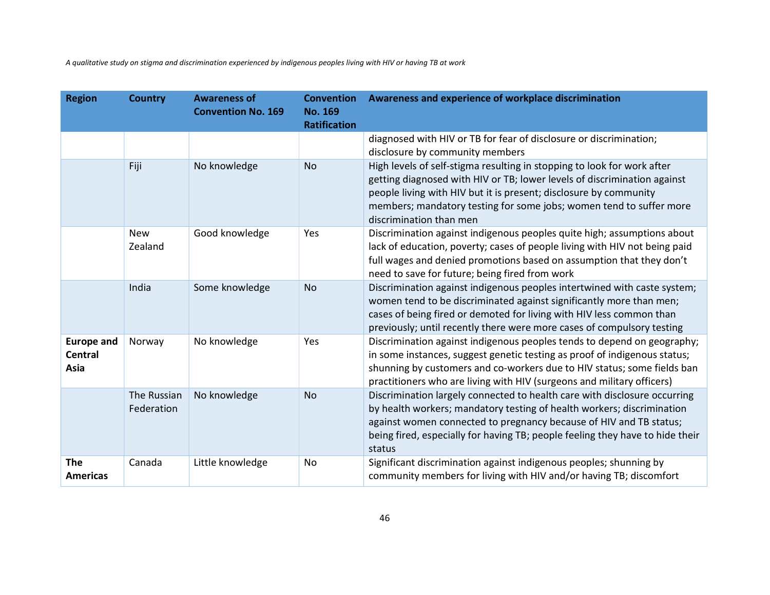| Region | Country | Awareness of Convention No. 169 | Convention No. 169 Ratification | Awareness and experience of workplace discrimination |
|---|---|---|---|---|
| | | | | diagnosed with HIV or TB for fear of disclosure or discrimination; disclosure by community members |
| | Fiji | No knowledge | No | High levels of self-stigma resulting in stopping to look for work after getting diagnosed with HIV or TB; lower levels of discrimination against people living with HIV but it is present; disclosure by community members; mandatory testing for some jobs; women tend to suffer more discrimination than men |
| | New Zealand | Good knowledge | Yes | Discrimination against indigenous peoples quite high; assumptions about lack of education, poverty; cases of people living with HIV not being paid full wages and denied promotions based on assumption that they don't need to save for future; being fired from work |
| | India | Some knowledge | No | Discrimination against indigenous peoples intertwined with caste system; women tend to be discriminated against significantly more than men; cases of being fired or demoted for living with HIV less common than previously; until recently there were more cases of compulsory testing |
| **Europe and Central Asia** | Norway | No knowledge | Yes | Discrimination against indigenous peoples tends to depend on geography; in some instances, suggest genetic testing as proof of indigenous status; shunning by customers and co-workers due to HIV status; some fields ban practitioners who are living with HIV (surgeons and military officers) |
| | The Russian Federation | No knowledge | No | Discrimination largely connected to health care with disclosure occurring by health workers; mandatory testing of health workers; discrimination against women connected to pregnancy because of HIV and TB status; being fired, especially for having TB; people feeling they have to hide their status |
| **The Americas** | Canada | Little knowledge | No | Significant discrimination against indigenous peoples; shunning by community members for living with HIV and/or having TB; discomfort |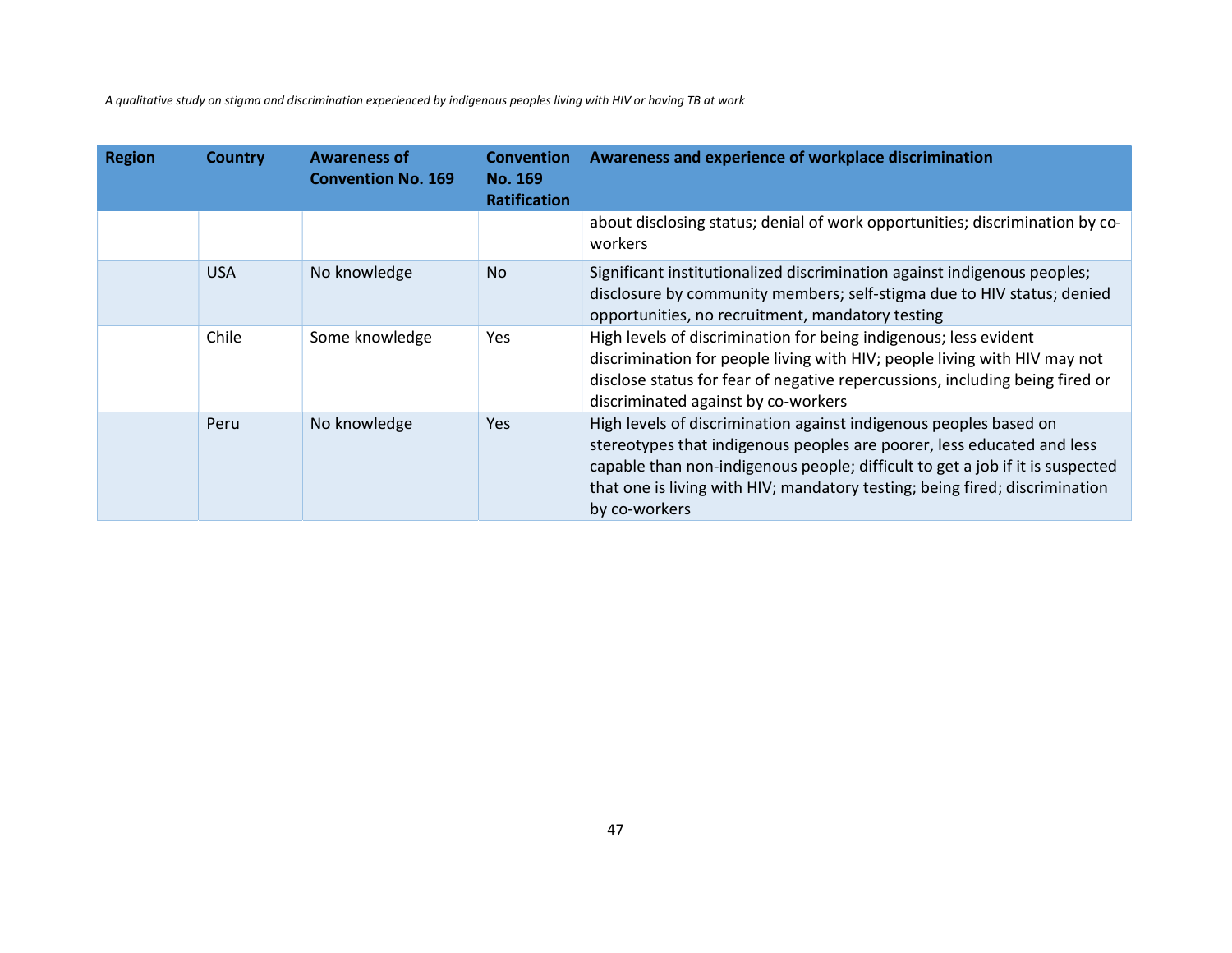| Region | Country | Awareness of Convention No. 169 | Convention No. 169 Ratification | Awareness and experience of workplace discrimination |
|---|---|---|---|---|
| | | | | about disclosing status; denial of work opportunities; discrimination by co-workers |
| | USA | No knowledge | No | Significant institutionalized discrimination against indigenous peoples; disclosure by community members; self-stigma due to HIV status; denied opportunities, no recruitment, mandatory testing |
| | Chile | Some knowledge | Yes | High levels of discrimination for being indigenous; less evident discrimination for people living with HIV; people living with HIV may not disclose status for fear of negative repercussions, including being fired or discriminated against by co-workers |
| | Peru | No knowledge | Yes | High levels of discrimination against indigenous peoples based on stereotypes that indigenous peoples are poorer, less educated and less capable than non-indigenous people; difficult to get a job if it is suspected that one is living with HIV; mandatory testing; being fired; discrimination by co-workers |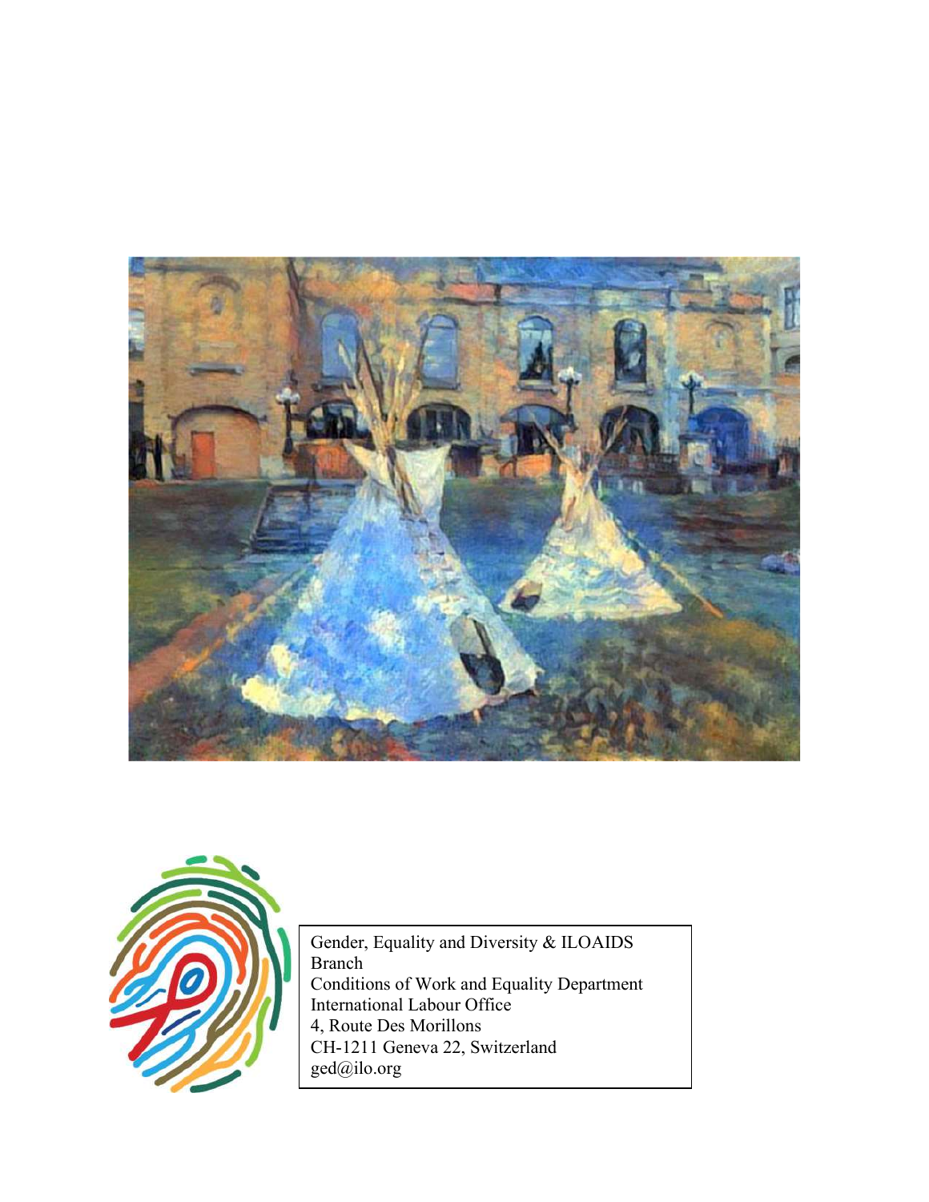Gender, Equality and Diversity & ILOAIDS
Branch
Conditions of Work and Equality Department
International Labour Office
4, Route Des Morillons
CH-1211 Geneva 22, Switzerland
ged@ilo.org